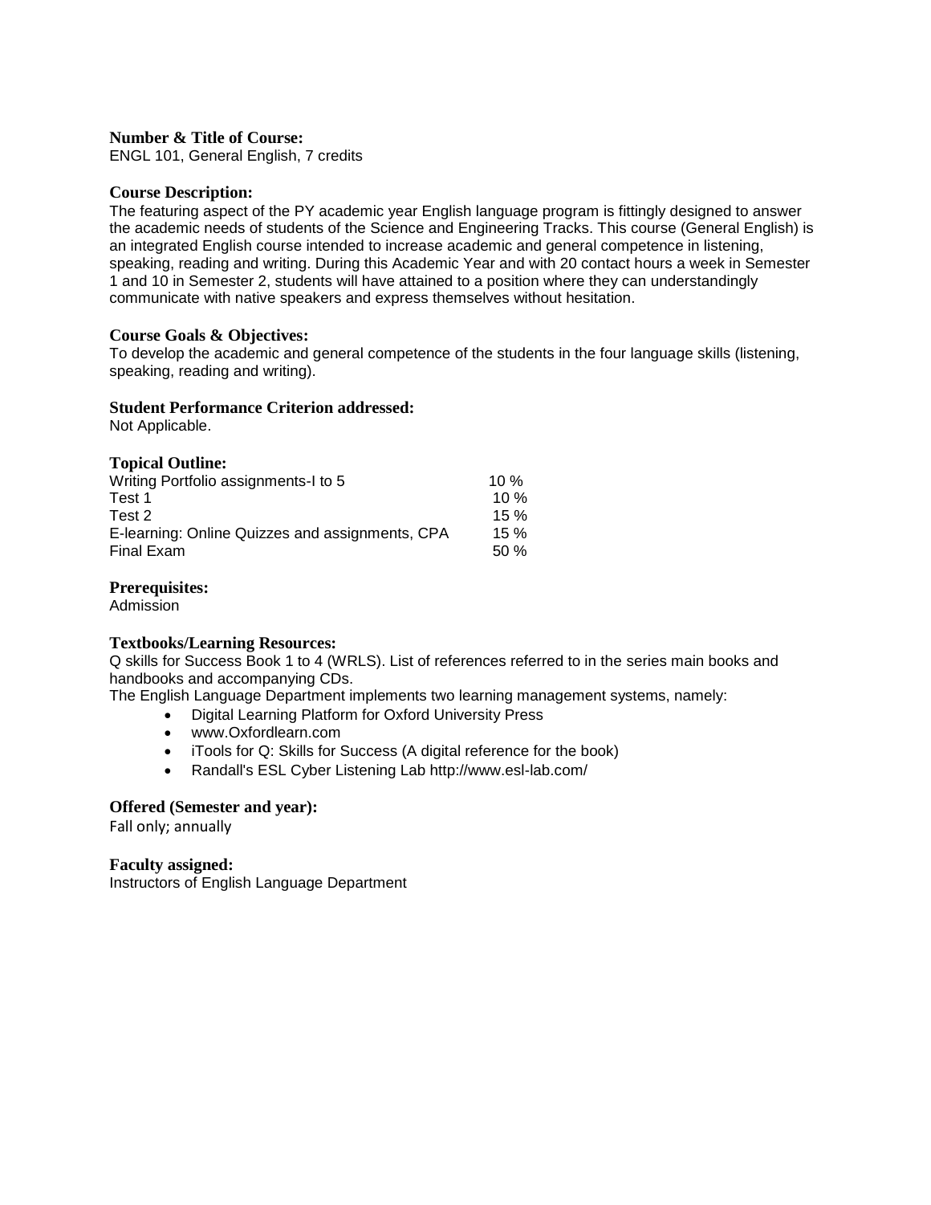**Number & Title of Course:**
ENGL 101, General English, 7 credits

**Course Description:**
The featuring aspect of the PY academic year English language program is fittingly designed to answer the academic needs of students of the Science and Engineering Tracks. This course (General English) is an integrated English course intended to increase academic and general competence in listening, speaking, reading and writing. During this Academic Year and with 20 contact hours a week in Semester 1 and 10 in Semester 2, students will have attained to a position where they can understandingly communicate with native speakers and express themselves without hesitation.

**Course Goals & Objectives:**
To develop the academic and general competence of the students in the four language skills (listening, speaking, reading and writing).

**Student Performance Criterion addressed:**
Not Applicable.

**Topical Outline:**

| | |
|---|---|
| Writing Portfolio assignments-I to 5 | 10 % |
| Test 1 | 10 % |
| Test 2 | 15 % |
| E-learning: Online Quizzes and assignments, CPA | 15 % |
| Final Exam | 50 % |

**Prerequisites:**
Admission

**Textbooks/Learning Resources:**
Q skills for Success Book 1 to 4 (WRLS). List of references referred to in the series main books and handbooks and accompanying CDs.
The English Language Department implements two learning management systems, namely:

- Digital Learning Platform for Oxford University Press
- www.Oxfordlearn.com
- iTools for Q: Skills for Success (A digital reference for the book)
- Randall's ESL Cyber Listening Lab http://www.esl-lab.com/

**Offered (Semester and year):**
Fall only; annually

**Faculty assigned:**
Instructors of English Language Department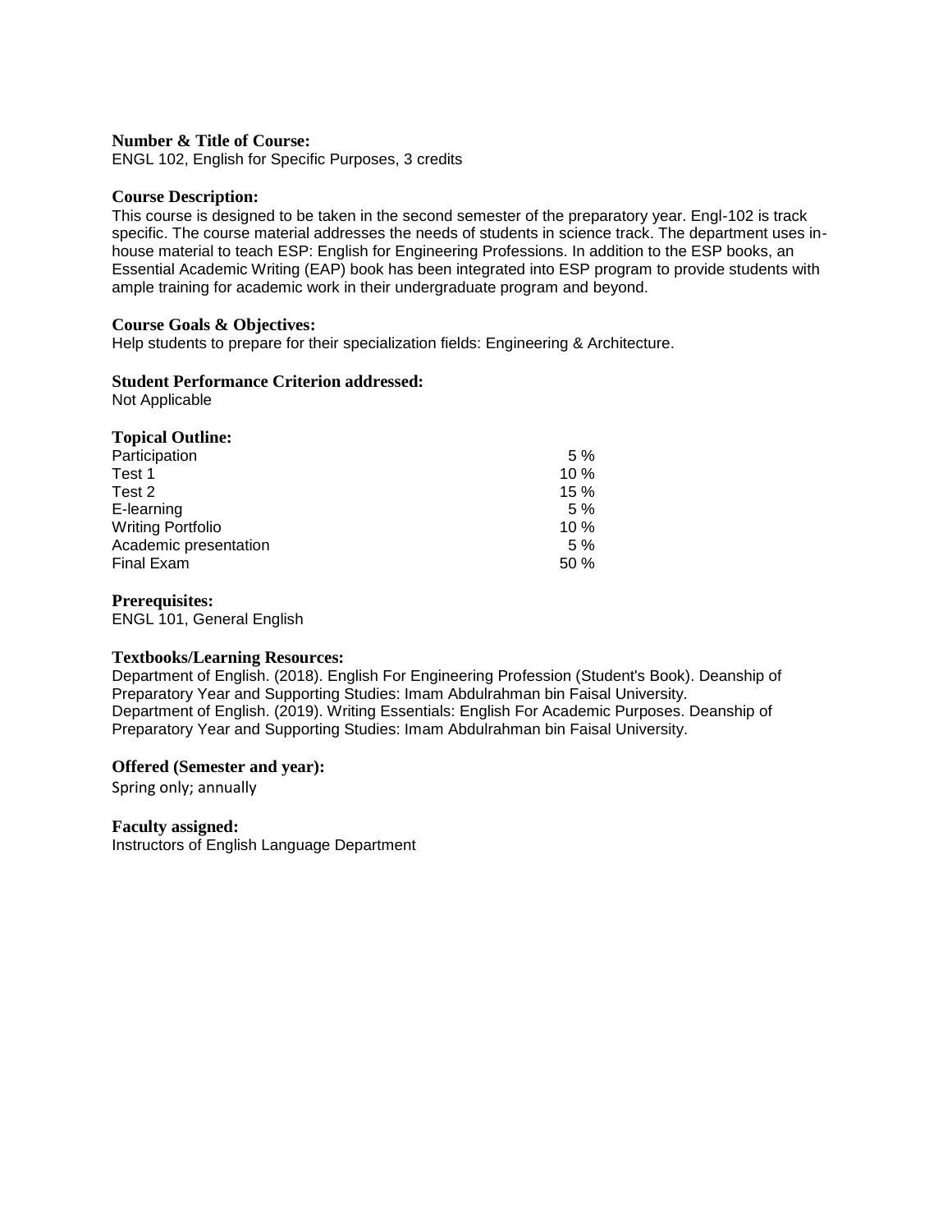**Number & Title of Course:**
ENGL 102, English for Specific Purposes, 3 credits

**Course Description:**
This course is designed to be taken in the second semester of the preparatory year. Engl-102 is track specific. The course material addresses the needs of students in science track. The department uses in-house material to teach ESP: English for Engineering Professions. In addition to the ESP books, an Essential Academic Writing (EAP) book has been integrated into ESP program to provide students with ample training for academic work in their undergraduate program and beyond.

**Course Goals & Objectives:**
Help students to prepare for their specialization fields: Engineering & Architecture.

**Student Performance Criterion addressed:**
Not Applicable

**Topical Outline:**

| | |
|---|---|
| Participation | 5 % |
| Test 1 | 10 % |
| Test 2 | 15 % |
| E-learning | 5 % |
| Writing Portfolio | 10 % |
| Academic presentation | 5 % |
| Final Exam | 50 % |

**Prerequisites:**
ENGL 101, General English

**Textbooks/Learning Resources:**
Department of English. (2018). English For Engineering Profession (Student's Book). Deanship of Preparatory Year and Supporting Studies: Imam Abdulrahman bin Faisal University.
Department of English. (2019). Writing Essentials: English For Academic Purposes. Deanship of Preparatory Year and Supporting Studies: Imam Abdulrahman bin Faisal University.

**Offered (Semester and year):**
Spring only; annually

**Faculty assigned:**
Instructors of English Language Department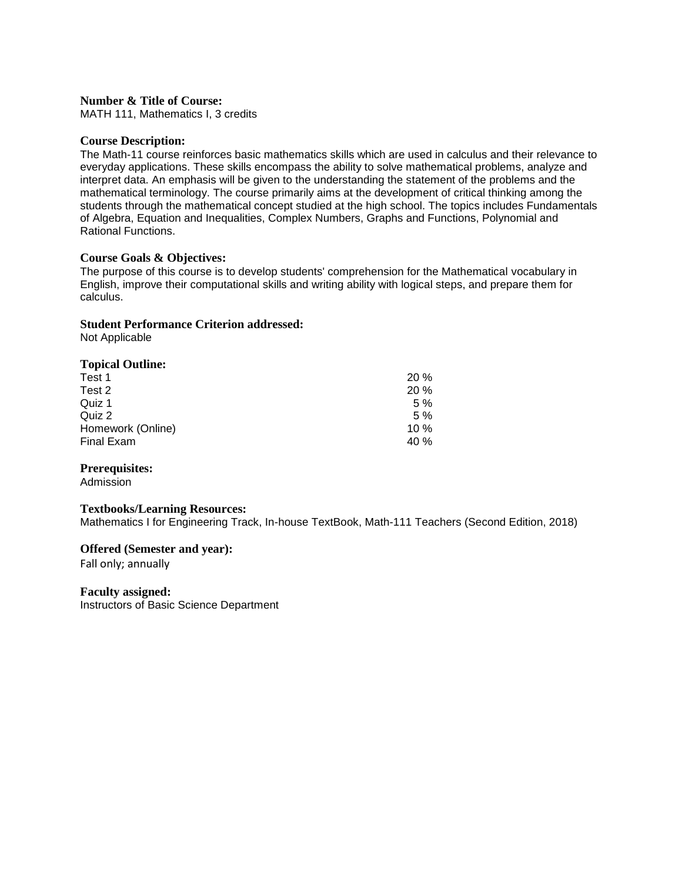**Number & Title of Course:**
MATH 111, Mathematics I, 3 credits

**Course Description:**
The Math-11 course reinforces basic mathematics skills which are used in calculus and their relevance to everyday applications. These skills encompass the ability to solve mathematical problems, analyze and interpret data. An emphasis will be given to the understanding the statement of the problems and the mathematical terminology. The course primarily aims at the development of critical thinking among the students through the mathematical concept studied at the high school. The topics includes Fundamentals of Algebra, Equation and Inequalities, Complex Numbers, Graphs and Functions, Polynomial and Rational Functions.

**Course Goals & Objectives:**
The purpose of this course is to develop students' comprehension for the Mathematical vocabulary in English, improve their computational skills and writing ability with logical steps, and prepare them for calculus.

**Student Performance Criterion addressed:**
Not Applicable

**Topical Outline:**

| | |
|---|---|
| Test 1 | 20 % |
| Test 2 | 20 % |
| Quiz 1 | 5 % |
| Quiz 2 | 5 % |
| Homework (Online) | 10 % |
| Final Exam | 40 % |

**Prerequisites:**
Admission

**Textbooks/Learning Resources:**
Mathematics I for Engineering Track, In-house TextBook, Math-111 Teachers (Second Edition, 2018)

**Offered (Semester and year):**
Fall only; annually

**Faculty assigned:**
Instructors of Basic Science Department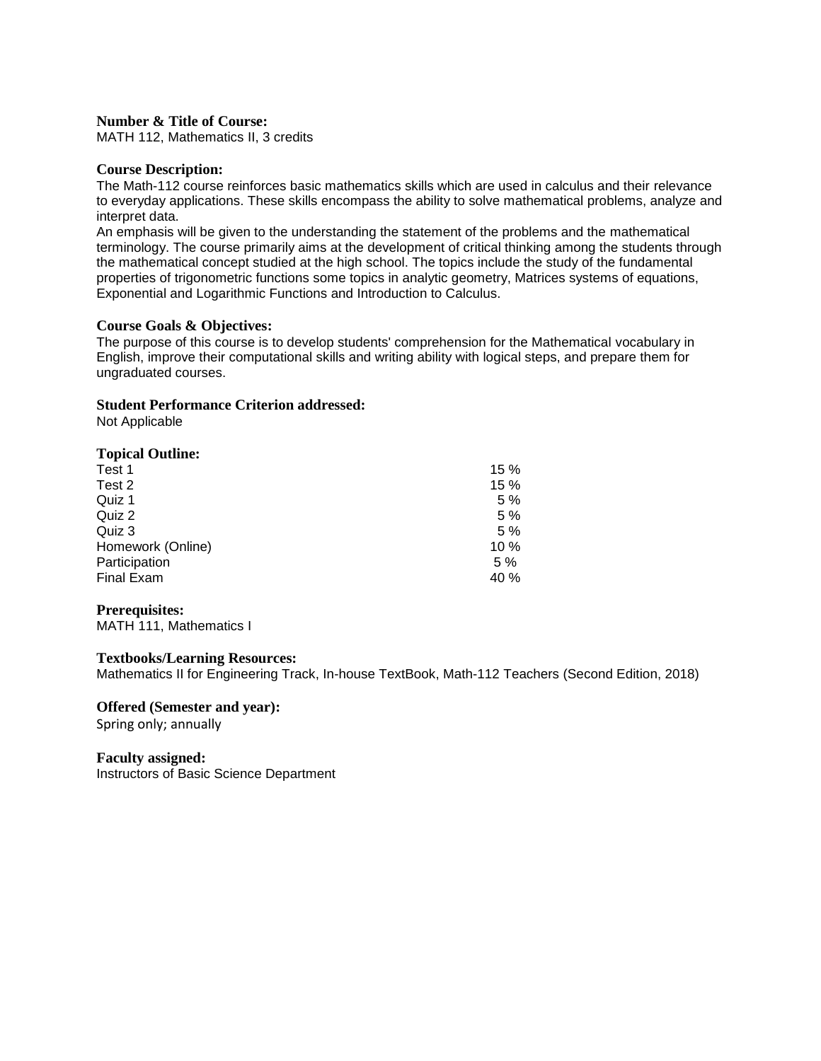**Number & Title of Course:**
MATH 112, Mathematics II, 3 credits

**Course Description:**
The Math-112 course reinforces basic mathematics skills which are used in calculus and their relevance to everyday applications. These skills encompass the ability to solve mathematical problems, analyze and interpret data.
An emphasis will be given to the understanding the statement of the problems and the mathematical terminology. The course primarily aims at the development of critical thinking among the students through the mathematical concept studied at the high school. The topics include the study of the fundamental properties of trigonometric functions some topics in analytic geometry, Matrices systems of equations, Exponential and Logarithmic Functions and Introduction to Calculus.

**Course Goals & Objectives:**
The purpose of this course is to develop students' comprehension for the Mathematical vocabulary in English, improve their computational skills and writing ability with logical steps, and prepare them for ungraduated courses.

**Student Performance Criterion addressed:**
Not Applicable

**Topical Outline:**

| | |
|---|---|
| Test 1 | 15 % |
| Test 2 | 15 % |
| Quiz 1 | 5 % |
| Quiz 2 | 5 % |
| Quiz 3 | 5 % |
| Homework (Online) | 10 % |
| Participation | 5 % |
| Final Exam | 40 % |

**Prerequisites:**
MATH 111, Mathematics I

**Textbooks/Learning Resources:**
Mathematics II for Engineering Track, In-house TextBook, Math-112 Teachers (Second Edition, 2018)

**Offered (Semester and year):**
Spring only; annually

**Faculty assigned:**
Instructors of Basic Science Department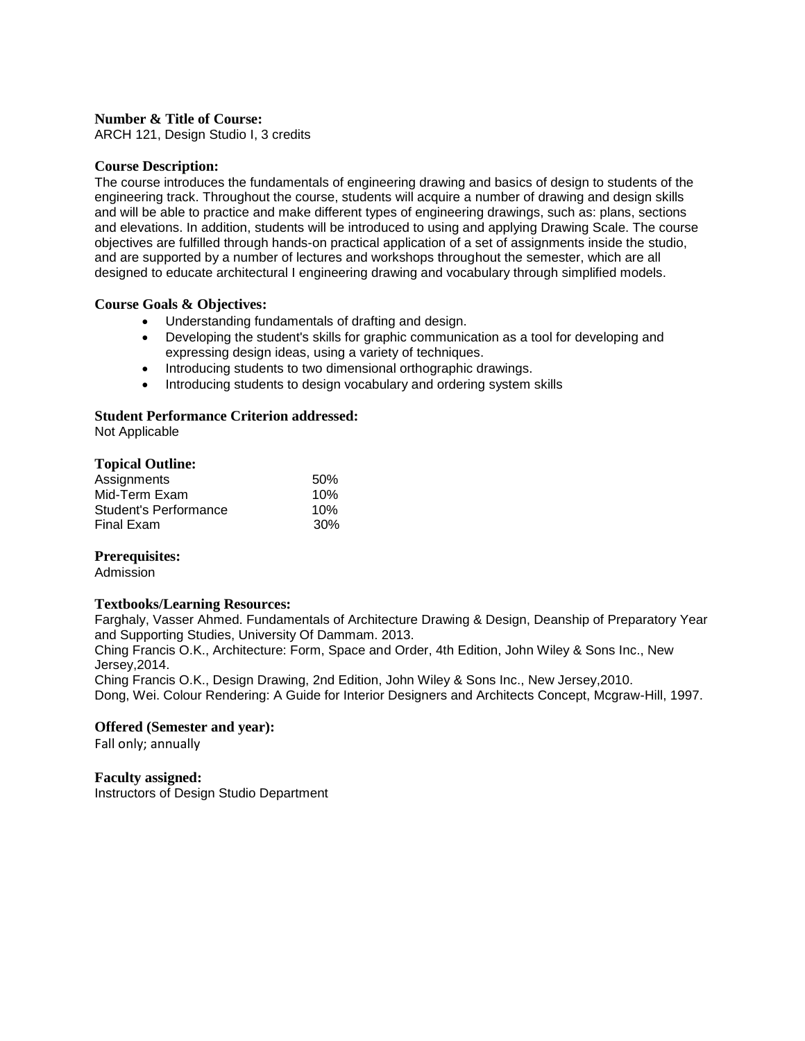**Number & Title of Course:**
ARCH 121, Design Studio I, 3 credits

**Course Description:**
The course introduces the fundamentals of engineering drawing and basics of design to students of the engineering track. Throughout the course, students will acquire a number of drawing and design skills and will be able to practice and make different types of engineering drawings, such as: plans, sections and elevations. In addition, students will be introduced to using and applying Drawing Scale. The course objectives are fulfilled through hands-on practical application of a set of assignments inside the studio, and are supported by a number of lectures and workshops throughout the semester, which are all designed to educate architectural I engineering drawing and vocabulary through simplified models.

**Course Goals & Objectives:**

- Understanding fundamentals of drafting and design.
- Developing the student's skills for graphic communication as a tool for developing and expressing design ideas, using a variety of techniques.
- Introducing students to two dimensional orthographic drawings.
- Introducing students to design vocabulary and ordering system skills

**Student Performance Criterion addressed:**
Not Applicable

**Topical Outline:**

| | |
|---|---|
| Assignments | 50% |
| Mid-Term Exam | 10% |
| Student's Performance | 10% |
| Final Exam | 30% |

**Prerequisites:**
Admission

**Textbooks/Learning Resources:**
Farghaly, Vasser Ahmed. Fundamentals of Architecture Drawing & Design, Deanship of Preparatory Year and Supporting Studies, University Of Dammam. 2013.
Ching Francis O.K., Architecture: Form, Space and Order, 4th Edition, John Wiley & Sons Inc., New Jersey,2014.
Ching Francis O.K., Design Drawing, 2nd Edition, John Wiley & Sons Inc., New Jersey,2010.
Dong, Wei. Colour Rendering: A Guide for Interior Designers and Architects Concept, Mcgraw-Hill, 1997.

**Offered (Semester and year):**
Fall only; annually

**Faculty assigned:**
Instructors of Design Studio Department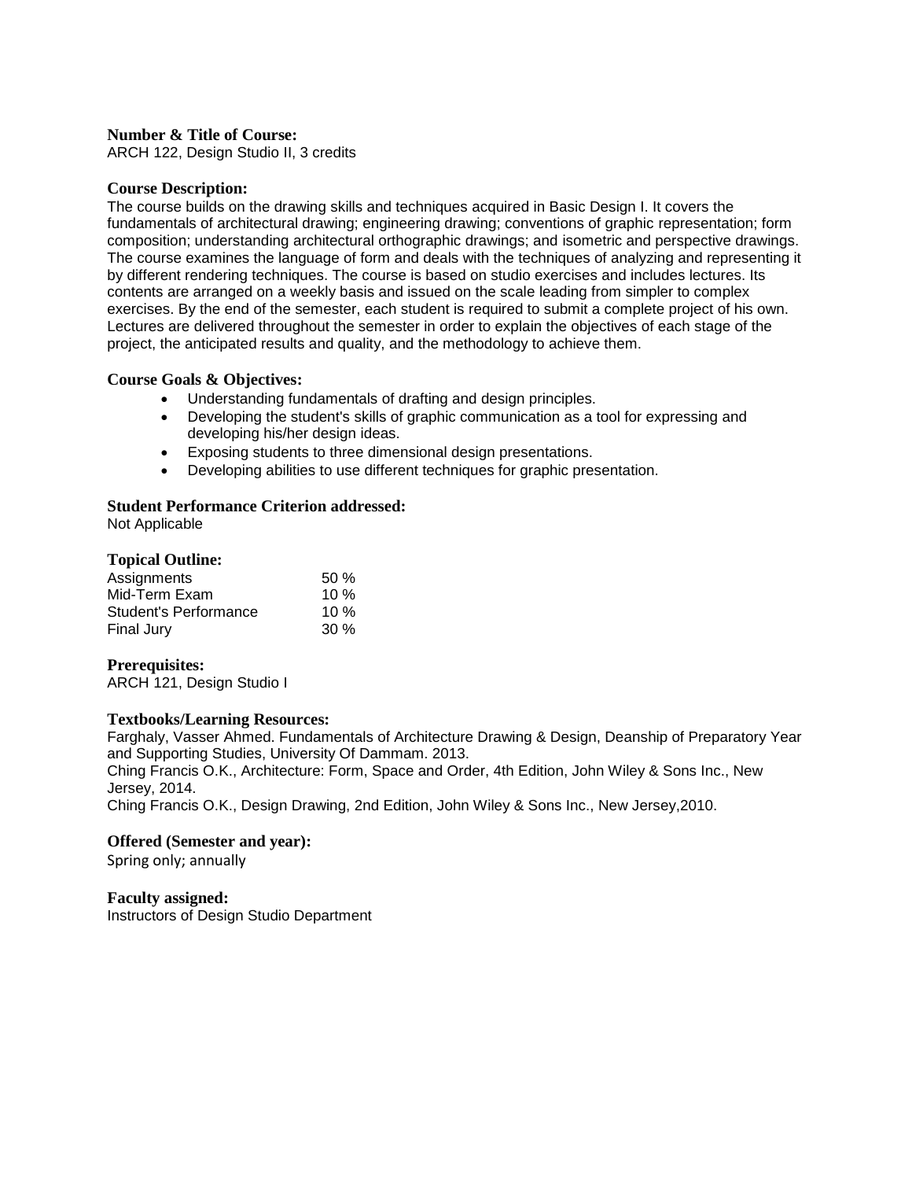**Number & Title of Course:**
ARCH 122, Design Studio II, 3 credits

**Course Description:**
The course builds on the drawing skills and techniques acquired in Basic Design I. It covers the fundamentals of architectural drawing; engineering drawing; conventions of graphic representation; form composition; understanding architectural orthographic drawings; and isometric and perspective drawings. The course examines the language of form and deals with the techniques of analyzing and representing it by different rendering techniques. The course is based on studio exercises and includes lectures. Its contents are arranged on a weekly basis and issued on the scale leading from simpler to complex exercises. By the end of the semester, each student is required to submit a complete project of his own. Lectures are delivered throughout the semester in order to explain the objectives of each stage of the project, the anticipated results and quality, and the methodology to achieve them.

**Course Goals & Objectives:**

- Understanding fundamentals of drafting and design principles.
- Developing the student's skills of graphic communication as a tool for expressing and developing his/her design ideas.
- Exposing students to three dimensional design presentations.
- Developing abilities to use different techniques for graphic presentation.

**Student Performance Criterion addressed:**
Not Applicable

**Topical Outline:**

| | |
|---|---|
| Assignments | 50 % |
| Mid-Term Exam | 10 % |
| Student's Performance | 10 % |
| Final Jury | 30 % |

**Prerequisites:**
ARCH 121, Design Studio I

**Textbooks/Learning Resources:**
Farghaly, Vasser Ahmed. Fundamentals of Architecture Drawing & Design, Deanship of Preparatory Year and Supporting Studies, University Of Dammam. 2013.
Ching Francis O.K., Architecture: Form, Space and Order, 4th Edition, John Wiley & Sons Inc., New Jersey, 2014.
Ching Francis O.K., Design Drawing, 2nd Edition, John Wiley & Sons Inc., New Jersey,2010.

**Offered (Semester and year):**
Spring only; annually

**Faculty assigned:**
Instructors of Design Studio Department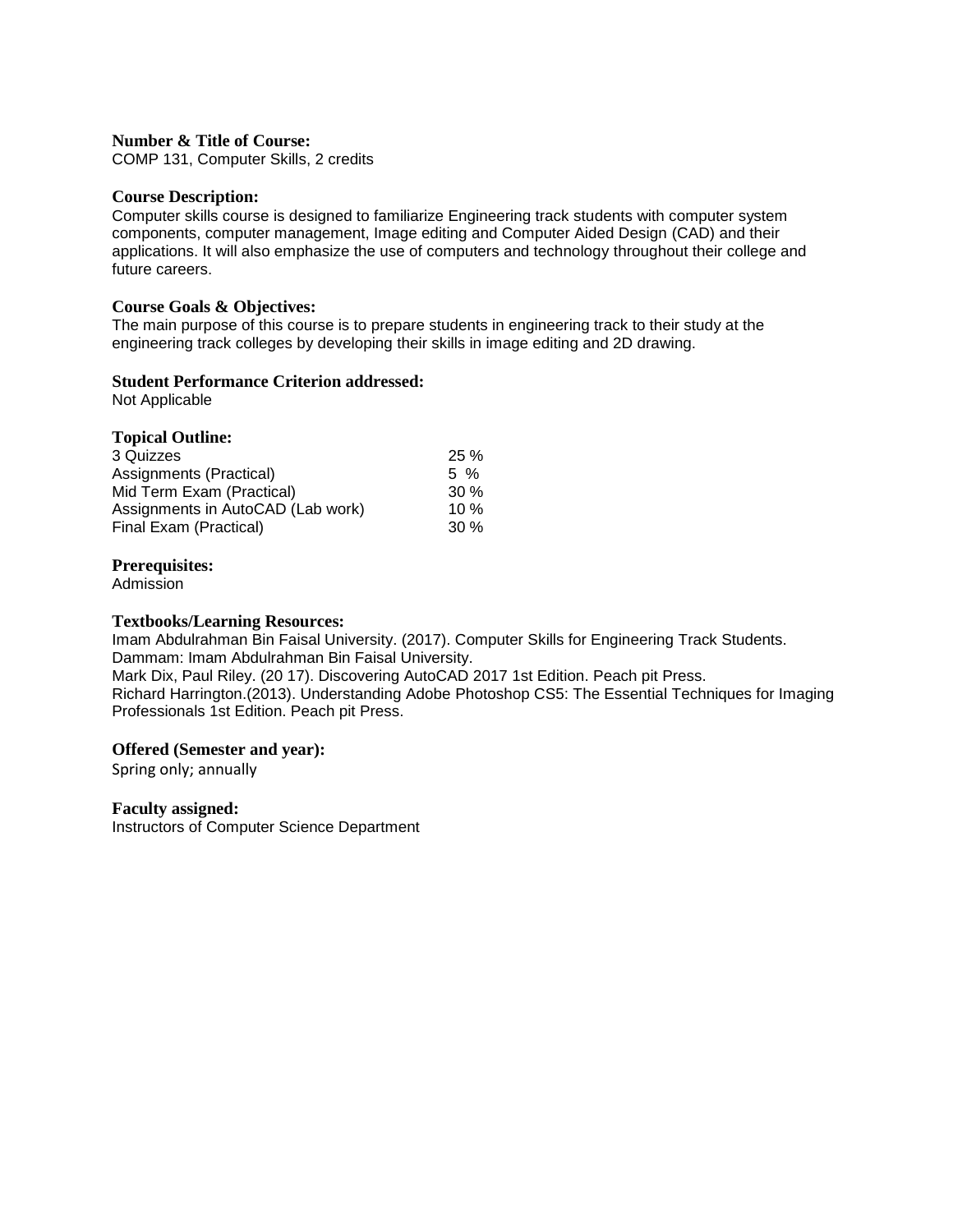**Number & Title of Course:**
COMP 131, Computer Skills, 2 credits

**Course Description:**
Computer skills course is designed to familiarize Engineering track students with computer system components, computer management, Image editing and Computer Aided Design (CAD) and their applications. It will also emphasize the use of computers and technology throughout their college and future careers.

**Course Goals & Objectives:**
The main purpose of this course is to prepare students in engineering track to their study at the engineering track colleges by developing their skills in image editing and 2D drawing.

**Student Performance Criterion addressed:**
Not Applicable

**Topical Outline:**

| | |
|---|---|
| 3 Quizzes | 25 % |
| Assignments (Practical) | 5 % |
| Mid Term Exam (Practical) | 30 % |
| Assignments in AutoCAD (Lab work) | 10 % |
| Final Exam (Practical) | 30 % |

**Prerequisites:**
Admission

**Textbooks/Learning Resources:**
Imam Abdulrahman Bin Faisal University. (2017). Computer Skills for Engineering Track Students. Dammam: Imam Abdulrahman Bin Faisal University.
Mark Dix, Paul Riley. (20 17). Discovering AutoCAD 2017 1st Edition. Peach pit Press.
Richard Harrington.(2013). Understanding Adobe Photoshop CS5: The Essential Techniques for Imaging Professionals 1st Edition. Peach pit Press.

**Offered (Semester and year):**
Spring only; annually

**Faculty assigned:**
Instructors of Computer Science Department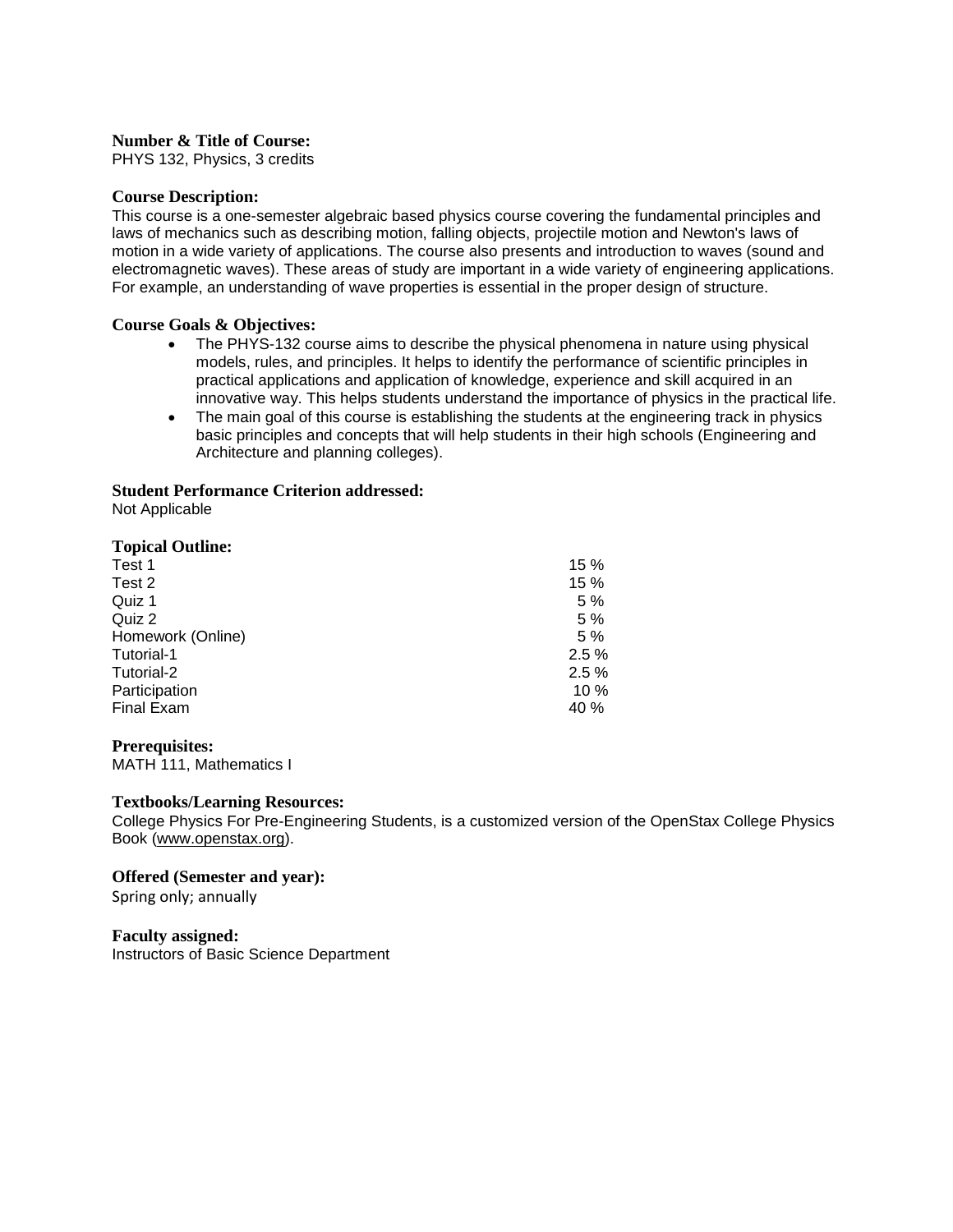**Number & Title of Course:**
PHYS 132, Physics, 3 credits

**Course Description:**
This course is a one-semester algebraic based physics course covering the fundamental principles and laws of mechanics such as describing motion, falling objects, projectile motion and Newton's laws of motion in a wide variety of applications. The course also presents and introduction to waves (sound and electromagnetic waves). These areas of study are important in a wide variety of engineering applications. For example, an understanding of wave properties is essential in the proper design of structure.

**Course Goals & Objectives:**

- The PHYS-132 course aims to describe the physical phenomena in nature using physical models, rules, and principles. It helps to identify the performance of scientific principles in practical applications and application of knowledge, experience and skill acquired in an innovative way. This helps students understand the importance of physics in the practical life.
- The main goal of this course is establishing the students at the engineering track in physics basic principles and concepts that will help students in their high schools (Engineering and Architecture and planning colleges).

**Student Performance Criterion addressed:**
Not Applicable

**Topical Outline:**

| | |
|---|---|
| Test 1 | 15 % |
| Test 2 | 15 % |
| Quiz 1 | 5 % |
| Quiz 2 | 5 % |
| Homework (Online) | 5 % |
| Tutorial-1 | 2.5 % |
| Tutorial-2 | 2.5 % |
| Participation | 10 % |
| Final Exam | 40 % |

**Prerequisites:**
MATH 111, Mathematics I

**Textbooks/Learning Resources:**
College Physics For Pre-Engineering Students, is a customized version of the OpenStax College Physics Book (www.openstax.org).

**Offered (Semester and year):**
Spring only; annually

**Faculty assigned:**
Instructors of Basic Science Department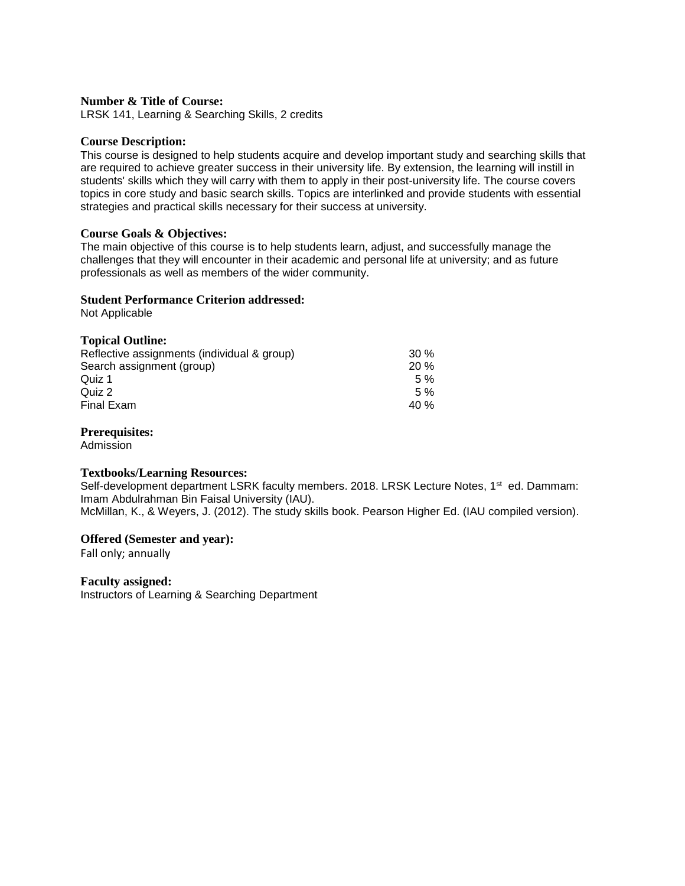**Number & Title of Course:**
LRSK 141, Learning & Searching Skills, 2 credits

**Course Description:**
This course is designed to help students acquire and develop important study and searching skills that are required to achieve greater success in their university life. By extension, the learning will instill in students' skills which they will carry with them to apply in their post-university life. The course covers topics in core study and basic search skills. Topics are interlinked and provide students with essential strategies and practical skills necessary for their success at university.

**Course Goals & Objectives:**
The main objective of this course is to help students learn, adjust, and successfully manage the challenges that they will encounter in their academic and personal life at university; and as future professionals as well as members of the wider community.

**Student Performance Criterion addressed:**
Not Applicable

**Topical Outline:**

| | |
|---|---|
| Reflective assignments (individual & group) | 30 % |
| Search assignment (group) | 20 % |
| Quiz 1 | 5 % |
| Quiz 2 | 5 % |
| Final Exam | 40 % |

**Prerequisites:**
Admission

**Textbooks/Learning Resources:**
Self-development department LSRK faculty members. 2018. LRSK Lecture Notes, 1st ed. Dammam: Imam Abdulrahman Bin Faisal University (IAU).
McMillan, K., & Weyers, J. (2012). The study skills book. Pearson Higher Ed. (IAU compiled version).

**Offered (Semester and year):**
Fall only; annually

**Faculty assigned:**
Instructors of Learning & Searching Department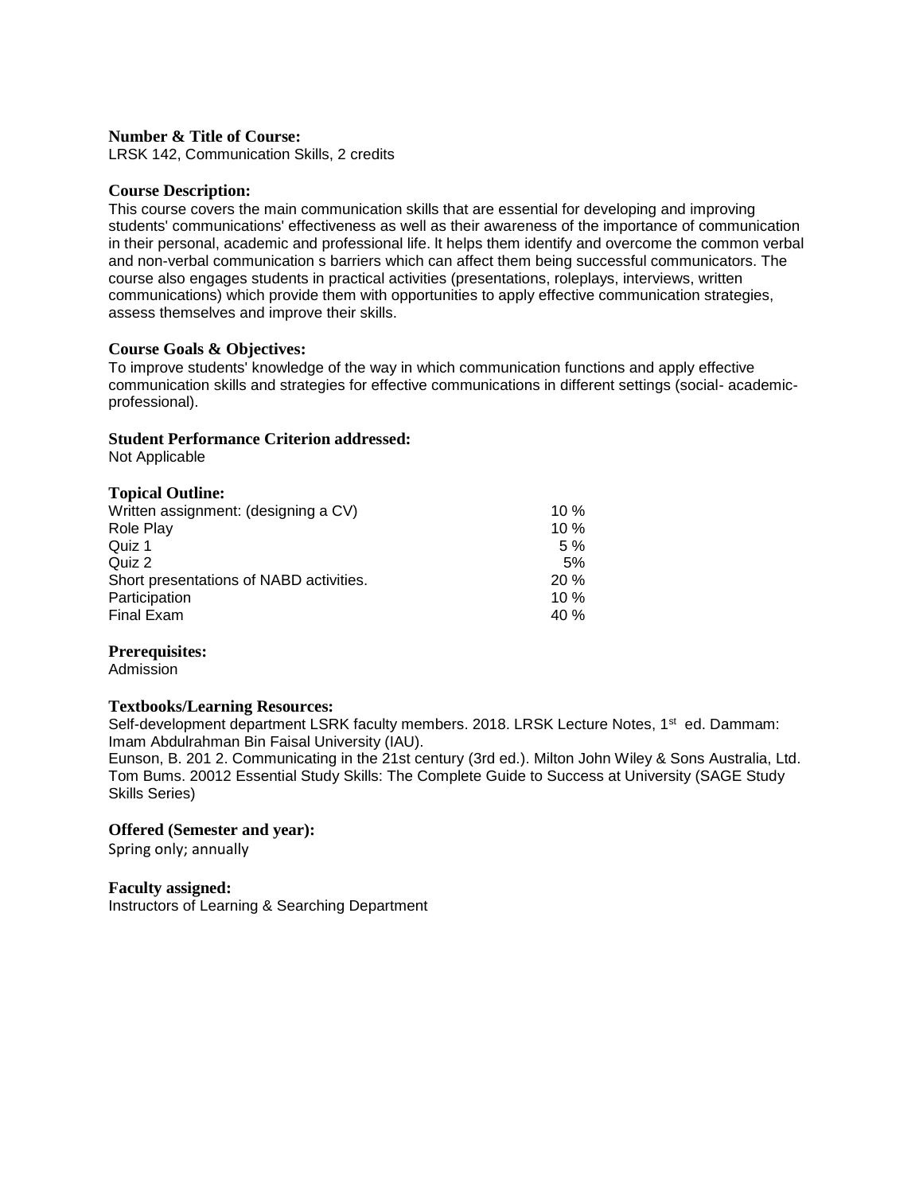**Number & Title of Course:**
LRSK 142, Communication Skills, 2 credits

**Course Description:**
This course covers the main communication skills that are essential for developing and improving students' communications' effectiveness as well as their awareness of the importance of communication in their personal, academic and professional life. lt helps them identify and overcome the common verbal and non-verbal communication s barriers which can affect them being successful communicators. The course also engages students in practical activities (presentations, roleplays, interviews, written communications) which provide them with opportunities to apply effective communication strategies, assess themselves and improve their skills.

**Course Goals & Objectives:**
To improve students' knowledge of the way in which communication functions and apply effective communication skills and strategies for effective communications in different settings (social- academic- professional).

**Student Performance Criterion addressed:**
Not Applicable

**Topical Outline:**

| | |
|---|---|
| Written assignment: (designing a CV) | 10 % |
| Role Play | 10 % |
| Quiz 1 | 5 % |
| Quiz 2 | 5% |
| Short presentations of NABD activities. | 20 % |
| Participation | 10 % |
| Final Exam | 40 % |

**Prerequisites:**
Admission

**Textbooks/Learning Resources:**
Self-development department LSRK faculty members. 2018. LRSK Lecture Notes, 1st ed. Dammam: Imam Abdulrahman Bin Faisal University (IAU).
Eunson, B. 201 2. Communicating in the 21st century (3rd ed.). Milton John Wiley & Sons Australia, Ltd.
Tom Bums. 20012 Essential Study Skills: The Complete Guide to Success at University (SAGE Study Skills Series)

**Offered (Semester and year):**
Spring only; annually

**Faculty assigned:**
Instructors of Learning & Searching Department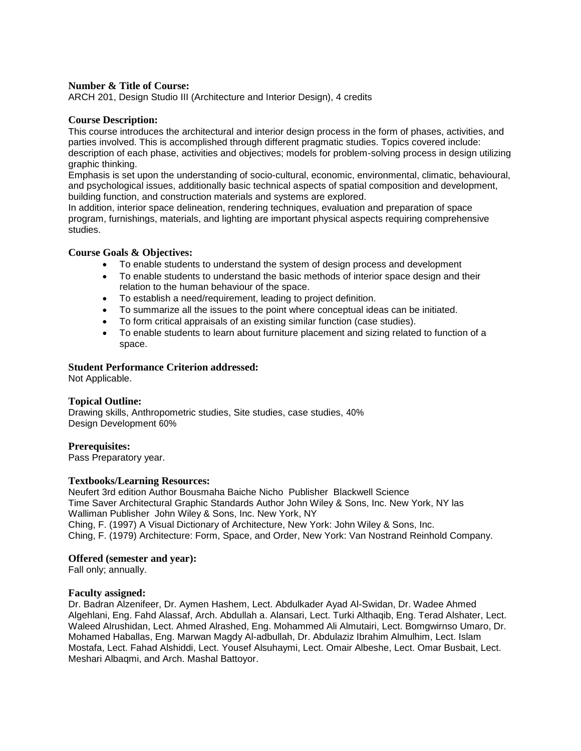**Number & Title of Course:**
ARCH 201, Design Studio III (Architecture and Interior Design), 4 credits

**Course Description:**
This course introduces the architectural and interior design process in the form of phases, activities, and parties involved. This is accomplished through different pragmatic studies. Topics covered include: description of each phase, activities and objectives; models for problem-solving process in design utilizing graphic thinking.
Emphasis is set upon the understanding of socio-cultural, economic, environmental, climatic, behavioural, and psychological issues, additionally basic technical aspects of spatial composition and development, building function, and construction materials and systems are explored.
In addition, interior space delineation, rendering techniques, evaluation and preparation of space program, furnishings, materials, and lighting are important physical aspects requiring comprehensive studies.

**Course Goals & Objectives:**

- To enable students to understand the system of design process and development
- To enable students to understand the basic methods of interior space design and their relation to the human behaviour of the space.
- To establish a need/requirement, leading to project definition.
- To summarize all the issues to the point where conceptual ideas can be initiated.
- To form critical appraisals of an existing similar function (case studies).
- To enable students to learn about furniture placement and sizing related to function of a space.

**Student Performance Criterion addressed:**
Not Applicable.

**Topical Outline:**
Drawing skills, Anthropometric studies, Site studies, case studies, 40%
Design Development 60%

**Prerequisites:**
Pass Preparatory year.

**Textbooks/Learning Resources:**
Neufert 3rd edition Author Bousmaha Baiche Nicho Publisher Blackwell Science
Time Saver Architectural Graphic Standards Author John Wiley & Sons, Inc. New York, NY las Walliman Publisher John Wiley & Sons, Inc. New York, NY
Ching, F. (1997) A Visual Dictionary of Architecture, New York: John Wiley & Sons, Inc.
Ching, F. (1979) Architecture: Form, Space, and Order, New York: Van Nostrand Reinhold Company.

**Offered (semester and year):**
Fall only; annually.

**Faculty assigned:**
Dr. Badran Alzenifeer, Dr. Aymen Hashem, Lect. Abdulkader Ayad Al-Swidan, Dr. Wadee Ahmed Algehlani, Eng. Fahd Alassaf, Arch. Abdullah a. Alansari, Lect. Turki Althaqib, Eng. Terad Alshater, Lect. Waleed Alrushidan, Lect. Ahmed Alrashed, Eng. Mohammed Ali Almutairi, Lect. Bomgwirnso Umaro, Dr. Mohamed Haballas, Eng. Marwan Magdy Al-adbullah, Dr. Abdulaziz Ibrahim Almulhim, Lect. Islam Mostafa, Lect. Fahad Alshiddi, Lect. Yousef Alsuhaymi, Lect. Omair Albeshe, Lect. Omar Busbait, Lect. Meshari Albaqmi, and Arch. Mashal Battoyor.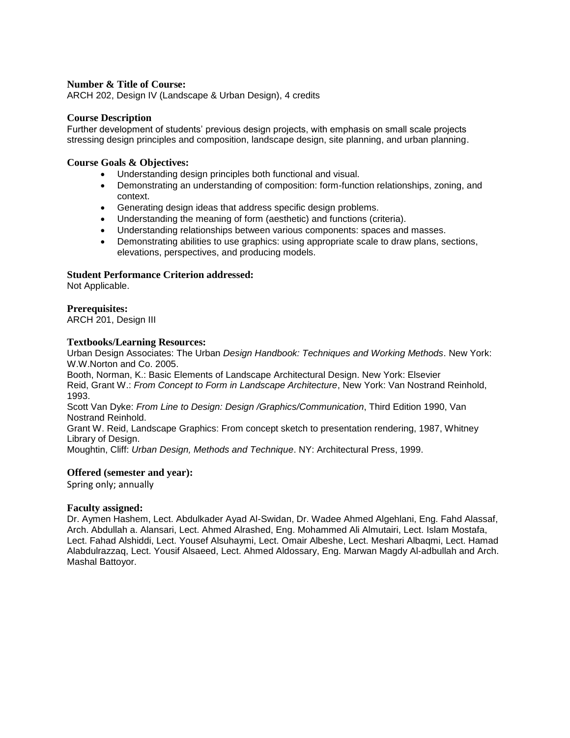**Number & Title of Course:**
ARCH 202, Design IV (Landscape & Urban Design), 4 credits

**Course Description**
Further development of students' previous design projects, with emphasis on small scale projects stressing design principles and composition, landscape design, site planning, and urban planning.

**Course Goals & Objectives:**

- Understanding design principles both functional and visual.
- Demonstrating an understanding of composition: form-function relationships, zoning, and context.
- Generating design ideas that address specific design problems.
- Understanding the meaning of form (aesthetic) and functions (criteria).
- Understanding relationships between various components: spaces and masses.
- Demonstrating abilities to use graphics: using appropriate scale to draw plans, sections, elevations, perspectives, and producing models.

**Student Performance Criterion addressed:**
Not Applicable.

**Prerequisites:**
ARCH 201, Design III

**Textbooks/Learning Resources:**
Urban Design Associates: The Urban *Design Handbook: Techniques and Working Methods*. New York: W.W.Norton and Co. 2005.
Booth, Norman, K.: Basic Elements of Landscape Architectural Design. New York: Elsevier
Reid, Grant W.: *From Concept to Form in Landscape Architecture*, New York: Van Nostrand Reinhold, 1993.
Scott Van Dyke: *From Line to Design: Design /Graphics/Communication*, Third Edition 1990, Van Nostrand Reinhold.
Grant W. Reid, Landscape Graphics: From concept sketch to presentation rendering, 1987, Whitney Library of Design.
Moughtin, Cliff: *Urban Design, Methods and Technique*. NY: Architectural Press, 1999.

**Offered (semester and year):**
Spring only; annually

**Faculty assigned:**
Dr. Aymen Hashem, Lect. Abdulkader Ayad Al-Swidan, Dr. Wadee Ahmed Algehlani, Eng. Fahd Alassaf, Arch. Abdullah a. Alansari, Lect. Ahmed Alrashed, Eng. Mohammed Ali Almutairi, Lect. Islam Mostafa, Lect. Fahad Alshiddi, Lect. Yousef Alsuhaymi, Lect. Omair Albeshe, Lect. Meshari Albaqmi, Lect. Hamad Alabdulrazzaq, Lect. Yousif Alsaeed, Lect. Ahmed Aldossary, Eng. Marwan Magdy Al-adbullah and Arch. Mashal Battoyor.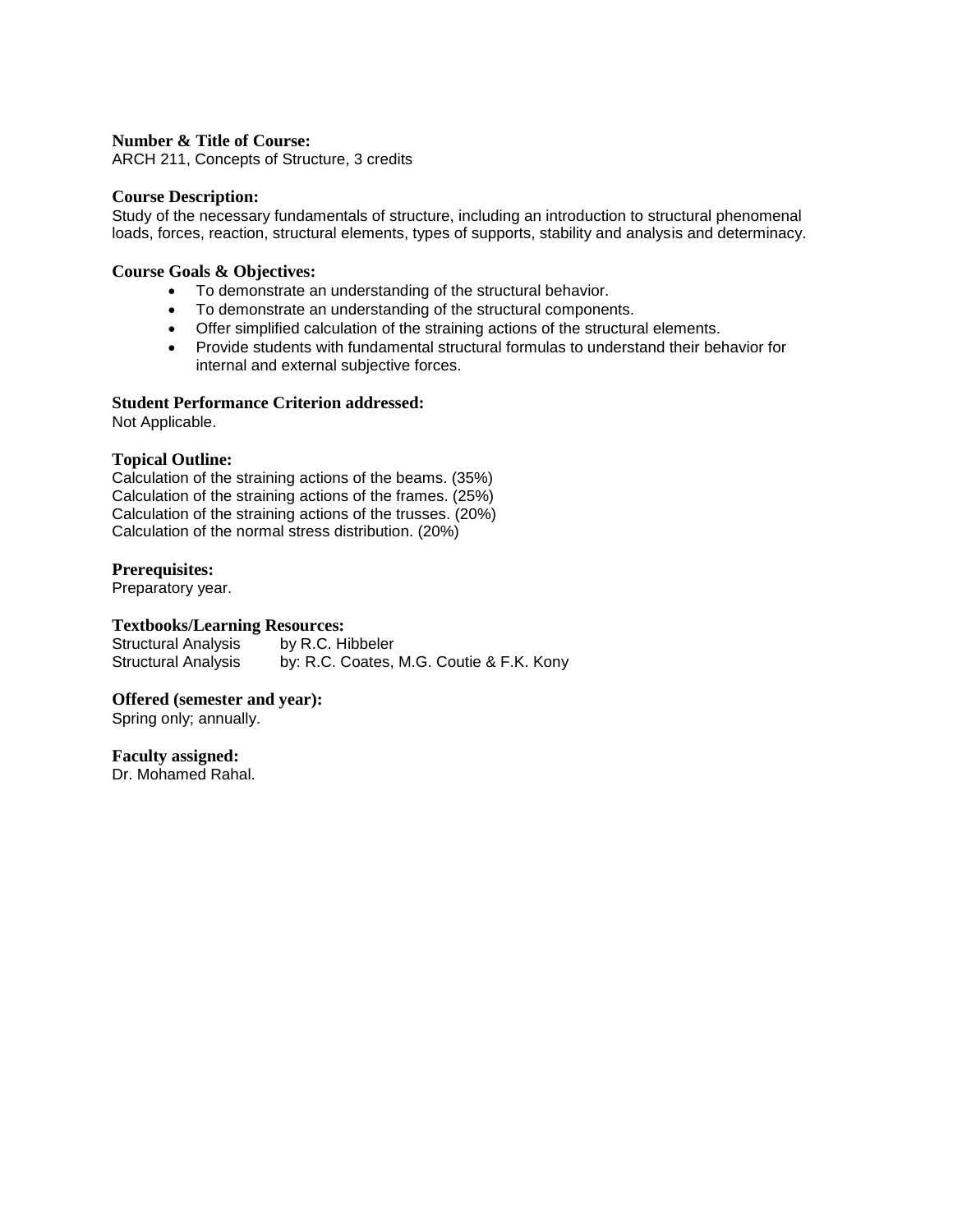**Number & Title of Course:**
ARCH 211, Concepts of Structure, 3 credits

**Course Description:**
Study of the necessary fundamentals of structure, including an introduction to structural phenomenal loads, forces, reaction, structural elements, types of supports, stability and analysis and determinacy.

**Course Goals & Objectives:**

- To demonstrate an understanding of the structural behavior.
- To demonstrate an understanding of the structural components.
- Offer simplified calculation of the straining actions of the structural elements.
- Provide students with fundamental structural formulas to understand their behavior for internal and external subjective forces.

**Student Performance Criterion addressed:**
Not Applicable.

**Topical Outline:**
Calculation of the straining actions of the beams. (35%)
Calculation of the straining actions of the frames. (25%)
Calculation of the straining actions of the trusses. (20%)
Calculation of the normal stress distribution. (20%)

**Prerequisites:**
Preparatory year.

**Textbooks/Learning Resources:**
Structural Analysis by R.C. Hibbeler
Structural Analysis by: R.C. Coates, M.G. Coutie & F.K. Kony

**Offered (semester and year):**
Spring only; annually.

**Faculty assigned:**
Dr. Mohamed Rahal.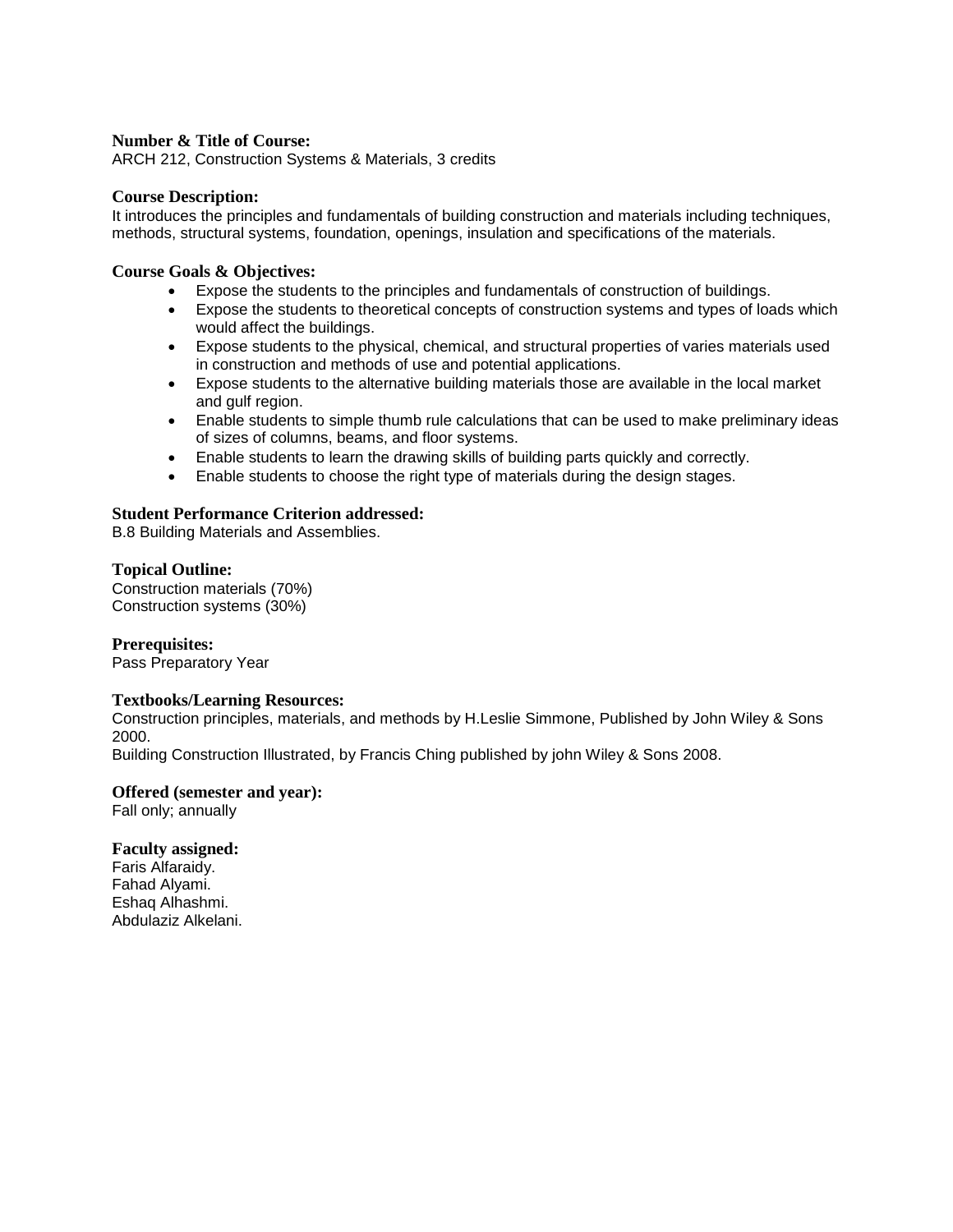**Number & Title of Course:**
ARCH 212, Construction Systems & Materials, 3 credits

**Course Description:**
It introduces the principles and fundamentals of building construction and materials including techniques, methods, structural systems, foundation, openings, insulation and specifications of the materials.

**Course Goals & Objectives:**

- Expose the students to the principles and fundamentals of construction of buildings.
- Expose the students to theoretical concepts of construction systems and types of loads which would affect the buildings.
- Expose students to the physical, chemical, and structural properties of varies materials used in construction and methods of use and potential applications.
- Expose students to the alternative building materials those are available in the local market and gulf region.
- Enable students to simple thumb rule calculations that can be used to make preliminary ideas of sizes of columns, beams, and floor systems.
- Enable students to learn the drawing skills of building parts quickly and correctly.
- Enable students to choose the right type of materials during the design stages.

**Student Performance Criterion addressed:**
B.8 Building Materials and Assemblies.

**Topical Outline:**
Construction materials (70%)
Construction systems (30%)

**Prerequisites:**
Pass Preparatory Year

**Textbooks/Learning Resources:**
Construction principles, materials, and methods by H.Leslie Simmone, Published by John Wiley & Sons 2000.
Building Construction Illustrated, by Francis Ching published by john Wiley & Sons 2008.

**Offered (semester and year):**
Fall only; annually

**Faculty assigned:**
Faris Alfaraidy.
Fahad Alyami.
Eshaq Alhashmi.
Abdulaziz Alkelani.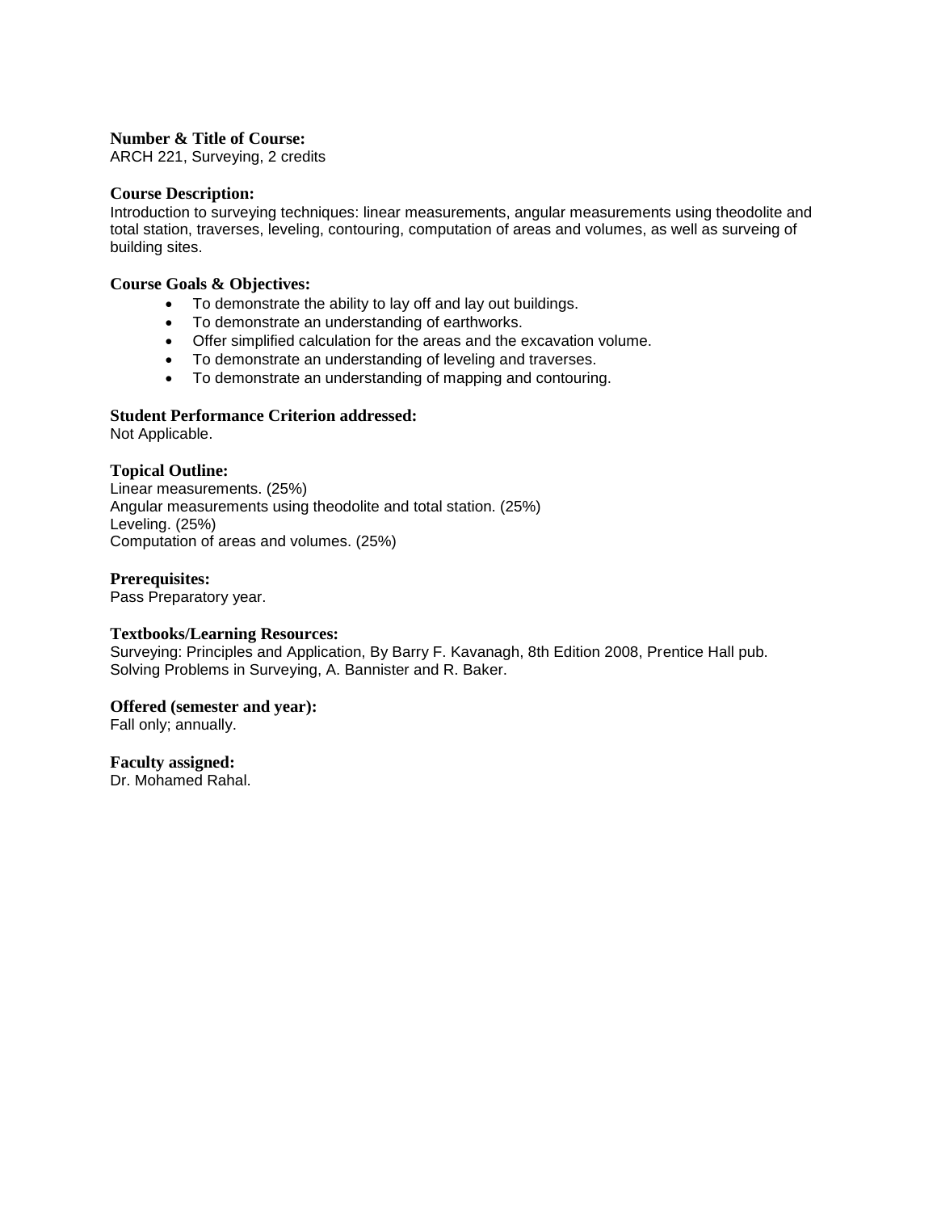**Number & Title of Course:**
ARCH 221, Surveying, 2 credits

**Course Description:**
Introduction to surveying techniques: linear measurements, angular measurements using theodolite and total station, traverses, leveling, contouring, computation of areas and volumes, as well as surveing of building sites.

**Course Goals & Objectives:**

- To demonstrate the ability to lay off and lay out buildings.
- To demonstrate an understanding of earthworks.
- Offer simplified calculation for the areas and the excavation volume.
- To demonstrate an understanding of leveling and traverses.
- To demonstrate an understanding of mapping and contouring.

**Student Performance Criterion addressed:**
Not Applicable.

**Topical Outline:**
Linear measurements. (25%)
Angular measurements using theodolite and total station. (25%)
Leveling. (25%)
Computation of areas and volumes. (25%)

**Prerequisites:**
Pass Preparatory year.

**Textbooks/Learning Resources:**
Surveying: Principles and Application, By Barry F. Kavanagh, 8th Edition 2008, Prentice Hall pub.
Solving Problems in Surveying, A. Bannister and R. Baker.

**Offered (semester and year):**
Fall only; annually.

**Faculty assigned:**
Dr. Mohamed Rahal.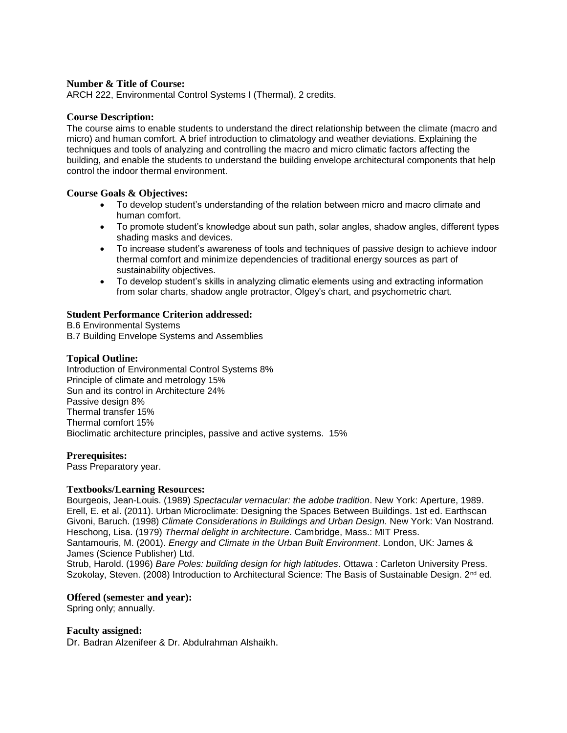**Number & Title of Course:**
ARCH 222, Environmental Control Systems I (Thermal), 2 credits.

**Course Description:**
The course aims to enable students to understand the direct relationship between the climate (macro and micro) and human comfort. A brief introduction to climatology and weather deviations. Explaining the techniques and tools of analyzing and controlling the macro and micro climatic factors affecting the building, and enable the students to understand the building envelope architectural components that help control the indoor thermal environment.

**Course Goals & Objectives:**

- To develop student's understanding of the relation between micro and macro climate and human comfort.
- To promote student's knowledge about sun path, solar angles, shadow angles, different types shading masks and devices.
- To increase student's awareness of tools and techniques of passive design to achieve indoor thermal comfort and minimize dependencies of traditional energy sources as part of sustainability objectives.
- To develop student's skills in analyzing climatic elements using and extracting information from solar charts, shadow angle protractor, Olgey's chart, and psychometric chart.

**Student Performance Criterion addressed:**
B.6 Environmental Systems
B.7 Building Envelope Systems and Assemblies

**Topical Outline:**
Introduction of Environmental Control Systems 8%
Principle of climate and metrology 15%
Sun and its control in Architecture 24%
Passive design 8%
Thermal transfer 15%
Thermal comfort 15%
Bioclimatic architecture principles, passive and active systems. 15%

**Prerequisites:**
Pass Preparatory year.

**Textbooks/Learning Resources:**
Bourgeois, Jean-Louis. (1989) *Spectacular vernacular: the adobe tradition*. New York: Aperture, 1989.
Erell, E. et al. (2011). Urban Microclimate: Designing the Spaces Between Buildings. 1st ed. Earthscan
Givoni, Baruch. (1998) *Climate Considerations in Buildings and Urban Design*. New York: Van Nostrand.
Heschong, Lisa. (1979) *Thermal delight in architecture*. Cambridge, Mass.: MIT Press.
Santamouris, M. (2001). *Energy and Climate in the Urban Built Environment*. London, UK: James & James (Science Publisher) Ltd.
Strub, Harold. (1996) *Bare Poles: building design for high latitudes*. Ottawa : Carleton University Press.
Szokolay, Steven. (2008) Introduction to Architectural Science: The Basis of Sustainable Design. 2nd ed.

**Offered (semester and year):**
Spring only; annually.

**Faculty assigned:**
Dr. Badran Alzenifeer & Dr. Abdulrahman Alshaikh.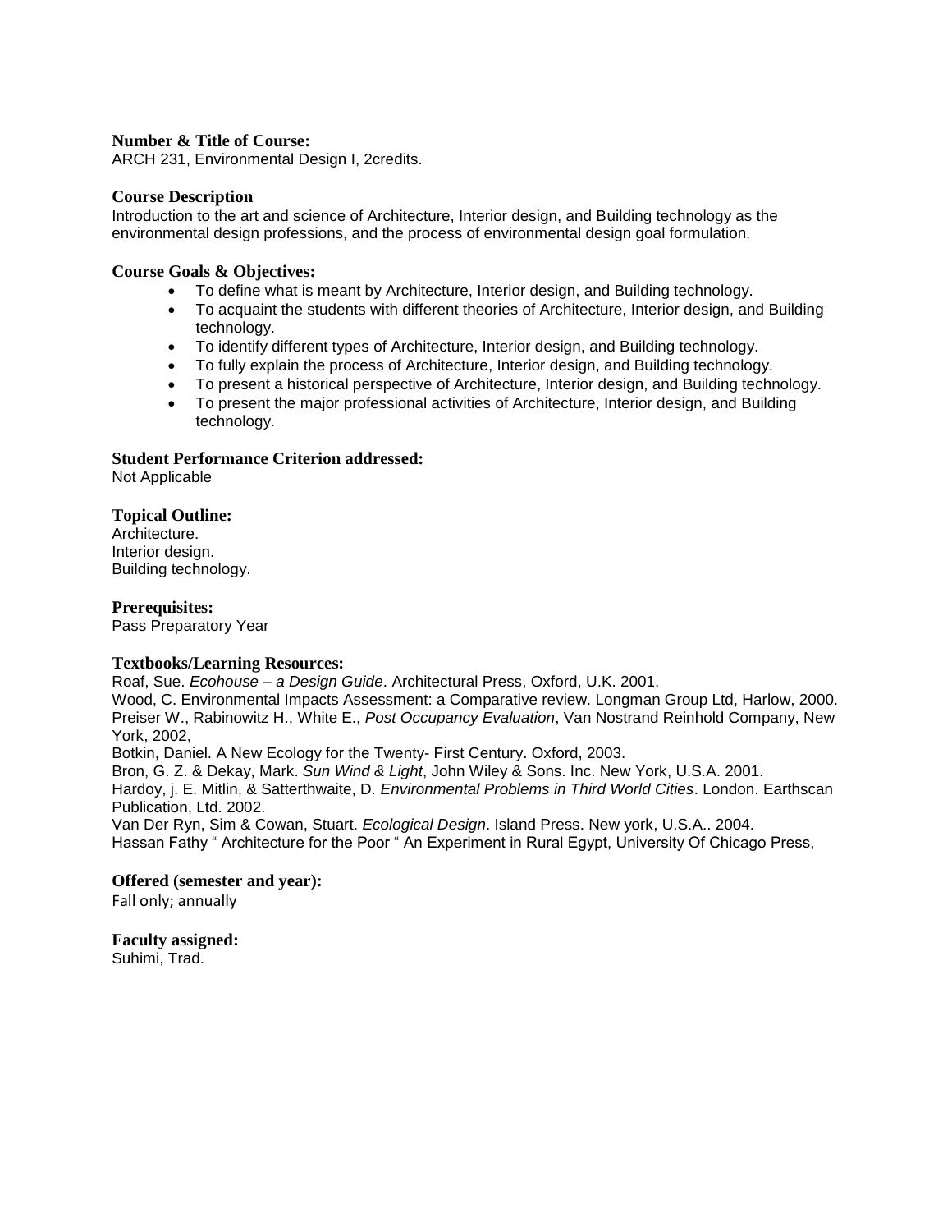**Number & Title of Course:**
ARCH 231, Environmental Design I, 2credits.

**Course Description**
Introduction to the art and science of Architecture, Interior design, and Building technology as the environmental design professions, and the process of environmental design goal formulation.

**Course Goals & Objectives:**

- To define what is meant by Architecture, Interior design, and Building technology.
- To acquaint the students with different theories of Architecture, Interior design, and Building technology.
- To identify different types of Architecture, Interior design, and Building technology.
- To fully explain the process of Architecture, Interior design, and Building technology.
- To present a historical perspective of Architecture, Interior design, and Building technology.
- To present the major professional activities of Architecture, Interior design, and Building technology.

**Student Performance Criterion addressed:**
Not Applicable

**Topical Outline:**
Architecture.
Interior design.
Building technology.

**Prerequisites:**
Pass Preparatory Year

**Textbooks/Learning Resources:**
Roaf, Sue. *Ecohouse – a Design Guide*. Architectural Press, Oxford, U.K. 2001.
Wood, C. Environmental Impacts Assessment: a Comparative review. Longman Group Ltd, Harlow, 2000.
Preiser W., Rabinowitz H., White E., *Post Occupancy Evaluation*, Van Nostrand Reinhold Company, New York, 2002,
Botkin, Daniel. A New Ecology for the Twenty- First Century. Oxford, 2003.
Bron, G. Z. & Dekay, Mark. *Sun Wind & Light*, John Wiley & Sons. Inc. New York, U.S.A. 2001.
Hardoy, j. E. Mitlin, & Satterthwaite, D. *Environmental Problems in Third World Cities*. London. Earthscan Publication, Ltd. 2002.
Van Der Ryn, Sim & Cowan, Stuart. *Ecological Design*. Island Press. New york, U.S.A.. 2004.
Hassan Fathy " Architecture for the Poor " An Experiment in Rural Egypt, University Of Chicago Press,

**Offered (semester and year):**
Fall only; annually

**Faculty assigned:**
Suhimi, Trad.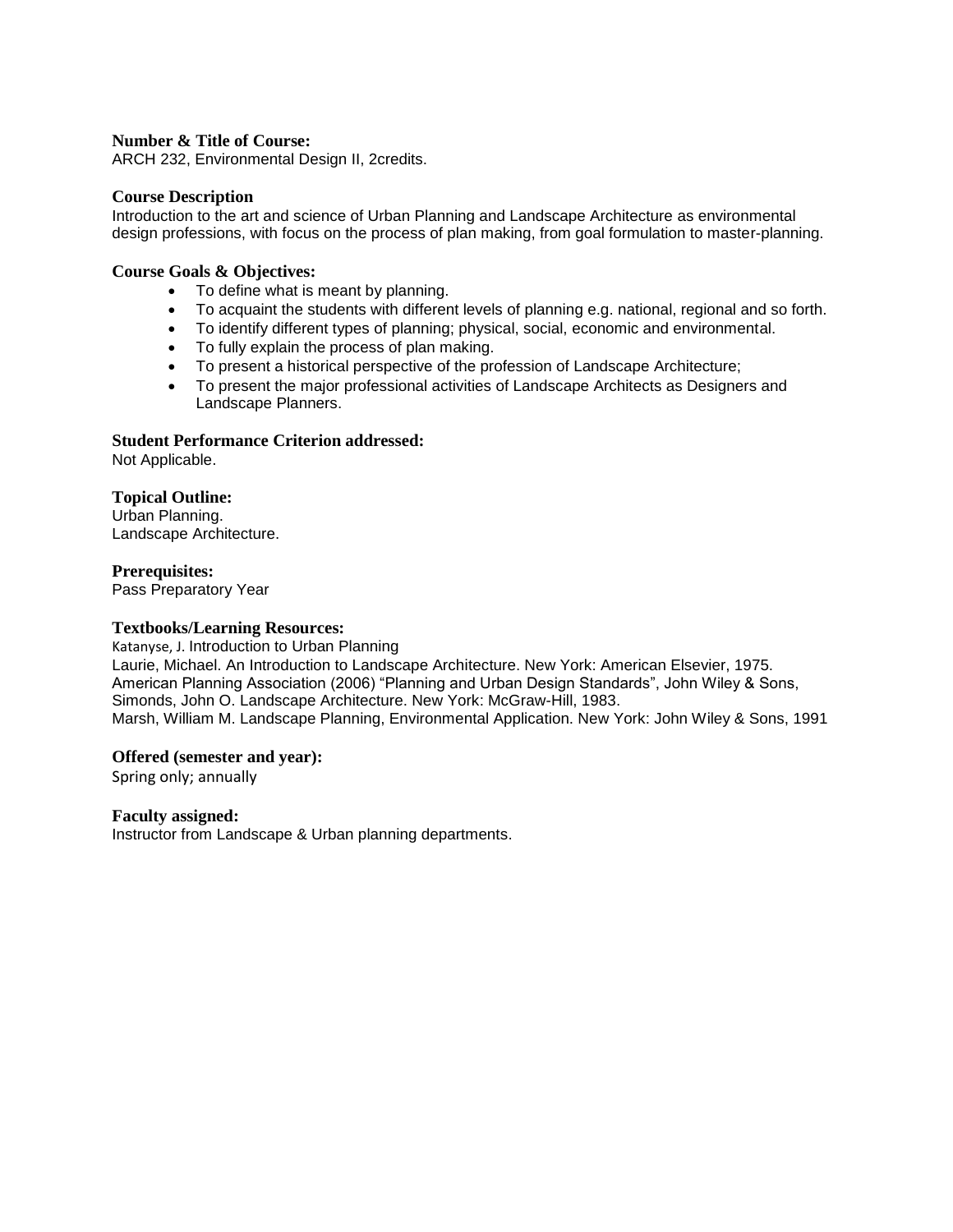**Number & Title of Course:**
ARCH 232, Environmental Design II, 2credits.

**Course Description**
Introduction to the art and science of Urban Planning and Landscape Architecture as environmental design professions, with focus on the process of plan making, from goal formulation to master-planning.

**Course Goals & Objectives:**

- To define what is meant by planning.
- To acquaint the students with different levels of planning e.g. national, regional and so forth.
- To identify different types of planning; physical, social, economic and environmental.
- To fully explain the process of plan making.
- To present a historical perspective of the profession of Landscape Architecture;
- To present the major professional activities of Landscape Architects as Designers and Landscape Planners.

**Student Performance Criterion addressed:**
Not Applicable.

**Topical Outline:**
Urban Planning.
Landscape Architecture.

**Prerequisites:**
Pass Preparatory Year

**Textbooks/Learning Resources:**
Katanyse, J. Introduction to Urban Planning
Laurie, Michael. An Introduction to Landscape Architecture. New York: American Elsevier, 1975.
American Planning Association (2006) "Planning and Urban Design Standards", John Wiley & Sons,
Simonds, John O. Landscape Architecture. New York: McGraw-Hill, 1983.
Marsh, William M. Landscape Planning, Environmental Application. New York: John Wiley & Sons, 1991

**Offered (semester and year):**
Spring only; annually

**Faculty assigned:**
Instructor from Landscape & Urban planning departments.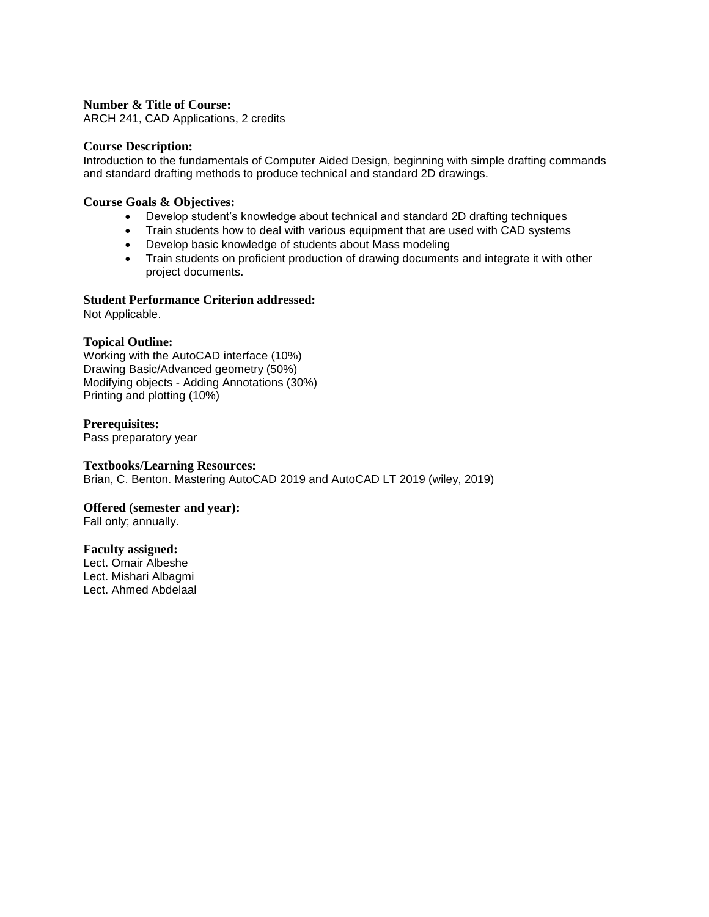**Number & Title of Course:**
ARCH 241, CAD Applications, 2 credits

**Course Description:**
Introduction to the fundamentals of Computer Aided Design, beginning with simple drafting commands and standard drafting methods to produce technical and standard 2D drawings.

**Course Goals & Objectives:**

- Develop student's knowledge about technical and standard 2D drafting techniques
- Train students how to deal with various equipment that are used with CAD systems
- Develop basic knowledge of students about Mass modeling
- Train students on proficient production of drawing documents and integrate it with other project documents.

**Student Performance Criterion addressed:**
Not Applicable.

**Topical Outline:**
Working with the AutoCAD interface (10%)
Drawing Basic/Advanced geometry (50%)
Modifying objects - Adding Annotations (30%)
Printing and plotting (10%)

**Prerequisites:**
Pass preparatory year

**Textbooks/Learning Resources:**
Brian, C. Benton. Mastering AutoCAD 2019 and AutoCAD LT 2019 (wiley, 2019)

**Offered (semester and year):**
Fall only; annually.

**Faculty assigned:**
Lect. Omair Albeshe
Lect. Mishari Albagmi
Lect. Ahmed Abdelaal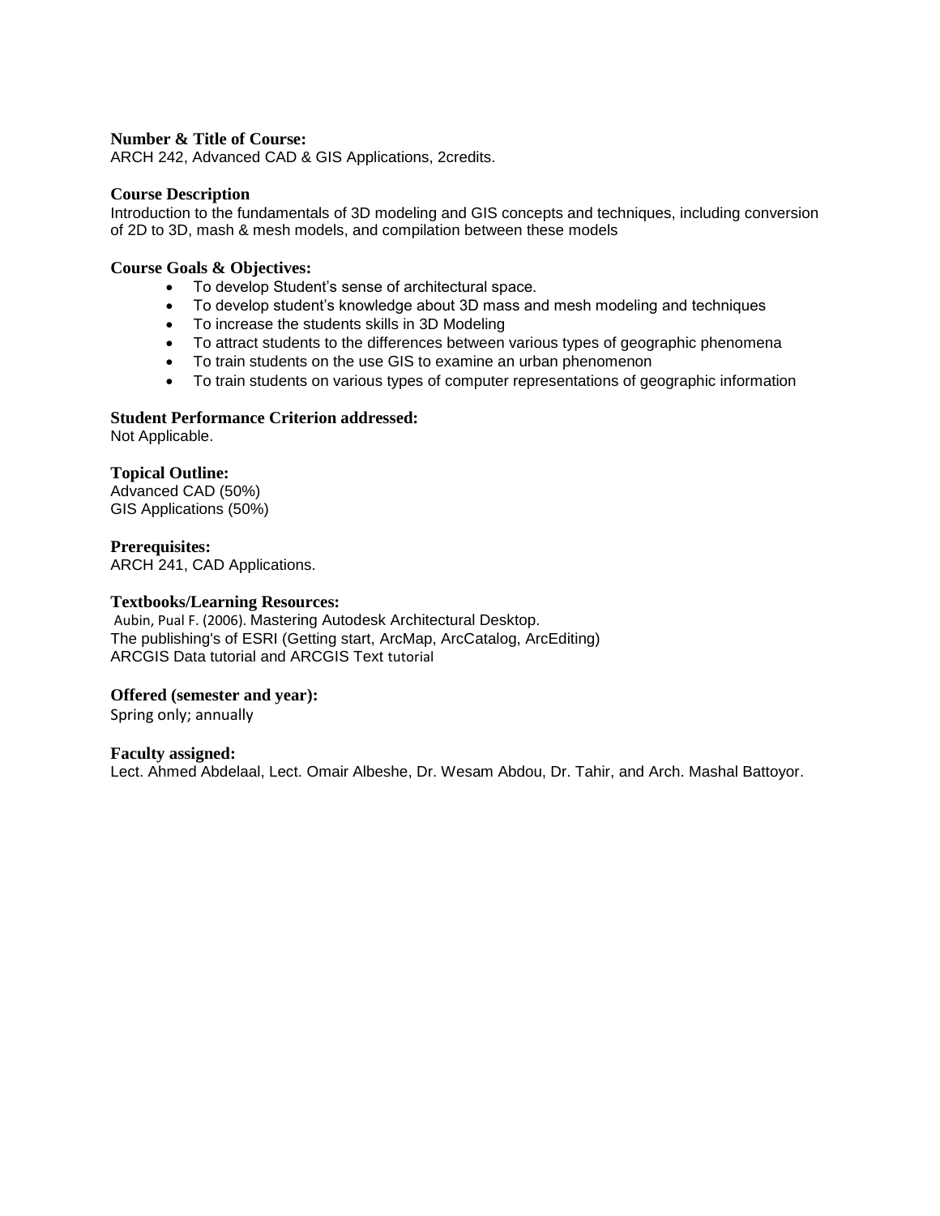**Number & Title of Course:**
ARCH 242, Advanced CAD & GIS Applications, 2credits.

**Course Description**
Introduction to the fundamentals of 3D modeling and GIS concepts and techniques, including conversion of 2D to 3D, mash & mesh models, and compilation between these models

**Course Goals & Objectives:**

- To develop Student's sense of architectural space.
- To develop student's knowledge about 3D mass and mesh modeling and techniques
- To increase the students skills in 3D Modeling
- To attract students to the differences between various types of geographic phenomena
- To train students on the use GIS to examine an urban phenomenon
- To train students on various types of computer representations of geographic information

**Student Performance Criterion addressed:**
Not Applicable.

**Topical Outline:**
Advanced CAD (50%)
GIS Applications (50%)

**Prerequisites:**
ARCH 241, CAD Applications.

**Textbooks/Learning Resources:**
Aubin, Pual F. (2006). Mastering Autodesk Architectural Desktop.
The publishing's of ESRI (Getting start, ArcMap, ArcCatalog, ArcEditing)
ARCGIS Data tutorial and ARCGIS Text tutorial

**Offered (semester and year):**
Spring only; annually

**Faculty assigned:**
Lect. Ahmed Abdelaal, Lect. Omair Albeshe, Dr. Wesam Abdou, Dr. Tahir, and Arch. Mashal Battoyor.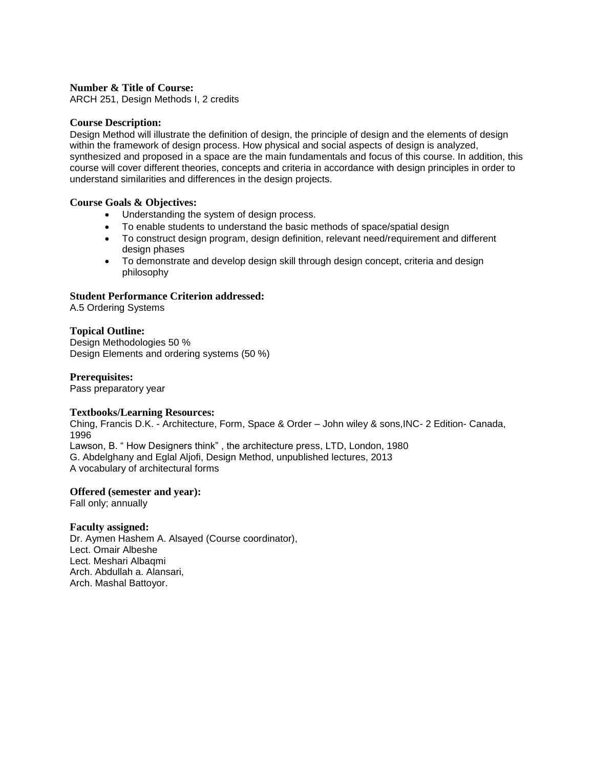**Number & Title of Course:**
ARCH 251, Design Methods I, 2 credits

**Course Description:**
Design Method will illustrate the definition of design, the principle of design and the elements of design within the framework of design process. How physical and social aspects of design is analyzed, synthesized and proposed in a space are the main fundamentals and focus of this course. In addition, this course will cover different theories, concepts and criteria in accordance with design principles in order to understand similarities and differences in the design projects.

**Course Goals & Objectives:**

- Understanding the system of design process.
- To enable students to understand the basic methods of space/spatial design
- To construct design program, design definition, relevant need/requirement and different design phases
- To demonstrate and develop design skill through design concept, criteria and design philosophy

**Student Performance Criterion addressed:**
A.5 Ordering Systems

**Topical Outline:**
Design Methodologies 50 %
Design Elements and ordering systems (50 %)

**Prerequisites:**
Pass preparatory year

**Textbooks/Learning Resources:**
Ching, Francis D.K. - Architecture, Form, Space & Order – John wiley & sons,INC- 2 Edition- Canada, 1996
Lawson, B. " How Designers think" , the architecture press, LTD, London, 1980
G. Abdelghany and Eglal Aljofi, Design Method, unpublished lectures, 2013
A vocabulary of architectural forms

**Offered (semester and year):**
Fall only; annually

**Faculty assigned:**
Dr. Aymen Hashem A. Alsayed (Course coordinator),
Lect. Omair Albeshe
Lect. Meshari Albaqmi
Arch. Abdullah a. Alansari,
Arch. Mashal Battoyor.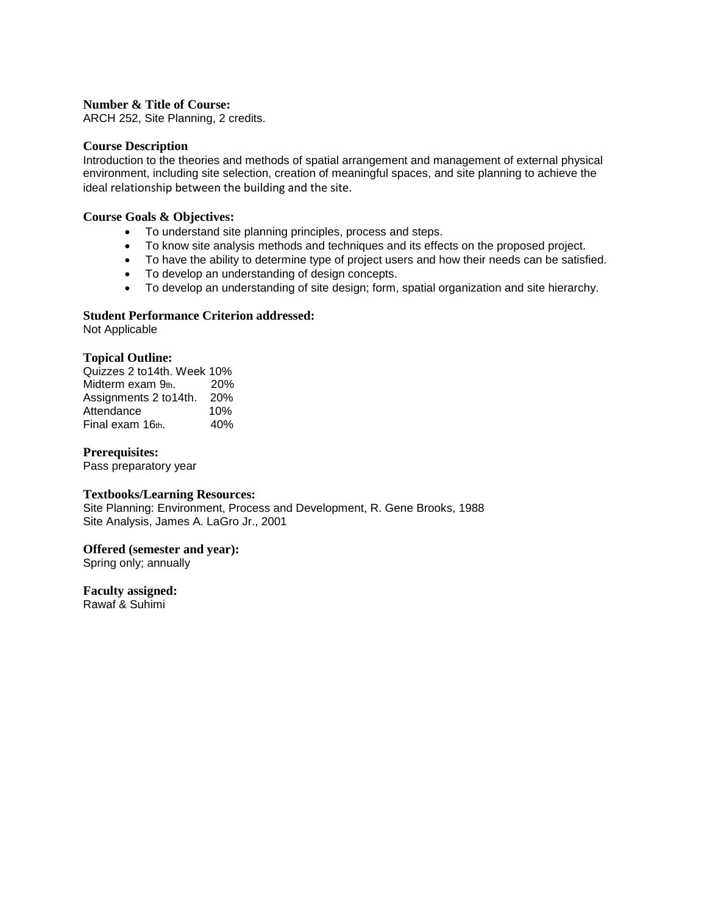**Number & Title of Course:**
ARCH 252, Site Planning, 2 credits.

**Course Description**
Introduction to the theories and methods of spatial arrangement and management of external physical environment, including site selection, creation of meaningful spaces, and site planning to achieve the ideal relationship between the building and the site.

**Course Goals & Objectives:**

- To understand site planning principles, process and steps.
- To know site analysis methods and techniques and its effects on the proposed project.
- To have the ability to determine type of project users and how their needs can be satisfied.
- To develop an understanding of design concepts.
- To develop an understanding of site design; form, spatial organization and site hierarchy.

**Student Performance Criterion addressed:**
Not Applicable

**Topical Outline:**

| | |
|---|---|
| Quizzes 2 to14th. Week | 10% |
| Midterm exam 9th. | 20% |
| Assignments 2 to14th. | 20% |
| Attendance | 10% |
| Final exam 16th. | 40% |

**Prerequisites:**
Pass preparatory year

**Textbooks/Learning Resources:**
Site Planning: Environment, Process and Development, R. Gene Brooks, 1988
Site Analysis, James A. LaGro Jr., 2001

**Offered (semester and year):**
Spring only; annually

**Faculty assigned:**
Rawaf & Suhimi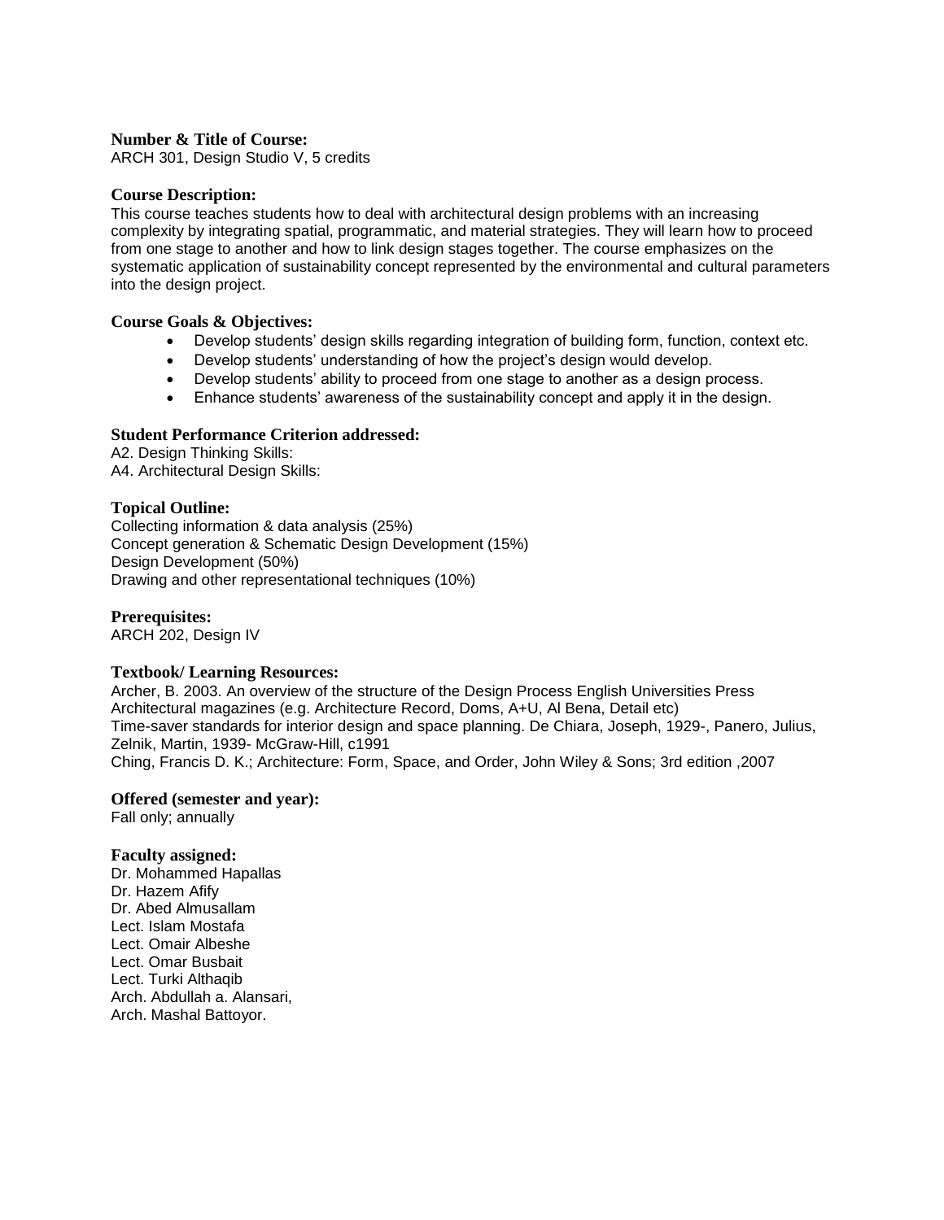**Number & Title of Course:**
ARCH 301, Design Studio V, 5 credits

**Course Description:**
This course teaches students how to deal with architectural design problems with an increasing complexity by integrating spatial, programmatic, and material strategies. They will learn how to proceed from one stage to another and how to link design stages together. The course emphasizes on the systematic application of sustainability concept represented by the environmental and cultural parameters into the design project.

**Course Goals & Objectives:**

- Develop students' design skills regarding integration of building form, function, context etc.
- Develop students' understanding of how the project's design would develop.
- Develop students' ability to proceed from one stage to another as a design process.
- Enhance students' awareness of the sustainability concept and apply it in the design.

**Student Performance Criterion addressed:**
A2. Design Thinking Skills:
A4. Architectural Design Skills:

**Topical Outline:**
Collecting information & data analysis (25%)
Concept generation & Schematic Design Development (15%)
Design Development (50%)
Drawing and other representational techniques (10%)

**Prerequisites:**
ARCH 202, Design IV

**Textbook/ Learning Resources:**
Archer, B. 2003. An overview of the structure of the Design Process English Universities Press
Architectural magazines (e.g. Architecture Record, Doms, A+U, Al Bena, Detail etc)
Time-saver standards for interior design and space planning. De Chiara, Joseph, 1929-, Panero, Julius, Zelnik, Martin, 1939- McGraw-Hill, c1991
Ching, Francis D. K.; Architecture: Form, Space, and Order, John Wiley & Sons; 3rd edition ,2007

**Offered (semester and year):**
Fall only; annually

**Faculty assigned:**
Dr. Mohammed Hapallas
Dr. Hazem Afify
Dr. Abed Almusallam
Lect. Islam Mostafa
Lect. Omair Albeshe
Lect. Omar Busbait
Lect. Turki Althaqib
Arch. Abdullah a. Alansari,
Arch. Mashal Battoyor.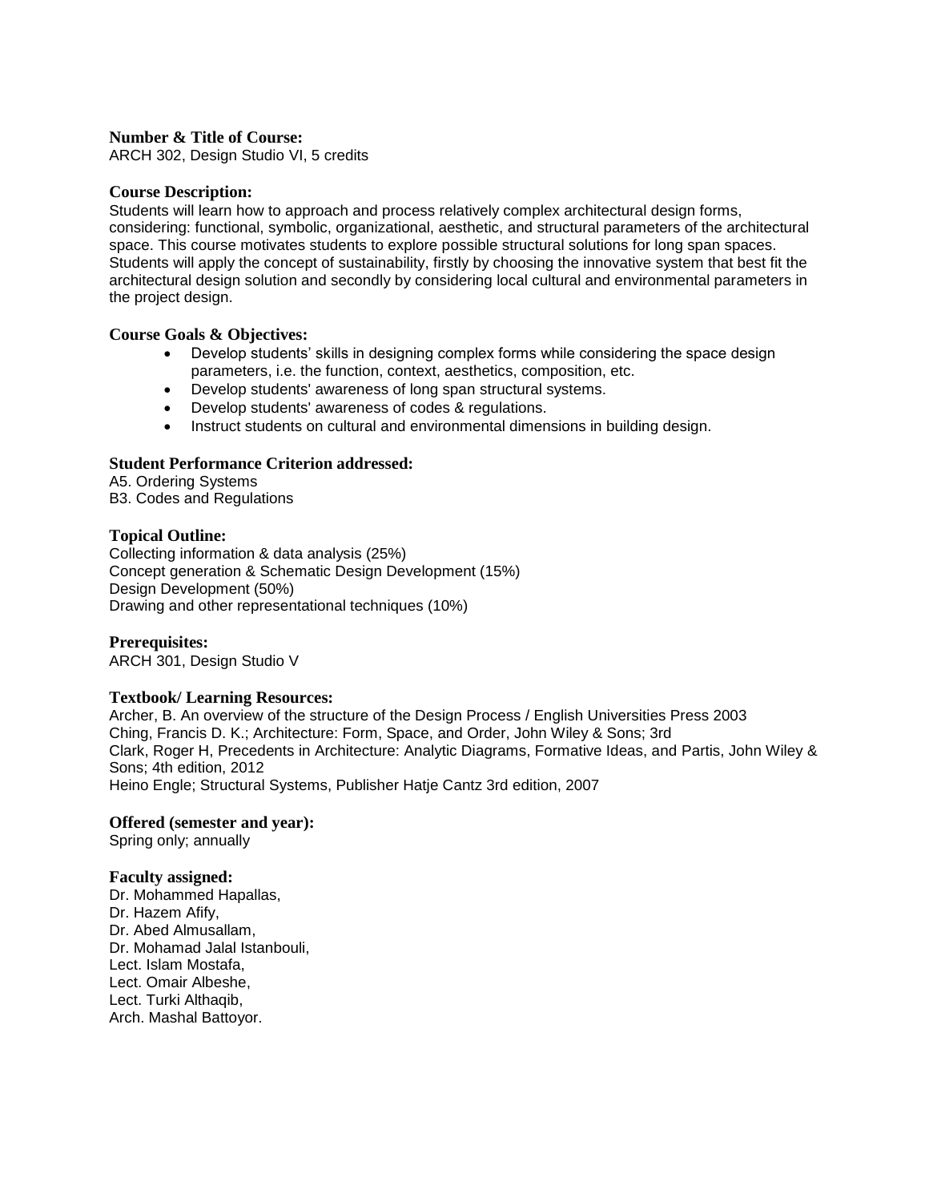**Number & Title of Course:**
ARCH 302, Design Studio VI, 5 credits

**Course Description:**
Students will learn how to approach and process relatively complex architectural design forms, considering: functional, symbolic, organizational, aesthetic, and structural parameters of the architectural space. This course motivates students to explore possible structural solutions for long span spaces. Students will apply the concept of sustainability, firstly by choosing the innovative system that best fit the architectural design solution and secondly by considering local cultural and environmental parameters in the project design.

**Course Goals & Objectives:**

- Develop students' skills in designing complex forms while considering the space design parameters, i.e. the function, context, aesthetics, composition, etc.
- Develop students' awareness of long span structural systems.
- Develop students' awareness of codes & regulations.
- Instruct students on cultural and environmental dimensions in building design.

**Student Performance Criterion addressed:**
A5. Ordering Systems
B3. Codes and Regulations

**Topical Outline:**
Collecting information & data analysis (25%)
Concept generation & Schematic Design Development (15%)
Design Development (50%)
Drawing and other representational techniques (10%)

**Prerequisites:**
ARCH 301, Design Studio V

**Textbook/ Learning Resources:**
Archer, B. An overview of the structure of the Design Process / English Universities Press 2003
Ching, Francis D. K.; Architecture: Form, Space, and Order, John Wiley & Sons; 3rd
Clark, Roger H, Precedents in Architecture: Analytic Diagrams, Formative Ideas, and Partis, John Wiley & Sons; 4th edition, 2012
Heino Engle; Structural Systems, Publisher Hatje Cantz 3rd edition, 2007

**Offered (semester and year):**
Spring only; annually

**Faculty assigned:**
Dr. Mohammed Hapallas,
Dr. Hazem Afify,
Dr. Abed Almusallam,
Dr. Mohamad Jalal Istanbouli,
Lect. Islam Mostafa,
Lect. Omair Albeshe,
Lect. Turki Althaqib,
Arch. Mashal Battoyor.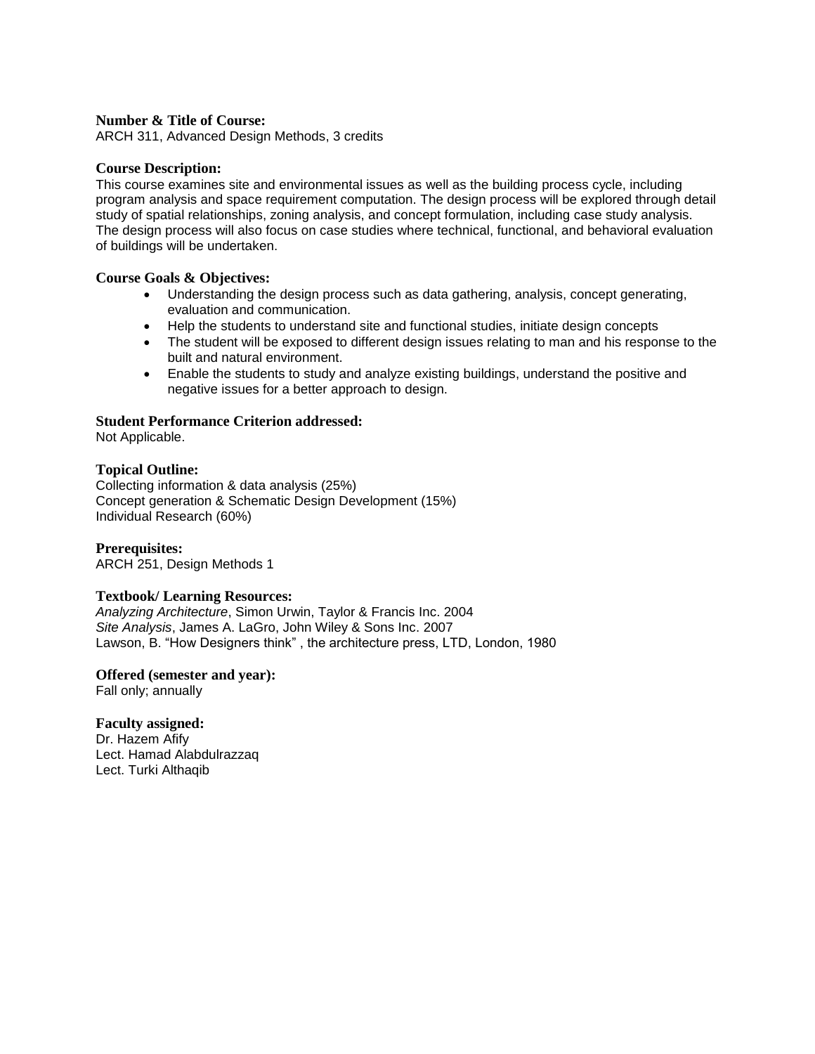**Number & Title of Course:**
ARCH 311, Advanced Design Methods, 3 credits

**Course Description:**
This course examines site and environmental issues as well as the building process cycle, including program analysis and space requirement computation. The design process will be explored through detail study of spatial relationships, zoning analysis, and concept formulation, including case study analysis. The design process will also focus on case studies where technical, functional, and behavioral evaluation of buildings will be undertaken.

**Course Goals & Objectives:**

- Understanding the design process such as data gathering, analysis, concept generating, evaluation and communication.
- Help the students to understand site and functional studies, initiate design concepts
- The student will be exposed to different design issues relating to man and his response to the built and natural environment.
- Enable the students to study and analyze existing buildings, understand the positive and negative issues for a better approach to design.

**Student Performance Criterion addressed:**
Not Applicable.

**Topical Outline:**
Collecting information & data analysis (25%)
Concept generation & Schematic Design Development (15%)
Individual Research (60%)

**Prerequisites:**
ARCH 251, Design Methods 1

**Textbook/ Learning Resources:**
*Analyzing Architecture*, Simon Urwin, Taylor & Francis Inc. 2004
*Site Analysis*, James A. LaGro, John Wiley & Sons Inc. 2007
Lawson, B. "How Designers think" , the architecture press, LTD, London, 1980

**Offered (semester and year):**
Fall only; annually

**Faculty assigned:**
Dr. Hazem Afify
Lect. Hamad Alabdulrazzaq
Lect. Turki Althaqib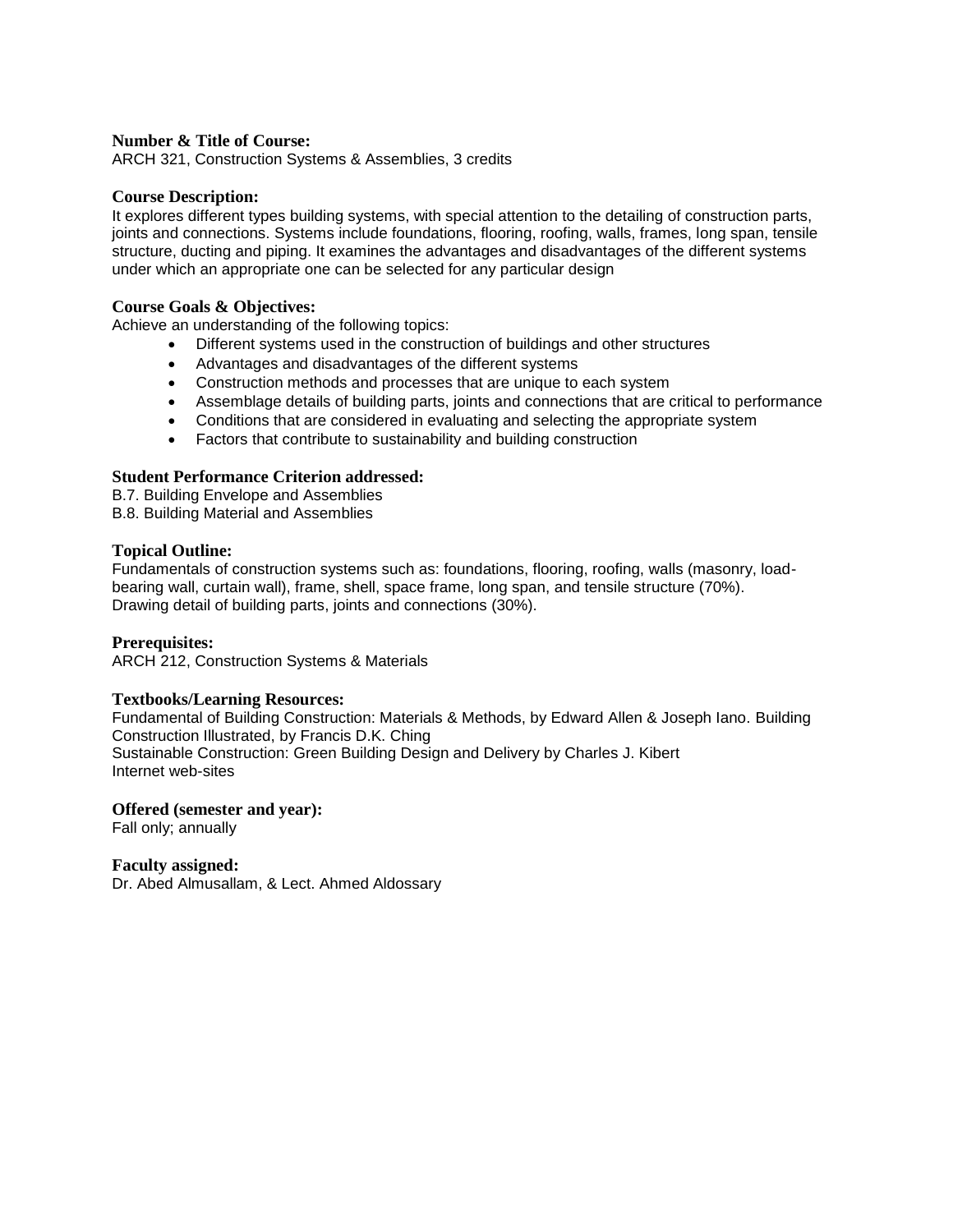**Number & Title of Course:**
ARCH 321, Construction Systems & Assemblies, 3 credits

**Course Description:**
It explores different types building systems, with special attention to the detailing of construction parts, joints and connections. Systems include foundations, flooring, roofing, walls, frames, long span, tensile structure, ducting and piping. It examines the advantages and disadvantages of the different systems under which an appropriate one can be selected for any particular design

**Course Goals & Objectives:**
Achieve an understanding of the following topics:

- Different systems used in the construction of buildings and other structures
- Advantages and disadvantages of the different systems
- Construction methods and processes that are unique to each system
- Assemblage details of building parts, joints and connections that are critical to performance
- Conditions that are considered in evaluating and selecting the appropriate system
- Factors that contribute to sustainability and building construction

**Student Performance Criterion addressed:**
B.7. Building Envelope and Assemblies
B.8. Building Material and Assemblies

**Topical Outline:**
Fundamentals of construction systems such as: foundations, flooring, roofing, walls (masonry, load-bearing wall, curtain wall), frame, shell, space frame, long span, and tensile structure (70%).
Drawing detail of building parts, joints and connections (30%).

**Prerequisites:**
ARCH 212, Construction Systems & Materials

**Textbooks/Learning Resources:**
Fundamental of Building Construction: Materials & Methods, by Edward Allen & Joseph Iano. Building Construction Illustrated, by Francis D.K. Ching
Sustainable Construction: Green Building Design and Delivery by Charles J. Kibert
Internet web-sites

**Offered (semester and year):**
Fall only; annually

**Faculty assigned:**
Dr. Abed Almusallam, & Lect. Ahmed Aldossary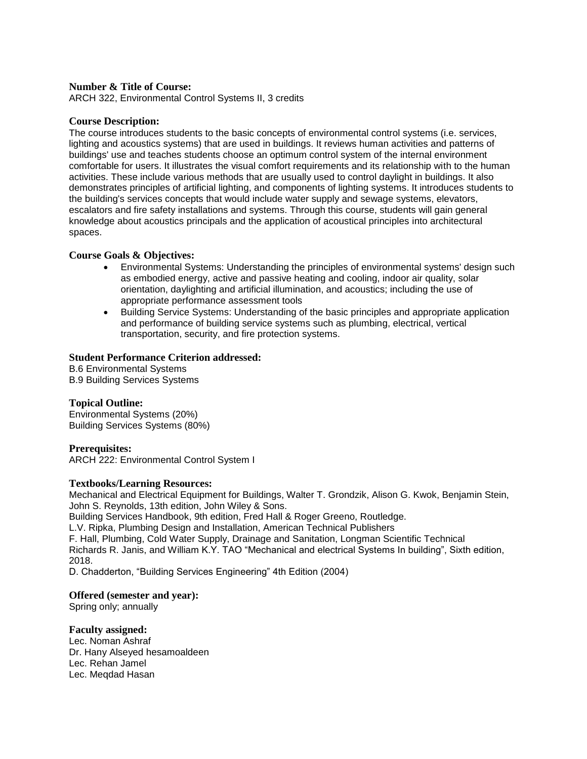**Number & Title of Course:**
ARCH 322, Environmental Control Systems II, 3 credits

**Course Description:**
The course introduces students to the basic concepts of environmental control systems (i.e. services, lighting and acoustics systems) that are used in buildings. It reviews human activities and patterns of buildings' use and teaches students choose an optimum control system of the internal environment comfortable for users. It illustrates the visual comfort requirements and its relationship with to the human activities. These include various methods that are usually used to control daylight in buildings. It also demonstrates principles of artificial lighting, and components of lighting systems. It introduces students to the building's services concepts that would include water supply and sewage systems, elevators, escalators and fire safety installations and systems. Through this course, students will gain general knowledge about acoustics principals and the application of acoustical principles into architectural spaces.

**Course Goals & Objectives:**

- Environmental Systems: Understanding the principles of environmental systems' design such as embodied energy, active and passive heating and cooling, indoor air quality, solar orientation, daylighting and artificial illumination, and acoustics; including the use of appropriate performance assessment tools
- Building Service Systems: Understanding of the basic principles and appropriate application and performance of building service systems such as plumbing, electrical, vertical transportation, security, and fire protection systems.

**Student Performance Criterion addressed:**
B.6 Environmental Systems
B.9 Building Services Systems

**Topical Outline:**
Environmental Systems (20%)
Building Services Systems (80%)

**Prerequisites:**
ARCH 222: Environmental Control System I

**Textbooks/Learning Resources:**
Mechanical and Electrical Equipment for Buildings, Walter T. Grondzik, Alison G. Kwok, Benjamin Stein, John S. Reynolds, 13th edition, John Wiley & Sons.
Building Services Handbook, 9th edition, Fred Hall & Roger Greeno, Routledge.
L.V. Ripka, Plumbing Design and Installation, American Technical Publishers
F. Hall, Plumbing, Cold Water Supply, Drainage and Sanitation, Longman Scientific Technical
Richards R. Janis, and William K.Y. TAO "Mechanical and electrical Systems In building", Sixth edition, 2018.
D. Chadderton, "Building Services Engineering" 4th Edition (2004)

**Offered (semester and year):**
Spring only; annually

**Faculty assigned:**
Lec. Noman Ashraf
Dr. Hany Alseyed hesamoaldeen
Lec. Rehan Jamel
Lec. Meqdad Hasan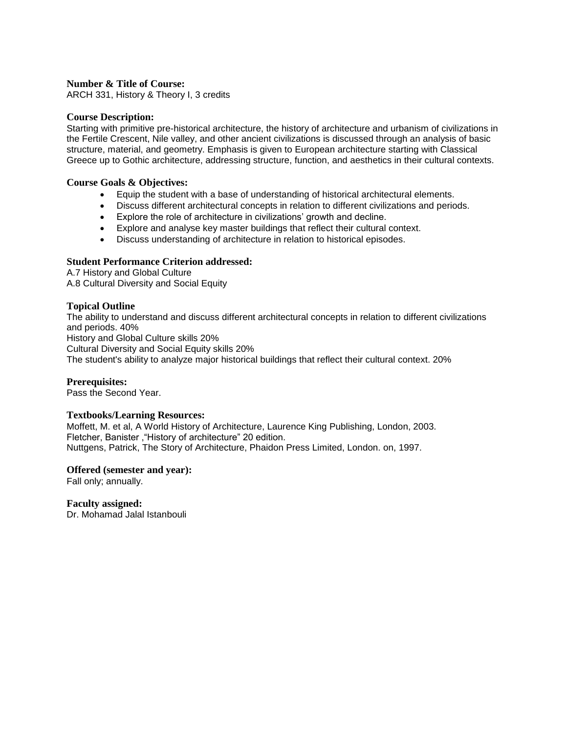**Number & Title of Course:**
ARCH 331, History & Theory I, 3 credits

**Course Description:**
Starting with primitive pre-historical architecture, the history of architecture and urbanism of civilizations in the Fertile Crescent, Nile valley, and other ancient civilizations is discussed through an analysis of basic structure, material, and geometry. Emphasis is given to European architecture starting with Classical Greece up to Gothic architecture, addressing structure, function, and aesthetics in their cultural contexts.

**Course Goals & Objectives:**

- Equip the student with a base of understanding of historical architectural elements.
- Discuss different architectural concepts in relation to different civilizations and periods.
- Explore the role of architecture in civilizations' growth and decline.
- Explore and analyse key master buildings that reflect their cultural context.
- Discuss understanding of architecture in relation to historical episodes.

**Student Performance Criterion addressed:**
A.7 History and Global Culture
A.8 Cultural Diversity and Social Equity

**Topical Outline**
The ability to understand and discuss different architectural concepts in relation to different civilizations and periods. 40%
History and Global Culture skills 20%
Cultural Diversity and Social Equity skills 20%
The student's ability to analyze major historical buildings that reflect their cultural context. 20%

**Prerequisites:**
Pass the Second Year.

**Textbooks/Learning Resources:**
Moffett, M. et al, A World History of Architecture, Laurence King Publishing, London, 2003.
Fletcher, Banister ,"History of architecture" 20 edition.
Nuttgens, Patrick, The Story of Architecture, Phaidon Press Limited, London. on, 1997.

**Offered (semester and year):**
Fall only; annually.

**Faculty assigned:**
Dr. Mohamad Jalal Istanbouli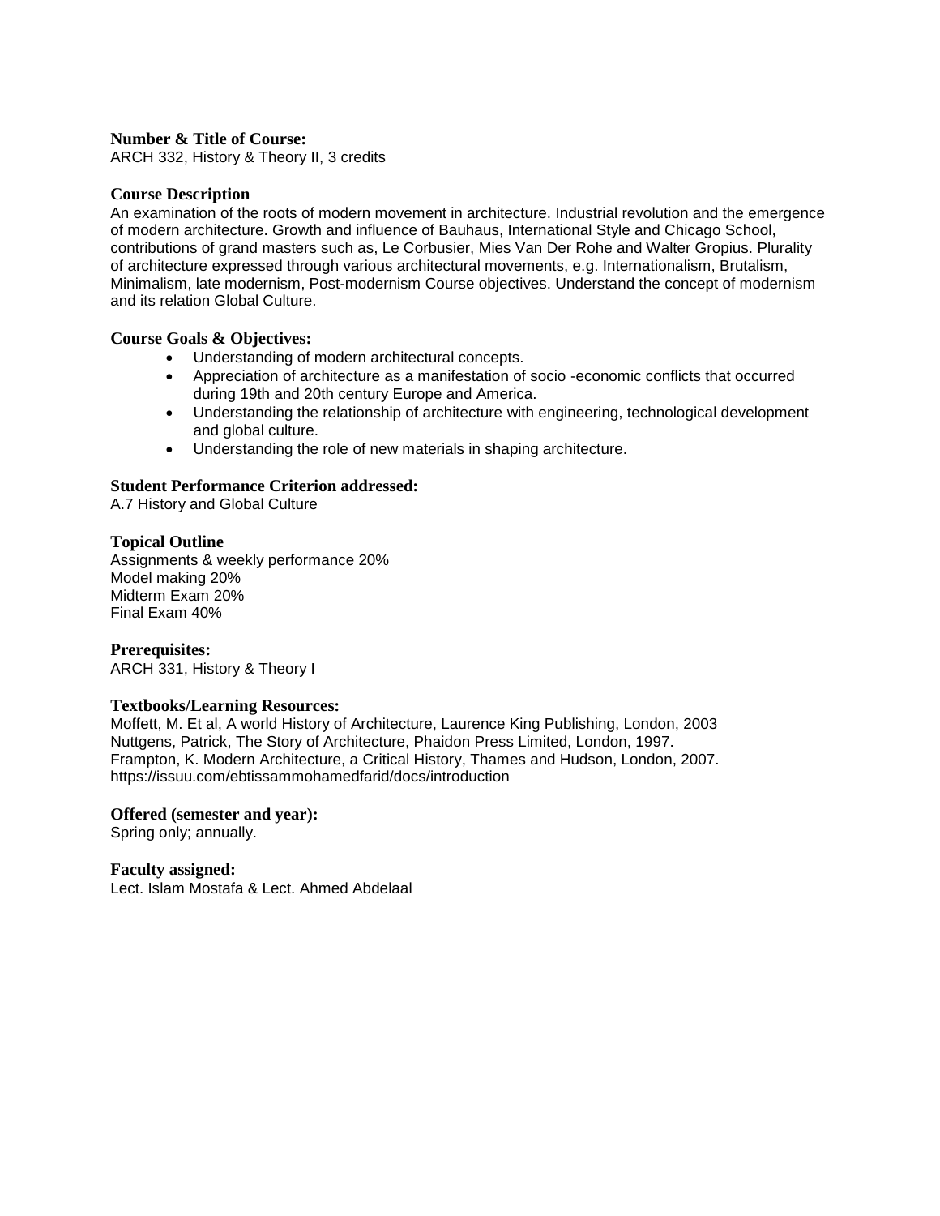**Number & Title of Course:**
ARCH 332, History & Theory II, 3 credits

**Course Description**
An examination of the roots of modern movement in architecture. Industrial revolution and the emergence of modern architecture. Growth and influence of Bauhaus, International Style and Chicago School, contributions of grand masters such as, Le Corbusier, Mies Van Der Rohe and Walter Gropius. Plurality of architecture expressed through various architectural movements, e.g. Internationalism, Brutalism, Minimalism, late modernism, Post-modernism Course objectives. Understand the concept of modernism and its relation Global Culture.

**Course Goals & Objectives:**

- Understanding of modern architectural concepts.
- Appreciation of architecture as a manifestation of socio -economic conflicts that occurred during 19th and 20th century Europe and America.
- Understanding the relationship of architecture with engineering, technological development and global culture.
- Understanding the role of new materials in shaping architecture.

**Student Performance Criterion addressed:**
A.7 History and Global Culture

**Topical Outline**
Assignments & weekly performance 20%
Model making 20%
Midterm Exam 20%
Final Exam 40%

**Prerequisites:**
ARCH 331, History & Theory I

**Textbooks/Learning Resources:**
Moffett, M. Et al, A world History of Architecture, Laurence King Publishing, London, 2003
Nuttgens, Patrick, The Story of Architecture, Phaidon Press Limited, London, 1997.
Frampton, K. Modern Architecture, a Critical History, Thames and Hudson, London, 2007.
https://issuu.com/ebtissammohamedfarid/docs/introduction

**Offered (semester and year):**
Spring only; annually.

**Faculty assigned:**
Lect. Islam Mostafa & Lect. Ahmed Abdelaal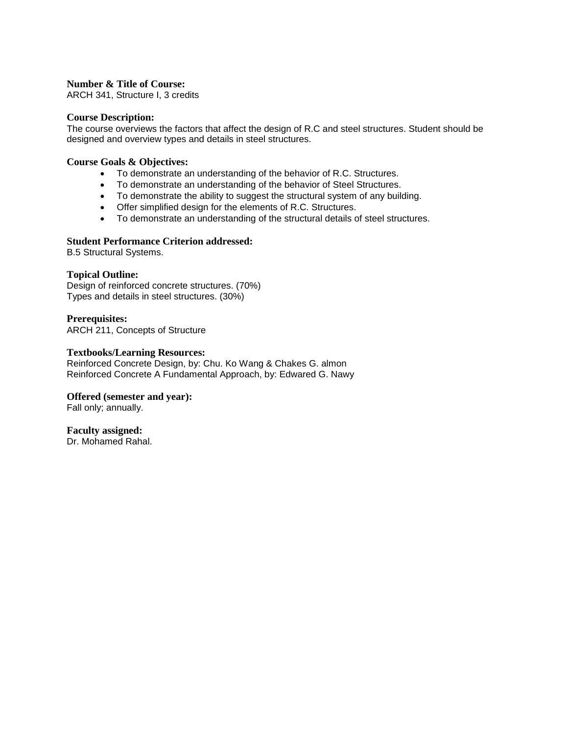**Number & Title of Course:**
ARCH 341, Structure I, 3 credits

**Course Description:**
The course overviews the factors that affect the design of R.C and steel structures. Student should be designed and overview types and details in steel structures.

**Course Goals & Objectives:**

- To demonstrate an understanding of the behavior of R.C. Structures.
- To demonstrate an understanding of the behavior of Steel Structures.
- To demonstrate the ability to suggest the structural system of any building.
- Offer simplified design for the elements of R.C. Structures.
- To demonstrate an understanding of the structural details of steel structures.

**Student Performance Criterion addressed:**
B.5 Structural Systems.

**Topical Outline:**
Design of reinforced concrete structures. (70%)
Types and details in steel structures. (30%)

**Prerequisites:**
ARCH 211, Concepts of Structure

**Textbooks/Learning Resources:**
Reinforced Concrete Design, by: Chu. Ko Wang & Chakes G. almon
Reinforced Concrete A Fundamental Approach, by: Edwared G. Nawy

**Offered (semester and year):**
Fall only; annually.

**Faculty assigned:**
Dr. Mohamed Rahal.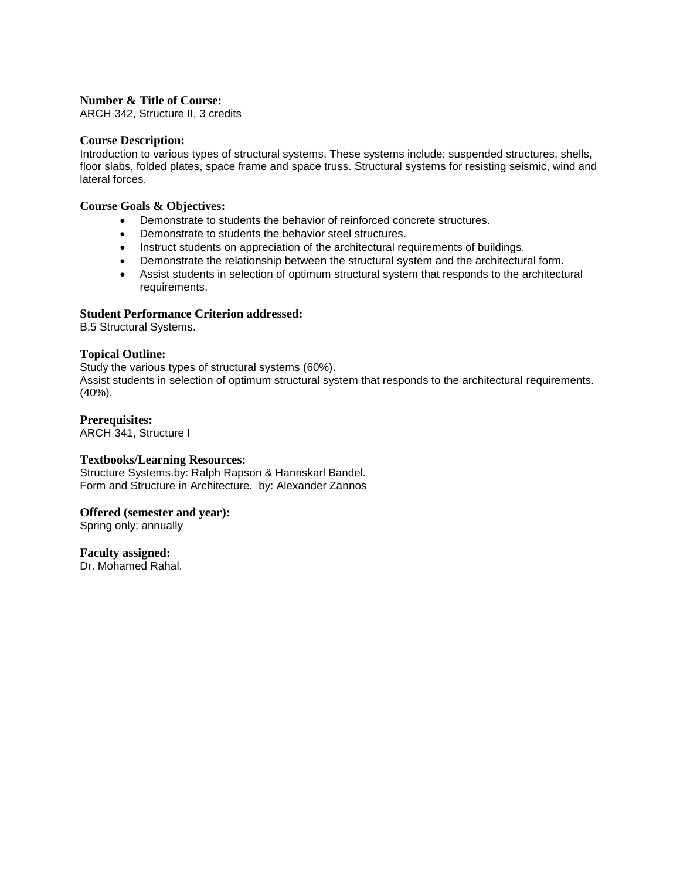**Number & Title of Course:**
ARCH 342, Structure II, 3 credits

**Course Description:**
Introduction to various types of structural systems. These systems include: suspended structures, shells, floor slabs, folded plates, space frame and space truss. Structural systems for resisting seismic, wind and lateral forces.

**Course Goals & Objectives:**

- Demonstrate to students the behavior of reinforced concrete structures.
- Demonstrate to students the behavior steel structures.
- Instruct students on appreciation of the architectural requirements of buildings.
- Demonstrate the relationship between the structural system and the architectural form.
- Assist students in selection of optimum structural system that responds to the architectural requirements.

**Student Performance Criterion addressed:**
B.5 Structural Systems.

**Topical Outline:**
Study the various types of structural systems (60%).
Assist students in selection of optimum structural system that responds to the architectural requirements. (40%).

**Prerequisites:**
ARCH 341, Structure I

**Textbooks/Learning Resources:**
Structure Systems.by: Ralph Rapson & Hannskarl Bandel.
Form and Structure in Architecture. by: Alexander Zannos

**Offered (semester and year):**
Spring only; annually

**Faculty assigned:**
Dr. Mohamed Rahal.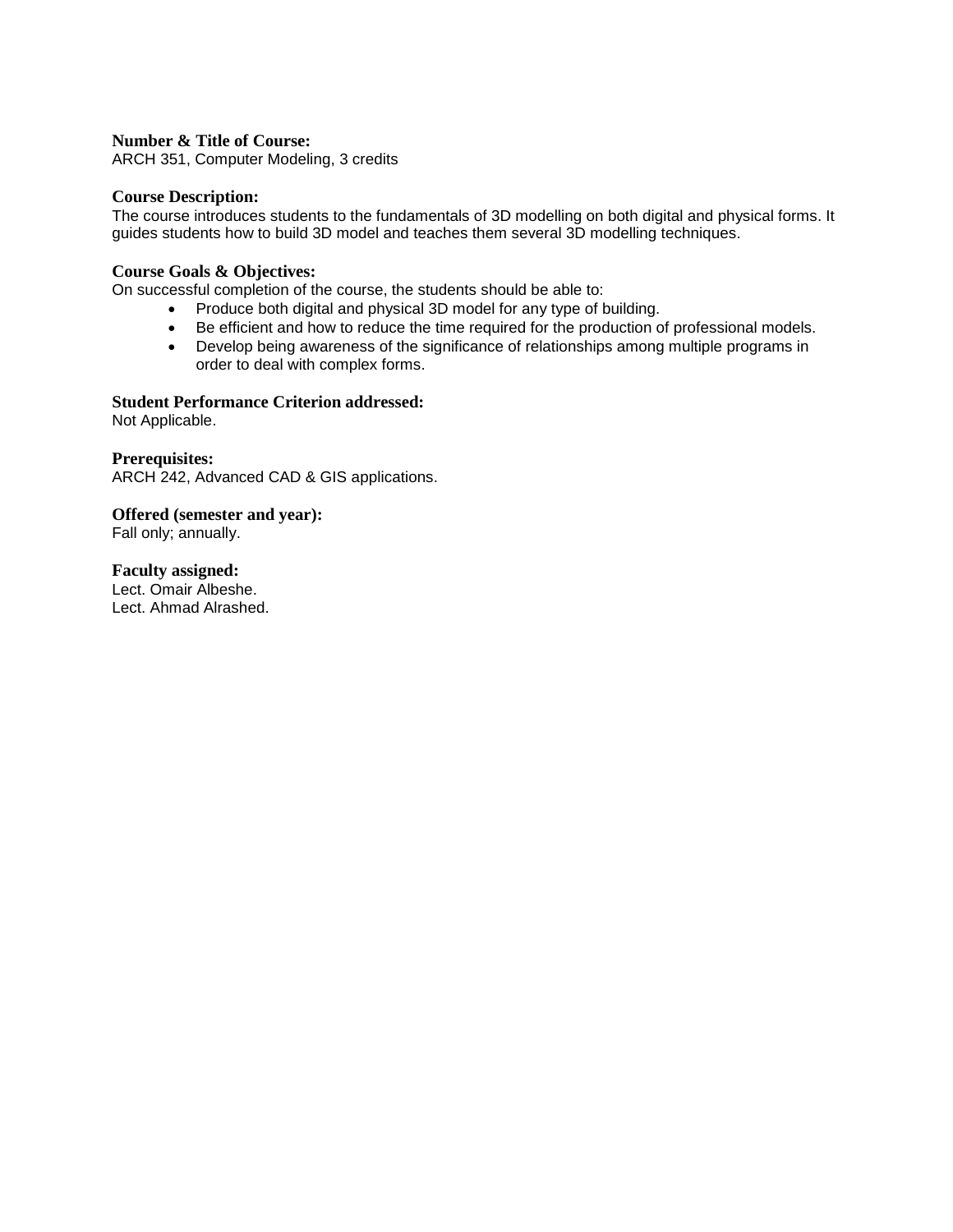**Number & Title of Course:**
ARCH 351, Computer Modeling, 3 credits

**Course Description:**
The course introduces students to the fundamentals of 3D modelling on both digital and physical forms. It guides students how to build 3D model and teaches them several 3D modelling techniques.

**Course Goals & Objectives:**
On successful completion of the course, the students should be able to:

- Produce both digital and physical 3D model for any type of building.
- Be efficient and how to reduce the time required for the production of professional models.
- Develop being awareness of the significance of relationships among multiple programs in order to deal with complex forms.

**Student Performance Criterion addressed:**
Not Applicable.

**Prerequisites:**
ARCH 242, Advanced CAD & GIS applications.

**Offered (semester and year):**
Fall only; annually.

**Faculty assigned:**
Lect. Omair Albeshe.
Lect. Ahmad Alrashed.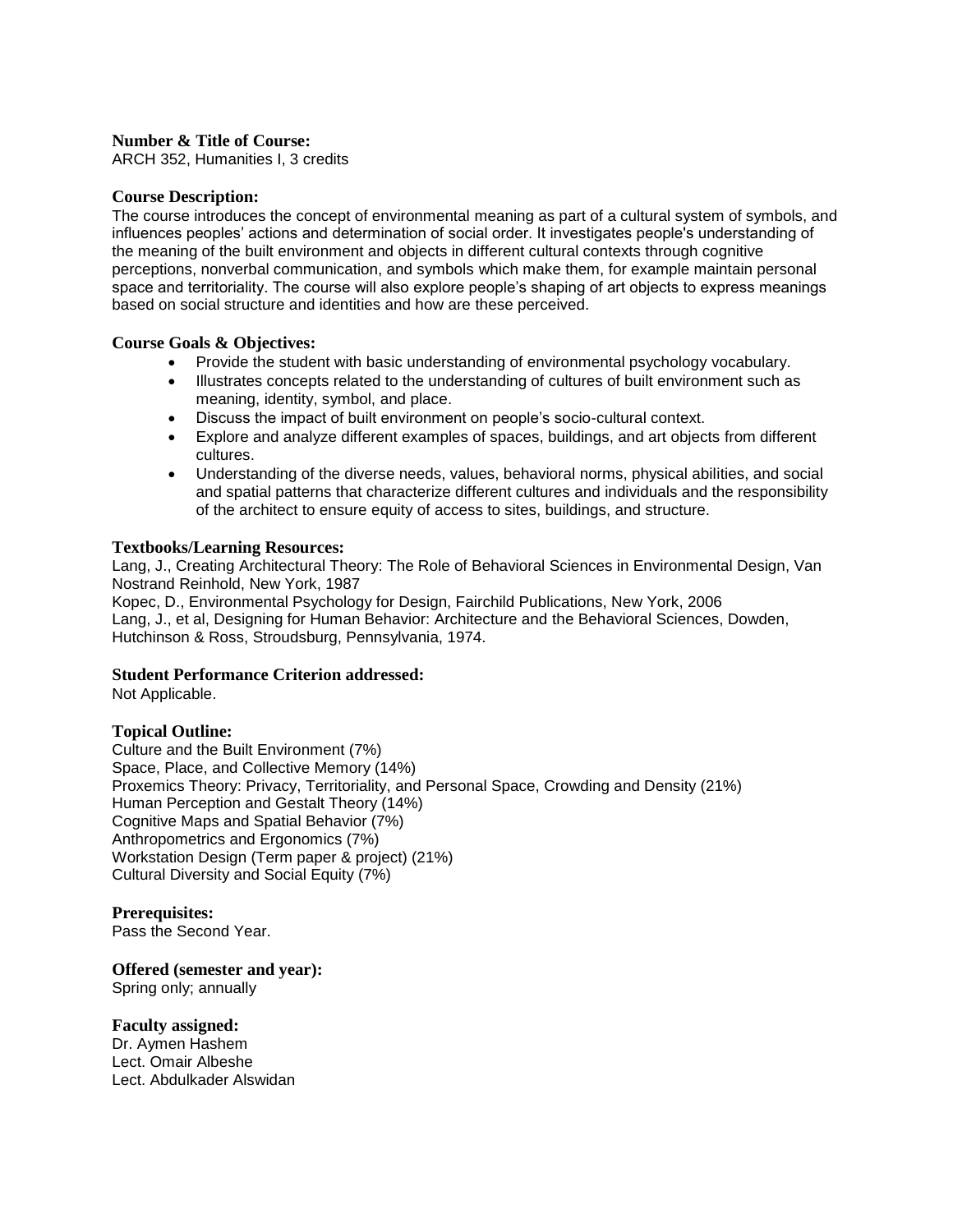**Number & Title of Course:**
ARCH 352, Humanities I, 3 credits

**Course Description:**
The course introduces the concept of environmental meaning as part of a cultural system of symbols, and influences peoples' actions and determination of social order. It investigates people's understanding of the meaning of the built environment and objects in different cultural contexts through cognitive perceptions, nonverbal communication, and symbols which make them, for example maintain personal space and territoriality. The course will also explore people's shaping of art objects to express meanings based on social structure and identities and how are these perceived.

**Course Goals & Objectives:**

- Provide the student with basic understanding of environmental psychology vocabulary.
- Illustrates concepts related to the understanding of cultures of built environment such as meaning, identity, symbol, and place.
- Discuss the impact of built environment on people's socio-cultural context.
- Explore and analyze different examples of spaces, buildings, and art objects from different cultures.
- Understanding of the diverse needs, values, behavioral norms, physical abilities, and social and spatial patterns that characterize different cultures and individuals and the responsibility of the architect to ensure equity of access to sites, buildings, and structure.

**Textbooks/Learning Resources:**
Lang, J., Creating Architectural Theory: The Role of Behavioral Sciences in Environmental Design, Van Nostrand Reinhold, New York, 1987
Kopec, D., Environmental Psychology for Design, Fairchild Publications, New York, 2006
Lang, J., et al, Designing for Human Behavior: Architecture and the Behavioral Sciences, Dowden, Hutchinson & Ross, Stroudsburg, Pennsylvania, 1974.

**Student Performance Criterion addressed:**
Not Applicable.

**Topical Outline:**
Culture and the Built Environment (7%)
Space, Place, and Collective Memory (14%)
Proxemics Theory: Privacy, Territoriality, and Personal Space, Crowding and Density (21%)
Human Perception and Gestalt Theory (14%)
Cognitive Maps and Spatial Behavior (7%)
Anthropometrics and Ergonomics (7%)
Workstation Design (Term paper & project) (21%)
Cultural Diversity and Social Equity (7%)

**Prerequisites:**
Pass the Second Year.

**Offered (semester and year):**
Spring only; annually

**Faculty assigned:**
Dr. Aymen Hashem
Lect. Omair Albeshe
Lect. Abdulkader Alswidan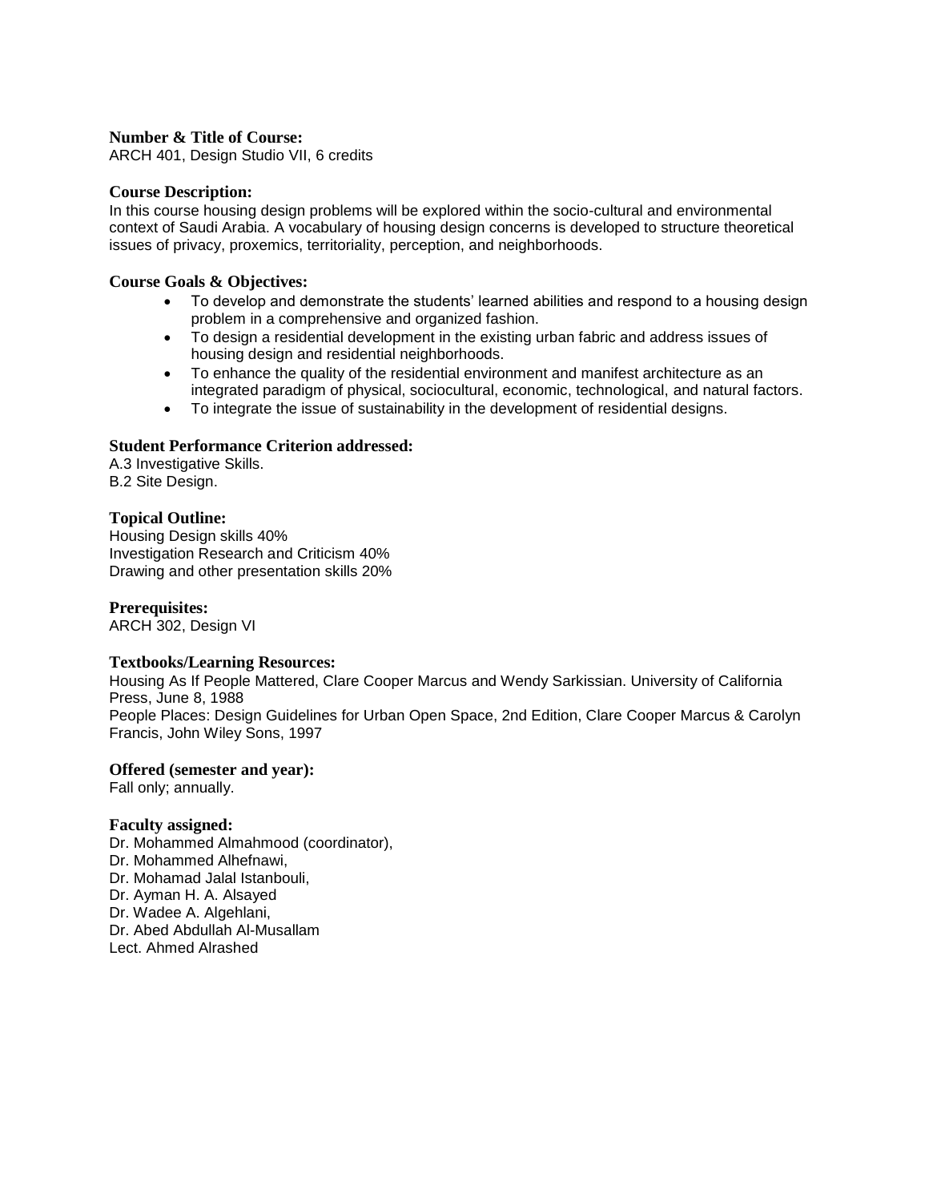**Number & Title of Course:**
ARCH 401, Design Studio VII, 6 credits

**Course Description:**
In this course housing design problems will be explored within the socio-cultural and environmental context of Saudi Arabia. A vocabulary of housing design concerns is developed to structure theoretical issues of privacy, proxemics, territoriality, perception, and neighborhoods.

**Course Goals & Objectives:**

- To develop and demonstrate the students' learned abilities and respond to a housing design problem in a comprehensive and organized fashion.
- To design a residential development in the existing urban fabric and address issues of housing design and residential neighborhoods.
- To enhance the quality of the residential environment and manifest architecture as an integrated paradigm of physical, sociocultural, economic, technological, and natural factors.
- To integrate the issue of sustainability in the development of residential designs.

**Student Performance Criterion addressed:**
A.3 Investigative Skills.
B.2 Site Design.

**Topical Outline:**
Housing Design skills 40%
Investigation Research and Criticism 40%
Drawing and other presentation skills 20%

**Prerequisites:**
ARCH 302, Design VI

**Textbooks/Learning Resources:**
Housing As If People Mattered, Clare Cooper Marcus and Wendy Sarkissian. University of California Press, June 8, 1988
People Places: Design Guidelines for Urban Open Space, 2nd Edition, Clare Cooper Marcus & Carolyn Francis, John Wiley Sons, 1997

**Offered (semester and year):**
Fall only; annually.

**Faculty assigned:**
Dr. Mohammed Almahmood (coordinator),
Dr. Mohammed Alhefnawi,
Dr. Mohamad Jalal Istanbouli,
Dr. Ayman H. A. Alsayed
Dr. Wadee A. Algehlani,
Dr. Abed Abdullah Al-Musallam
Lect. Ahmed Alrashed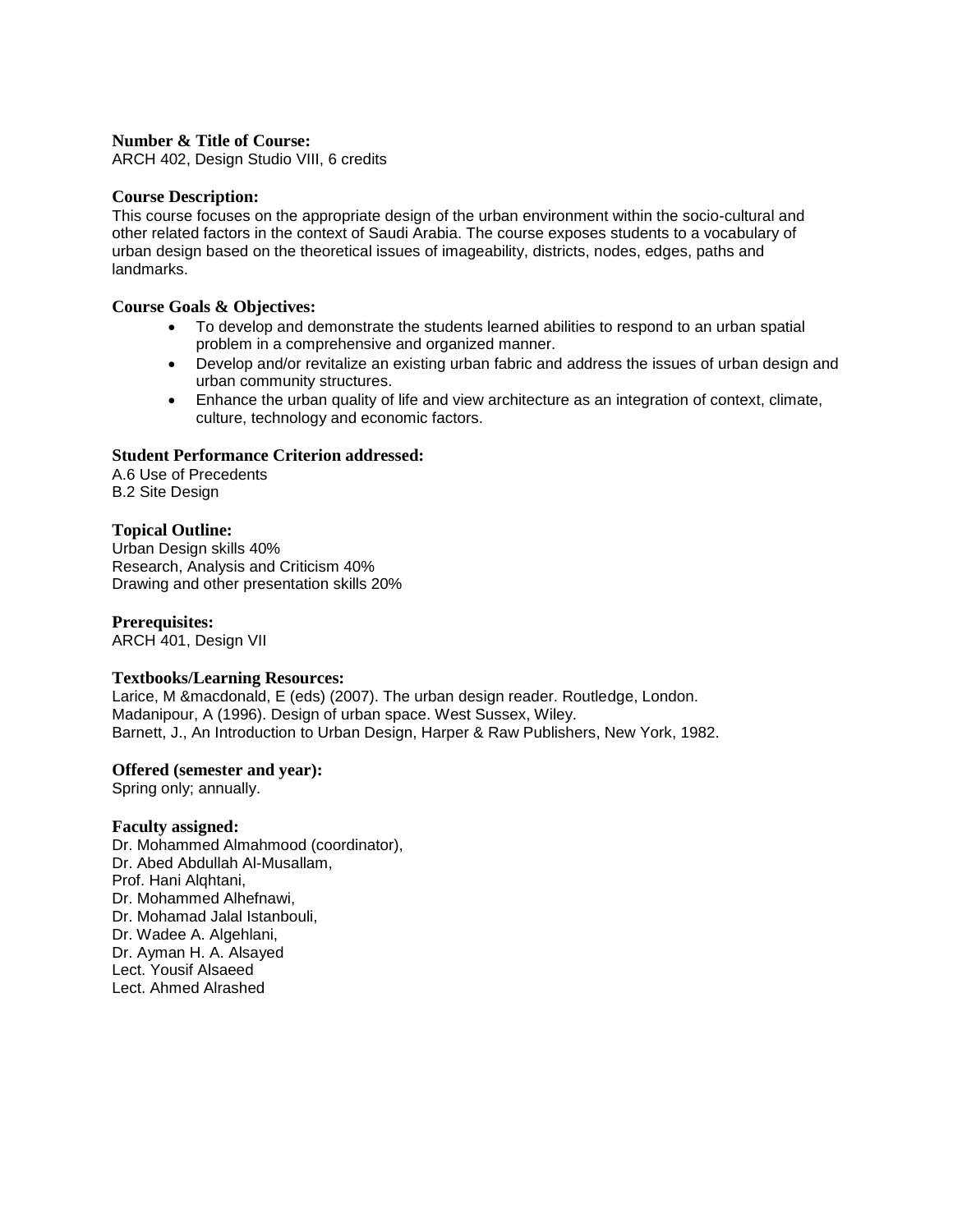**Number & Title of Course:**
ARCH 402, Design Studio VIII, 6 credits

**Course Description:**
This course focuses on the appropriate design of the urban environment within the socio-cultural and other related factors in the context of Saudi Arabia. The course exposes students to a vocabulary of urban design based on the theoretical issues of imageability, districts, nodes, edges, paths and landmarks.

**Course Goals & Objectives:**

- To develop and demonstrate the students learned abilities to respond to an urban spatial problem in a comprehensive and organized manner.
- Develop and/or revitalize an existing urban fabric and address the issues of urban design and urban community structures.
- Enhance the urban quality of life and view architecture as an integration of context, climate, culture, technology and economic factors.

**Student Performance Criterion addressed:**
A.6 Use of Precedents
B.2 Site Design

**Topical Outline:**
Urban Design skills 40%
Research, Analysis and Criticism 40%
Drawing and other presentation skills 20%

**Prerequisites:**
ARCH 401, Design VII

**Textbooks/Learning Resources:**
Larice, M &macdonald, E (eds) (2007). The urban design reader. Routledge, London.
Madanipour, A (1996). Design of urban space. West Sussex, Wiley.
Barnett, J., An Introduction to Urban Design, Harper & Raw Publishers, New York, 1982.

**Offered (semester and year):**
Spring only; annually.

**Faculty assigned:**
Dr. Mohammed Almahmood (coordinator),
Dr. Abed Abdullah Al-Musallam,
Prof. Hani Alqhtani,
Dr. Mohammed Alhefnawi,
Dr. Mohamad Jalal Istanbouli,
Dr. Wadee A. Algehlani,
Dr. Ayman H. A. Alsayed
Lect. Yousif Alsaeed
Lect. Ahmed Alrashed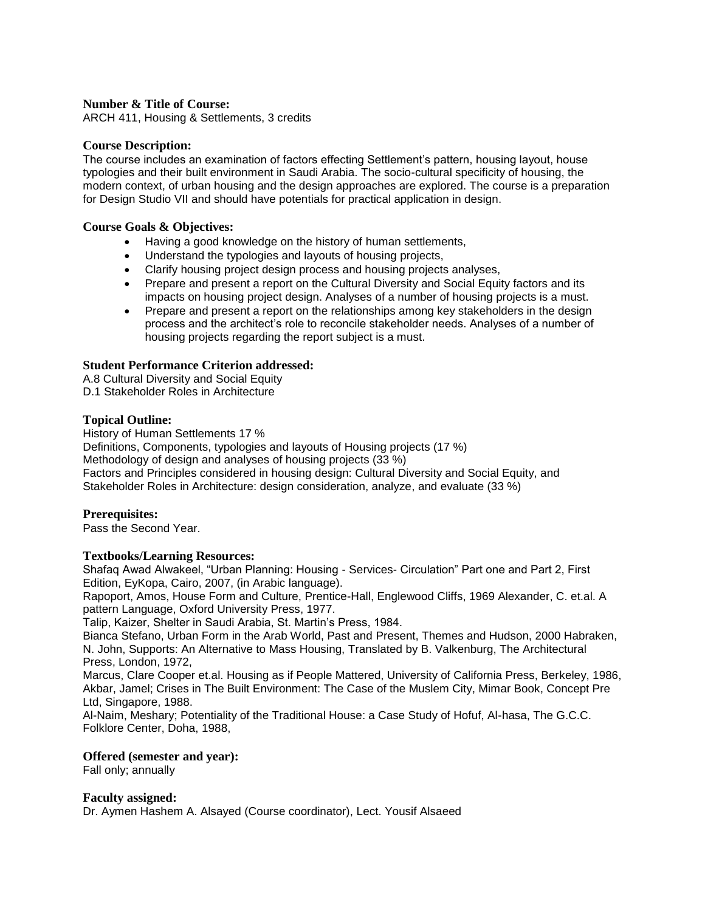**Number & Title of Course:**
ARCH 411, Housing & Settlements, 3 credits

**Course Description:**
The course includes an examination of factors effecting Settlement's pattern, housing layout, house typologies and their built environment in Saudi Arabia. The socio-cultural specificity of housing, the modern context, of urban housing and the design approaches are explored. The course is a preparation for Design Studio VII and should have potentials for practical application in design.

**Course Goals & Objectives:**

- Having a good knowledge on the history of human settlements,
- Understand the typologies and layouts of housing projects,
- Clarify housing project design process and housing projects analyses,
- Prepare and present a report on the Cultural Diversity and Social Equity factors and its impacts on housing project design. Analyses of a number of housing projects is a must.
- Prepare and present a report on the relationships among key stakeholders in the design process and the architect's role to reconcile stakeholder needs. Analyses of a number of housing projects regarding the report subject is a must.

**Student Performance Criterion addressed:**
A.8 Cultural Diversity and Social Equity
D.1 Stakeholder Roles in Architecture

**Topical Outline:**
History of Human Settlements 17 %
Definitions, Components, typologies and layouts of Housing projects (17 %)
Methodology of design and analyses of housing projects (33 %)
Factors and Principles considered in housing design: Cultural Diversity and Social Equity, and Stakeholder Roles in Architecture: design consideration, analyze, and evaluate (33 %)

**Prerequisites:**
Pass the Second Year.

**Textbooks/Learning Resources:**
Shafaq Awad Alwakeel, "Urban Planning: Housing - Services- Circulation" Part one and Part 2, First Edition, EyKopa, Cairo, 2007, (in Arabic language).
Rapoport, Amos, House Form and Culture, Prentice-Hall, Englewood Cliffs, 1969 Alexander, C. et.al. A pattern Language, Oxford University Press, 1977.
Talip, Kaizer, Shelter in Saudi Arabia, St. Martin's Press, 1984.
Bianca Stefano, Urban Form in the Arab World, Past and Present, Themes and Hudson, 2000 Habraken, N. John, Supports: An Alternative to Mass Housing, Translated by B. Valkenburg, The Architectural Press, London, 1972,
Marcus, Clare Cooper et.al. Housing as if People Mattered, University of California Press, Berkeley, 1986, Akbar, Jamel; Crises in The Built Environment: The Case of the Muslem City, Mimar Book, Concept Pre Ltd, Singapore, 1988.
Al-Naim, Meshary; Potentiality of the Traditional House: a Case Study of Hofuf, Al-hasa, The G.C.C. Folklore Center, Doha, 1988,

**Offered (semester and year):**
Fall only; annually

**Faculty assigned:**
Dr. Aymen Hashem A. Alsayed (Course coordinator), Lect. Yousif Alsaeed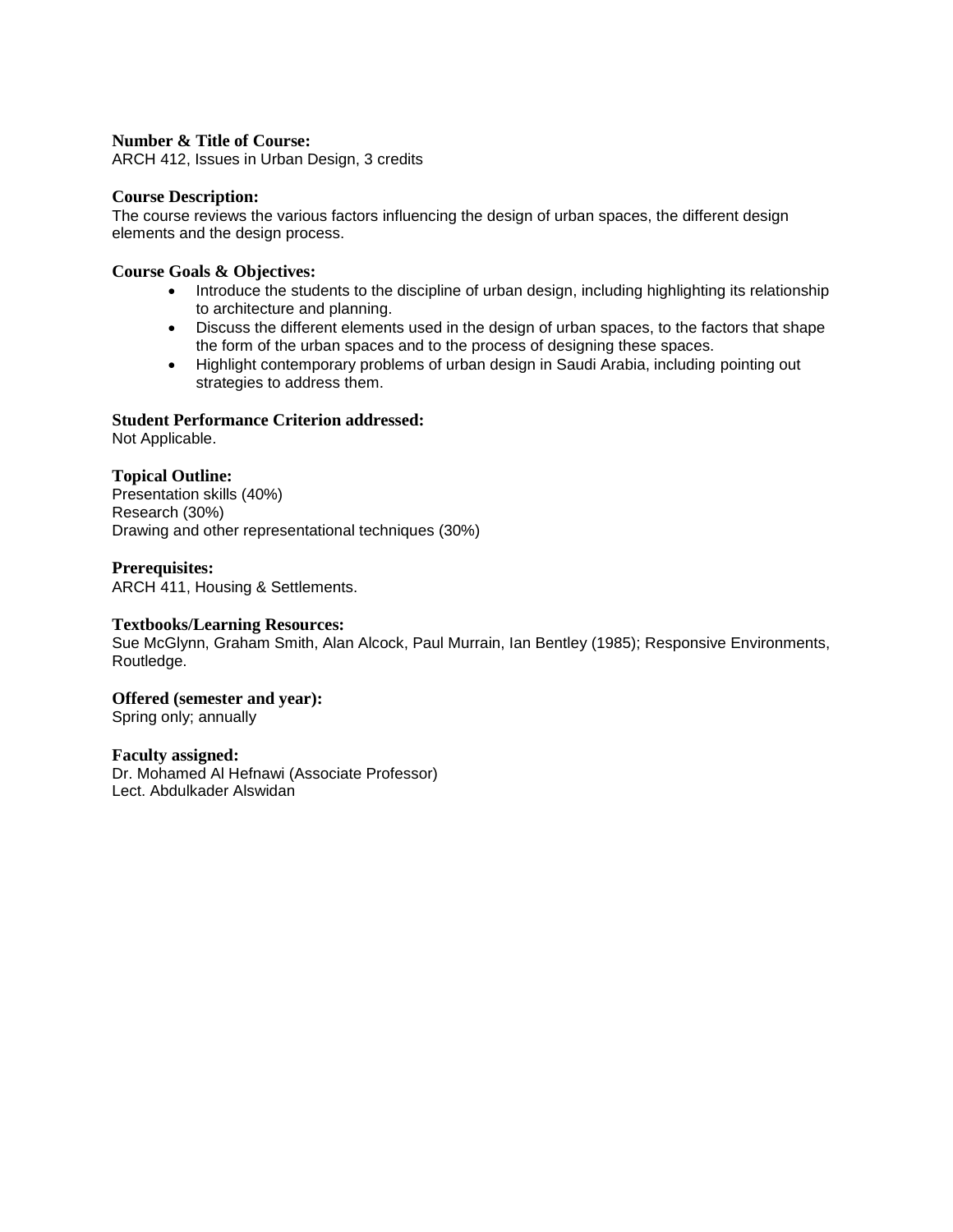**Number & Title of Course:**
ARCH 412, Issues in Urban Design, 3 credits

**Course Description:**
The course reviews the various factors influencing the design of urban spaces, the different design elements and the design process.

**Course Goals & Objectives:**

- Introduce the students to the discipline of urban design, including highlighting its relationship to architecture and planning.
- Discuss the different elements used in the design of urban spaces, to the factors that shape the form of the urban spaces and to the process of designing these spaces.
- Highlight contemporary problems of urban design in Saudi Arabia, including pointing out strategies to address them.

**Student Performance Criterion addressed:**
Not Applicable.

**Topical Outline:**
Presentation skills (40%)
Research (30%)
Drawing and other representational techniques (30%)

**Prerequisites:**
ARCH 411, Housing & Settlements.

**Textbooks/Learning Resources:**
Sue McGlynn, Graham Smith, Alan Alcock, Paul Murrain, Ian Bentley (1985); Responsive Environments, Routledge.

**Offered (semester and year):**
Spring only; annually

**Faculty assigned:**
Dr. Mohamed Al Hefnawi (Associate Professor)
Lect. Abdulkader Alswidan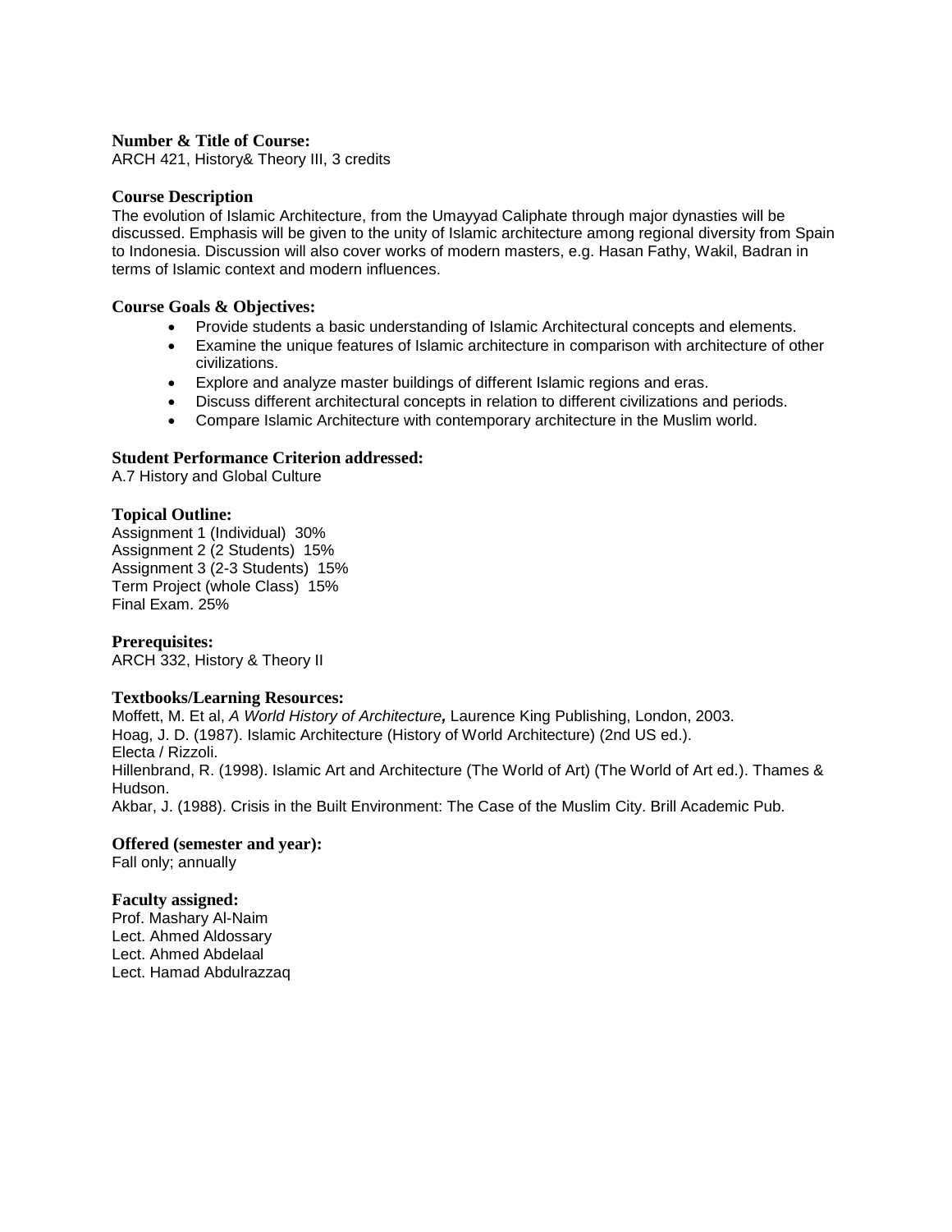**Number & Title of Course:**
ARCH 421, History& Theory III, 3 credits

**Course Description**
The evolution of Islamic Architecture, from the Umayyad Caliphate through major dynasties will be discussed. Emphasis will be given to the unity of Islamic architecture among regional diversity from Spain to Indonesia. Discussion will also cover works of modern masters, e.g. Hasan Fathy, Wakil, Badran in terms of Islamic context and modern influences.

**Course Goals & Objectives:**

- Provide students a basic understanding of Islamic Architectural concepts and elements.
- Examine the unique features of Islamic architecture in comparison with architecture of other civilizations.
- Explore and analyze master buildings of different Islamic regions and eras.
- Discuss different architectural concepts in relation to different civilizations and periods.
- Compare Islamic Architecture with contemporary architecture in the Muslim world.

**Student Performance Criterion addressed:**
A.7 History and Global Culture

**Topical Outline:**
Assignment 1 (Individual) 30%
Assignment 2 (2 Students) 15%
Assignment 3 (2-3 Students) 15%
Term Project (whole Class) 15%
Final Exam. 25%

**Prerequisites:**
ARCH 332, History & Theory II

**Textbooks/Learning Resources:**
Moffett, M. Et al, *A World History of Architecture***,** Laurence King Publishing, London, 2003.
Hoag, J. D. (1987). Islamic Architecture (History of World Architecture) (2nd US ed.). Electa / Rizzoli.
Hillenbrand, R. (1998). Islamic Art and Architecture (The World of Art) (The World of Art ed.). Thames & Hudson.
Akbar, J. (1988). Crisis in the Built Environment: The Case of the Muslim City. Brill Academic Pub.

**Offered (semester and year):**
Fall only; annually

**Faculty assigned:**
Prof. Mashary Al-Naim
Lect. Ahmed Aldossary
Lect. Ahmed Abdelaal
Lect. Hamad Abdulrazzaq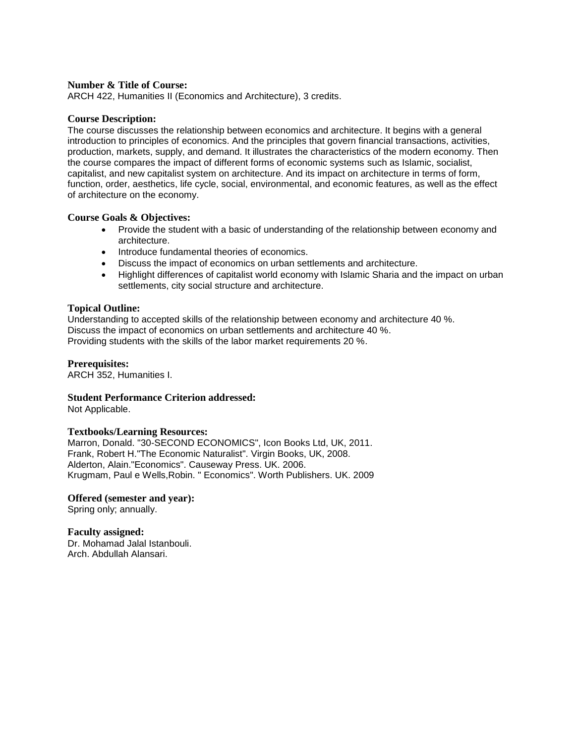**Number & Title of Course:**
ARCH 422, Humanities II (Economics and Architecture), 3 credits.

**Course Description:**
The course discusses the relationship between economics and architecture. It begins with a general introduction to principles of economics. And the principles that govern financial transactions, activities, production, markets, supply, and demand. It illustrates the characteristics of the modern economy. Then the course compares the impact of different forms of economic systems such as Islamic, socialist, capitalist, and new capitalist system on architecture. And its impact on architecture in terms of form, function, order, aesthetics, life cycle, social, environmental, and economic features, as well as the effect of architecture on the economy.

**Course Goals & Objectives:**

- Provide the student with a basic of understanding of the relationship between economy and architecture.
- Introduce fundamental theories of economics.
- Discuss the impact of economics on urban settlements and architecture.
- Highlight differences of capitalist world economy with Islamic Sharia and the impact on urban settlements, city social structure and architecture.

**Topical Outline:**
Understanding to accepted skills of the relationship between economy and architecture 40 %.
Discuss the impact of economics on urban settlements and architecture 40 %.
Providing students with the skills of the labor market requirements 20 %.

**Prerequisites:**
ARCH 352, Humanities I.

**Student Performance Criterion addressed:**
Not Applicable.

**Textbooks/Learning Resources:**
Marron, Donald. "30-SECOND ECONOMICS", Icon Books Ltd, UK, 2011.
Frank, Robert H."The Economic Naturalist". Virgin Books, UK, 2008.
Alderton, Alain."Economics". Causeway Press. UK. 2006.
Krugmam, Paul e Wells,Robin. " Economics". Worth Publishers. UK. 2009

**Offered (semester and year):**
Spring only; annually.

**Faculty assigned:**
Dr. Mohamad Jalal Istanbouli.
Arch. Abdullah Alansari.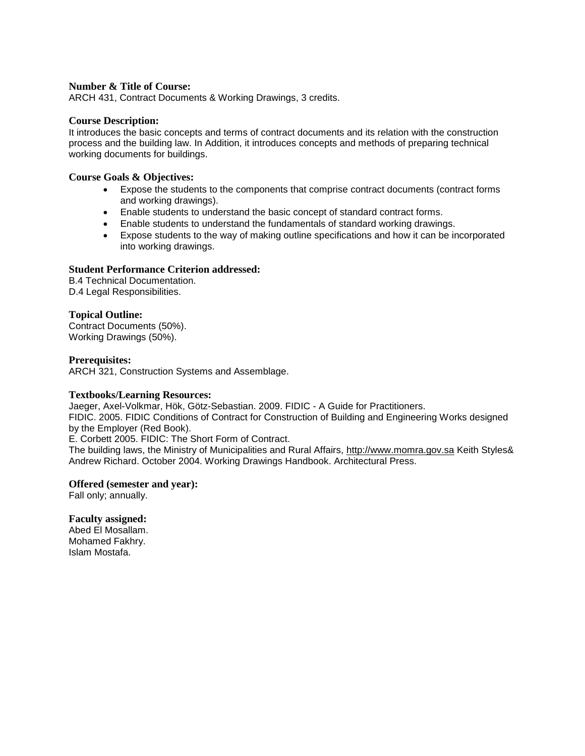**Number & Title of Course:**
ARCH 431, Contract Documents & Working Drawings, 3 credits.

**Course Description:**
It introduces the basic concepts and terms of contract documents and its relation with the construction process and the building law. In Addition, it introduces concepts and methods of preparing technical working documents for buildings.

**Course Goals & Objectives:**

- Expose the students to the components that comprise contract documents (contract forms and working drawings).
- Enable students to understand the basic concept of standard contract forms.
- Enable students to understand the fundamentals of standard working drawings.
- Expose students to the way of making outline specifications and how it can be incorporated into working drawings.

**Student Performance Criterion addressed:**
B.4 Technical Documentation.
D.4 Legal Responsibilities.

**Topical Outline:**
Contract Documents (50%).
Working Drawings (50%).

**Prerequisites:**
ARCH 321, Construction Systems and Assemblage.

**Textbooks/Learning Resources:**
Jaeger, Axel-Volkmar, Hök, Götz-Sebastian. 2009. FIDIC - A Guide for Practitioners.
FIDIC. 2005. FIDIC Conditions of Contract for Construction of Building and Engineering Works designed by the Employer (Red Book).
E. Corbett 2005. FIDIC: The Short Form of Contract.
The building laws, the Ministry of Municipalities and Rural Affairs, http://www.momra.gov.sa Keith Styles& Andrew Richard. October 2004. Working Drawings Handbook. Architectural Press.

**Offered (semester and year):**
Fall only; annually.

**Faculty assigned:**
Abed El Mosallam.
Mohamed Fakhry.
Islam Mostafa.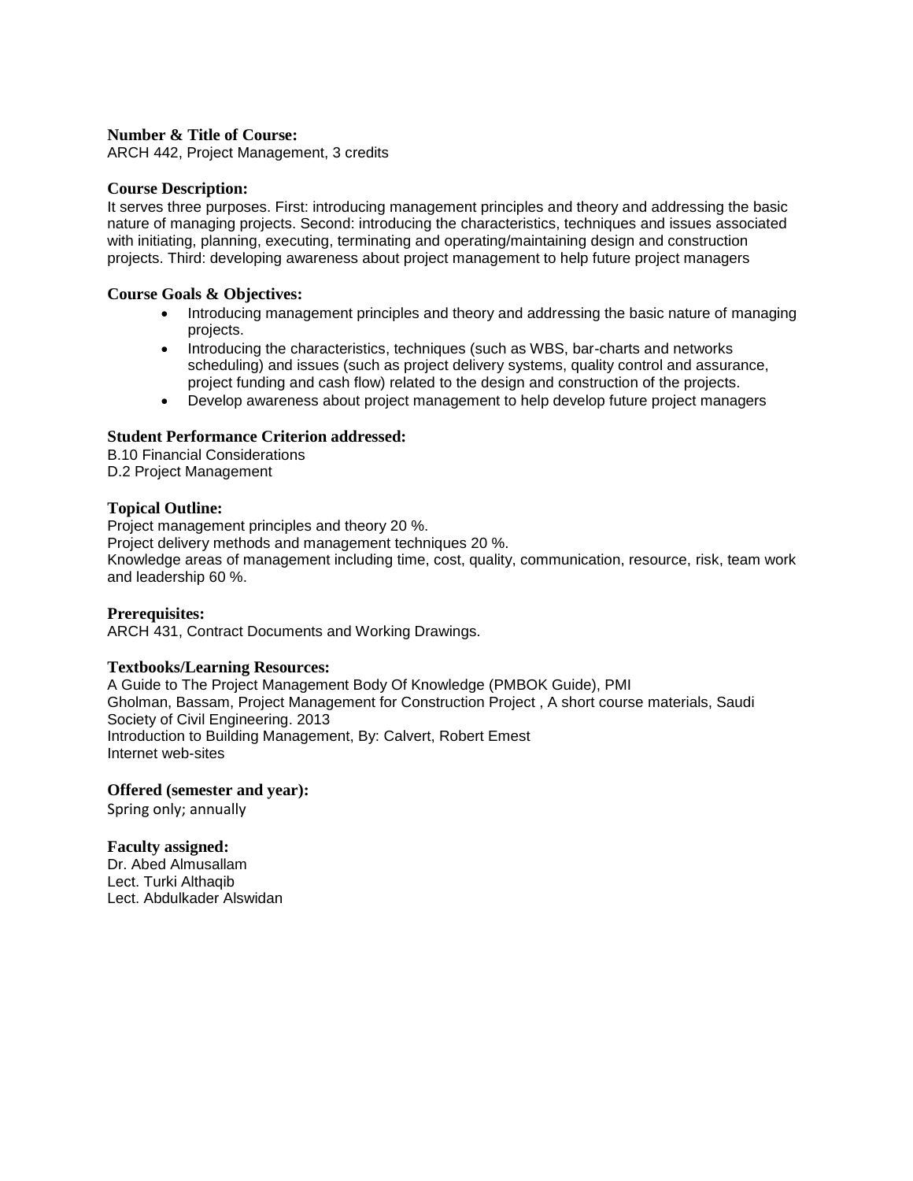**Number & Title of Course:**
ARCH 442, Project Management, 3 credits

**Course Description:**
It serves three purposes. First: introducing management principles and theory and addressing the basic nature of managing projects. Second: introducing the characteristics, techniques and issues associated with initiating, planning, executing, terminating and operating/maintaining design and construction projects. Third: developing awareness about project management to help future project managers

**Course Goals & Objectives:**

- Introducing management principles and theory and addressing the basic nature of managing projects.
- Introducing the characteristics, techniques (such as WBS, bar-charts and networks scheduling) and issues (such as project delivery systems, quality control and assurance, project funding and cash flow) related to the design and construction of the projects.
- Develop awareness about project management to help develop future project managers

**Student Performance Criterion addressed:**
B.10 Financial Considerations
D.2 Project Management

**Topical Outline:**
Project management principles and theory 20 %.
Project delivery methods and management techniques 20 %.
Knowledge areas of management including time, cost, quality, communication, resource, risk, team work and leadership 60 %.

**Prerequisites:**
ARCH 431, Contract Documents and Working Drawings.

**Textbooks/Learning Resources:**
A Guide to The Project Management Body Of Knowledge (PMBOK Guide), PMI
Gholman, Bassam, Project Management for Construction Project , A short course materials, Saudi Society of Civil Engineering. 2013
Introduction to Building Management, By: Calvert, Robert Emest
Internet web-sites

**Offered (semester and year):**
Spring only; annually

**Faculty assigned:**
Dr. Abed Almusallam
Lect. Turki Althaqib
Lect. Abdulkader Alswidan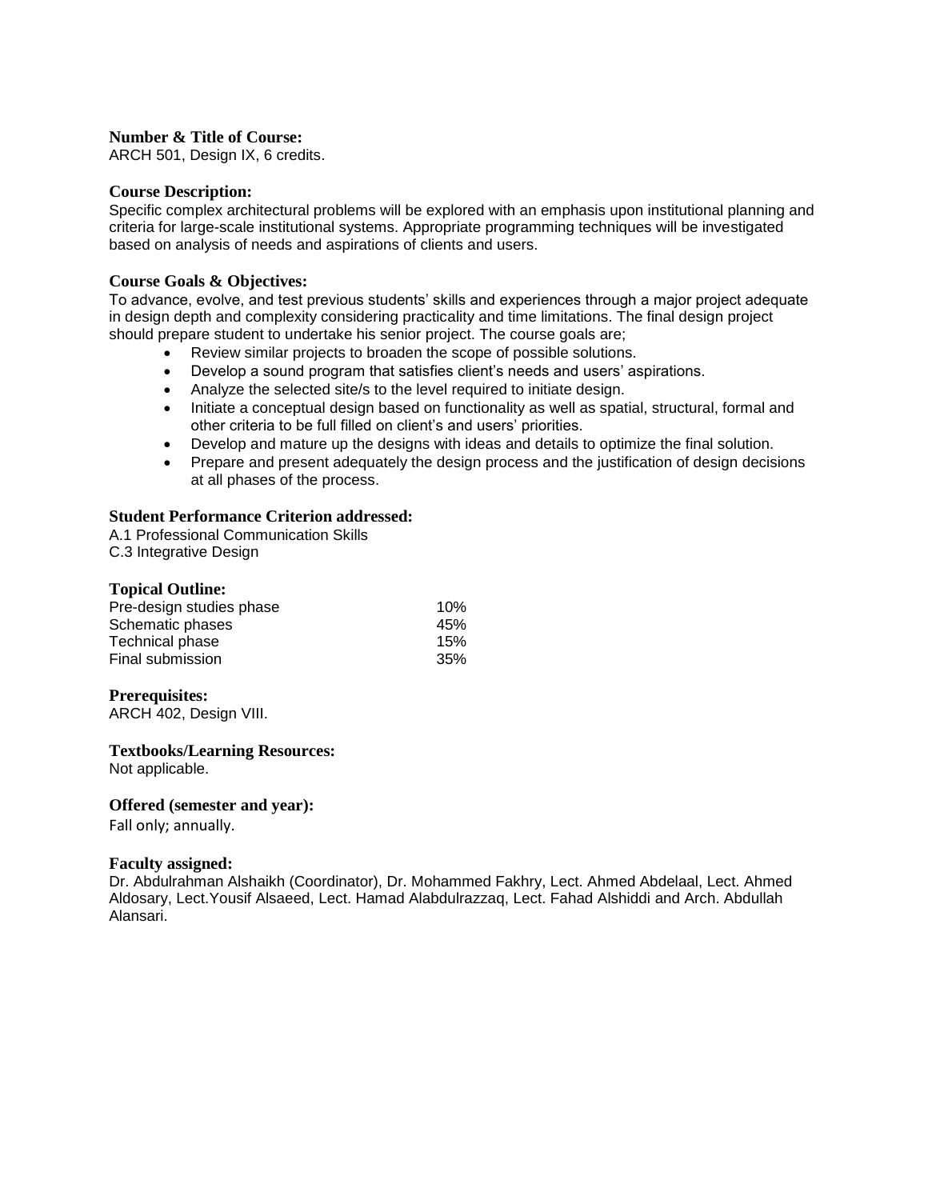**Number & Title of Course:**
ARCH 501, Design IX, 6 credits.

**Course Description:**
Specific complex architectural problems will be explored with an emphasis upon institutional planning and criteria for large-scale institutional systems. Appropriate programming techniques will be investigated based on analysis of needs and aspirations of clients and users.

**Course Goals & Objectives:**
To advance, evolve, and test previous students' skills and experiences through a major project adequate in design depth and complexity considering practicality and time limitations. The final design project should prepare student to undertake his senior project. The course goals are;

- Review similar projects to broaden the scope of possible solutions.
- Develop a sound program that satisfies client's needs and users' aspirations.
- Analyze the selected site/s to the level required to initiate design.
- Initiate a conceptual design based on functionality as well as spatial, structural, formal and other criteria to be full filled on client's and users' priorities.
- Develop and mature up the designs with ideas and details to optimize the final solution.
- Prepare and present adequately the design process and the justification of design decisions at all phases of the process.

**Student Performance Criterion addressed:**
A.1 Professional Communication Skills
C.3 Integrative Design

**Topical Outline:**

| | |
|---|---|
| Pre-design studies phase | 10% |
| Schematic phases | 45% |
| Technical phase | 15% |
| Final submission | 35% |

**Prerequisites:**
ARCH 402, Design VIII.

**Textbooks/Learning Resources:**
Not applicable.

**Offered (semester and year):**
Fall only; annually.

**Faculty assigned:**
Dr. Abdulrahman Alshaikh (Coordinator), Dr. Mohammed Fakhry, Lect. Ahmed Abdelaal, Lect. Ahmed Aldosary, Lect.Yousif Alsaeed, Lect. Hamad Alabdulrazzaq, Lect. Fahad Alshiddi and Arch. Abdullah Alansari.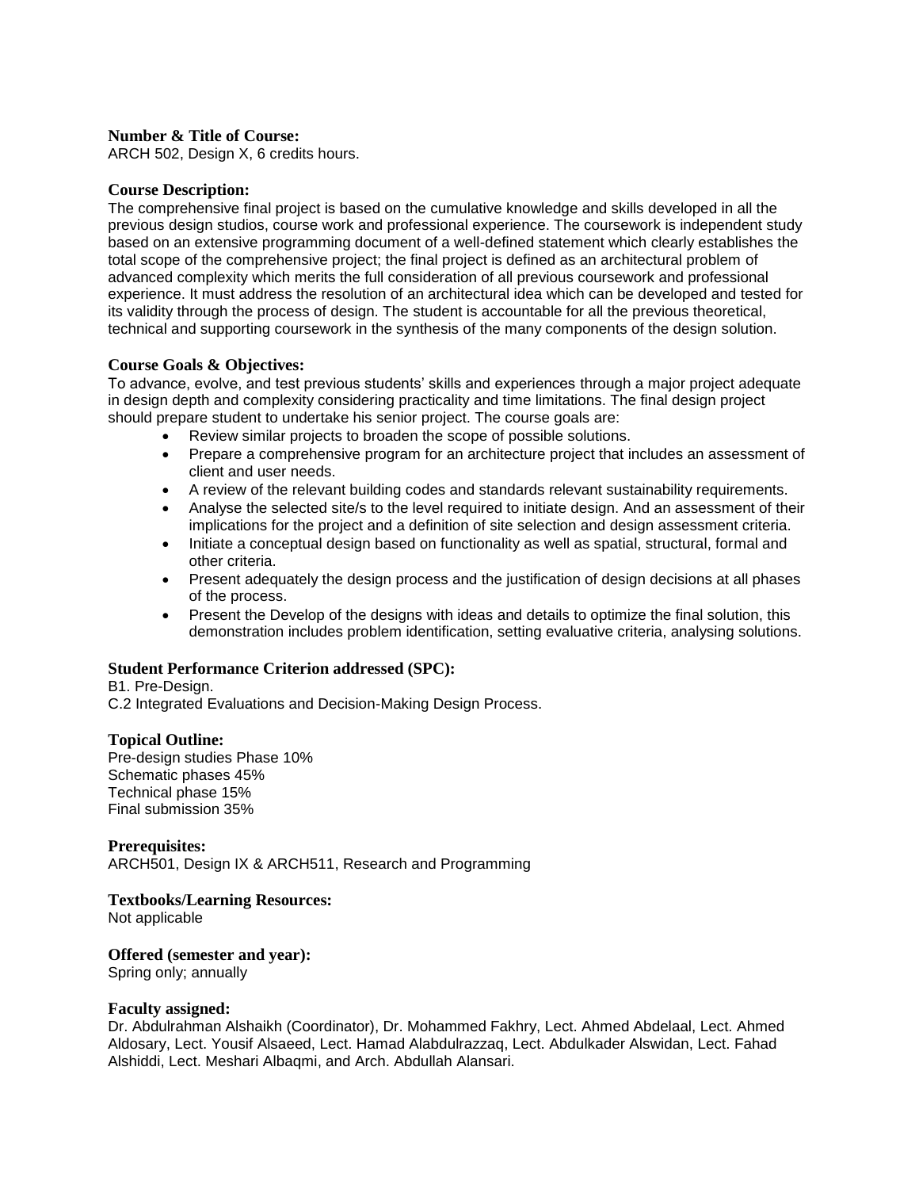**Number & Title of Course:**
ARCH 502, Design X, 6 credits hours.

**Course Description:**
The comprehensive final project is based on the cumulative knowledge and skills developed in all the previous design studios, course work and professional experience. The coursework is independent study based on an extensive programming document of a well-defined statement which clearly establishes the total scope of the comprehensive project; the final project is defined as an architectural problem of advanced complexity which merits the full consideration of all previous coursework and professional experience. It must address the resolution of an architectural idea which can be developed and tested for its validity through the process of design. The student is accountable for all the previous theoretical, technical and supporting coursework in the synthesis of the many components of the design solution.

**Course Goals & Objectives:**
To advance, evolve, and test previous students' skills and experiences through a major project adequate in design depth and complexity considering practicality and time limitations. The final design project should prepare student to undertake his senior project. The course goals are:

- Review similar projects to broaden the scope of possible solutions.
- Prepare a comprehensive program for an architecture project that includes an assessment of client and user needs.
- A review of the relevant building codes and standards relevant sustainability requirements.
- Analyse the selected site/s to the level required to initiate design. And an assessment of their implications for the project and a definition of site selection and design assessment criteria.
- Initiate a conceptual design based on functionality as well as spatial, structural, formal and other criteria.
- Present adequately the design process and the justification of design decisions at all phases of the process.
- Present the Develop of the designs with ideas and details to optimize the final solution, this demonstration includes problem identification, setting evaluative criteria, analysing solutions.

**Student Performance Criterion addressed (SPC):**
B1. Pre-Design.
C.2 Integrated Evaluations and Decision-Making Design Process.

**Topical Outline:**
Pre-design studies Phase 10%
Schematic phases 45%
Technical phase 15%
Final submission 35%

**Prerequisites:**
ARCH501, Design IX & ARCH511, Research and Programming

**Textbooks/Learning Resources:**
Not applicable

**Offered (semester and year):**
Spring only; annually

**Faculty assigned:**
Dr. Abdulrahman Alshaikh (Coordinator), Dr. Mohammed Fakhry, Lect. Ahmed Abdelaal, Lect. Ahmed Aldosary, Lect. Yousif Alsaeed, Lect. Hamad Alabdulrazzaq, Lect. Abdulkader Alswidan, Lect. Fahad Alshiddi, Lect. Meshari Albaqmi, and Arch. Abdullah Alansari.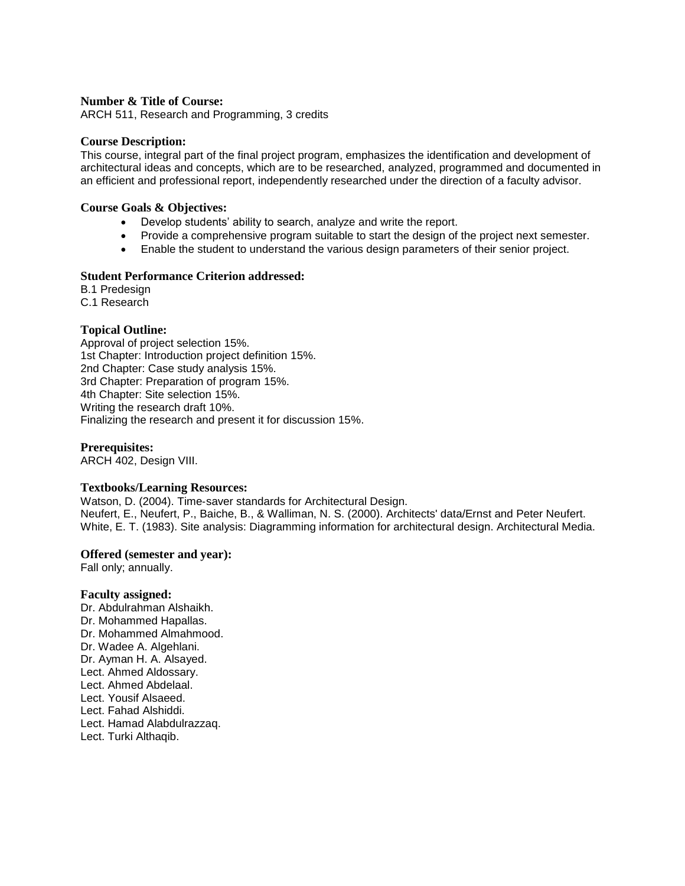**Number & Title of Course:**
ARCH 511, Research and Programming, 3 credits

**Course Description:**
This course, integral part of the final project program, emphasizes the identification and development of architectural ideas and concepts, which are to be researched, analyzed, programmed and documented in an efficient and professional report, independently researched under the direction of a faculty advisor.

**Course Goals & Objectives:**

- Develop students' ability to search, analyze and write the report.
- Provide a comprehensive program suitable to start the design of the project next semester.
- Enable the student to understand the various design parameters of their senior project.

**Student Performance Criterion addressed:**
B.1 Predesign
C.1 Research

**Topical Outline:**
Approval of project selection 15%.
1st Chapter: Introduction project definition 15%.
2nd Chapter: Case study analysis 15%.
3rd Chapter: Preparation of program 15%.
4th Chapter: Site selection 15%.
Writing the research draft 10%.
Finalizing the research and present it for discussion 15%.

**Prerequisites:**
ARCH 402, Design VIII.

**Textbooks/Learning Resources:**
Watson, D. (2004). Time-saver standards for Architectural Design.
Neufert, E., Neufert, P., Baiche, B., & Walliman, N. S. (2000). Architects' data/Ernst and Peter Neufert.
White, E. T. (1983). Site analysis: Diagramming information for architectural design. Architectural Media.

**Offered (semester and year):**
Fall only; annually.

**Faculty assigned:**
Dr. Abdulrahman Alshaikh.
Dr. Mohammed Hapallas.
Dr. Mohammed Almahmood.
Dr. Wadee A. Algehlani.
Dr. Ayman H. A. Alsayed.
Lect. Ahmed Aldossary.
Lect. Ahmed Abdelaal.
Lect. Yousif Alsaeed.
Lect. Fahad Alshiddi.
Lect. Hamad Alabdulrazzaq.
Lect. Turki Althaqib.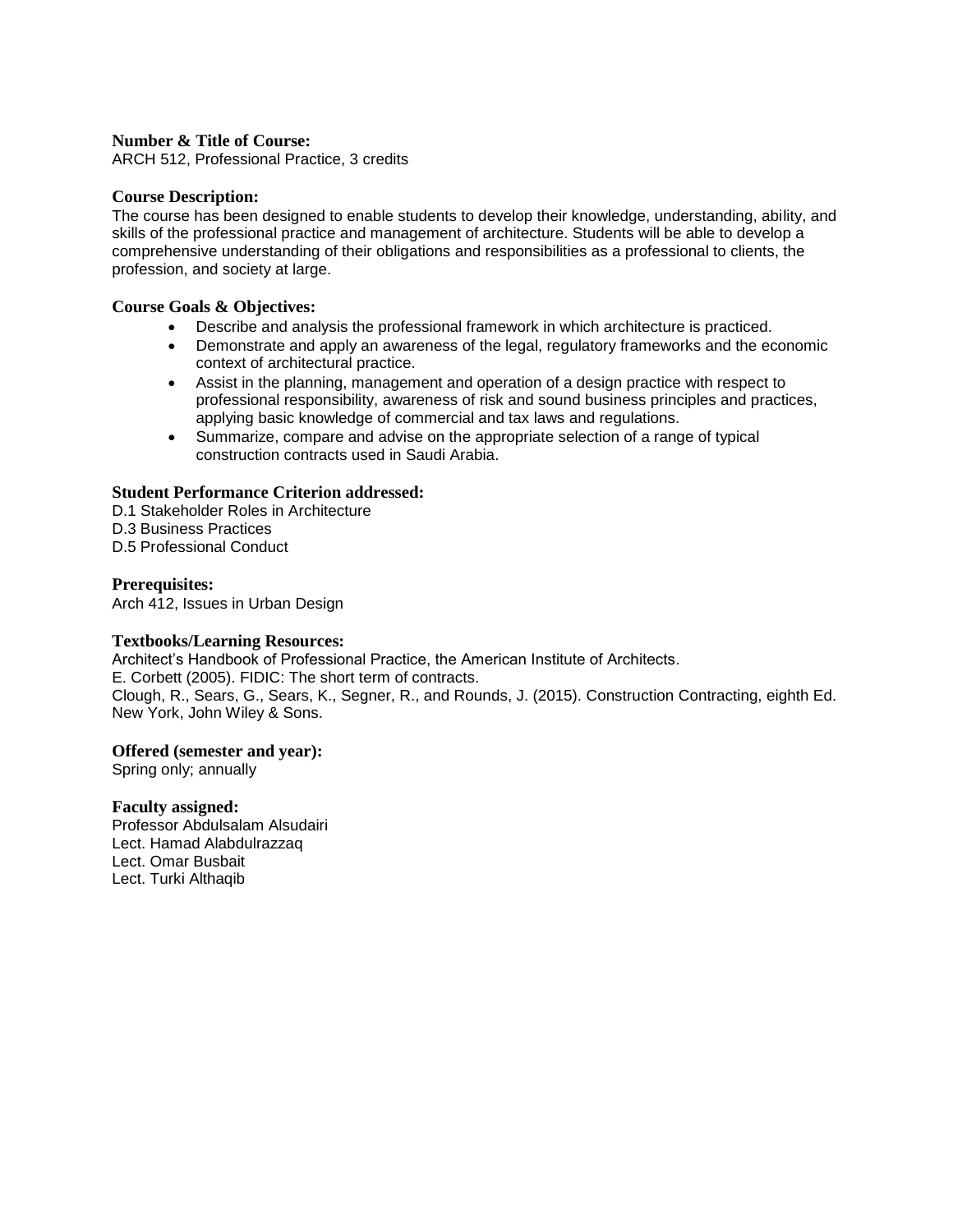**Number & Title of Course:**
ARCH 512, Professional Practice, 3 credits

**Course Description:**
The course has been designed to enable students to develop their knowledge, understanding, ability, and skills of the professional practice and management of architecture. Students will be able to develop a comprehensive understanding of their obligations and responsibilities as a professional to clients, the profession, and society at large.

**Course Goals & Objectives:**

- Describe and analysis the professional framework in which architecture is practiced.
- Demonstrate and apply an awareness of the legal, regulatory frameworks and the economic context of architectural practice.
- Assist in the planning, management and operation of a design practice with respect to professional responsibility, awareness of risk and sound business principles and practices, applying basic knowledge of commercial and tax laws and regulations.
- Summarize, compare and advise on the appropriate selection of a range of typical construction contracts used in Saudi Arabia.

**Student Performance Criterion addressed:**
D.1 Stakeholder Roles in Architecture
D.3 Business Practices
D.5 Professional Conduct

**Prerequisites:**
Arch 412, Issues in Urban Design

**Textbooks/Learning Resources:**
Architect's Handbook of Professional Practice, the American Institute of Architects.
E. Corbett (2005). FIDIC: The short term of contracts.
Clough, R., Sears, G., Sears, K., Segner, R., and Rounds, J. (2015). Construction Contracting, eighth Ed. New York, John Wiley & Sons.

**Offered (semester and year):**
Spring only; annually

**Faculty assigned:**
Professor Abdulsalam Alsudairi
Lect. Hamad Alabdulrazzaq
Lect. Omar Busbait
Lect. Turki Althaqib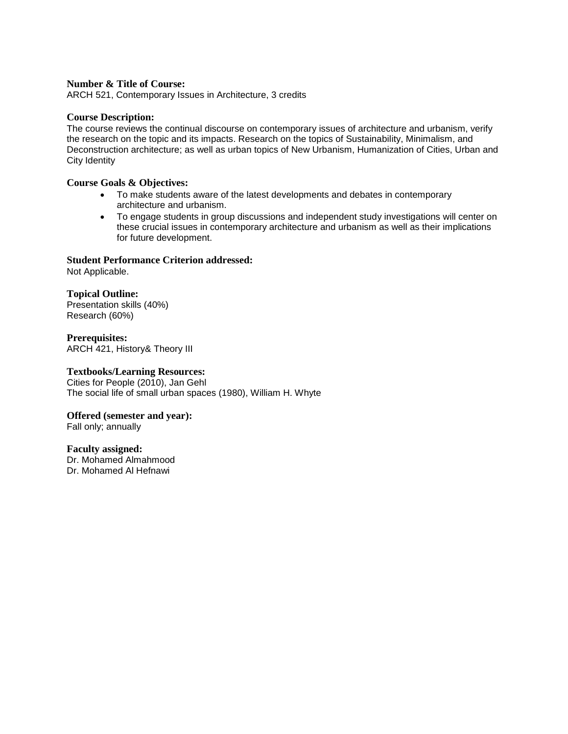**Number & Title of Course:**
ARCH 521, Contemporary Issues in Architecture, 3 credits

**Course Description:**
The course reviews the continual discourse on contemporary issues of architecture and urbanism, verify the research on the topic and its impacts. Research on the topics of Sustainability, Minimalism, and Deconstruction architecture; as well as urban topics of New Urbanism, Humanization of Cities, Urban and City Identity

**Course Goals & Objectives:**

- To make students aware of the latest developments and debates in contemporary architecture and urbanism.
- To engage students in group discussions and independent study investigations will center on these crucial issues in contemporary architecture and urbanism as well as their implications for future development.

**Student Performance Criterion addressed:**
Not Applicable.

**Topical Outline:**
Presentation skills (40%)
Research (60%)

**Prerequisites:**
ARCH 421, History& Theory III

**Textbooks/Learning Resources:**
Cities for People (2010), Jan Gehl
The social life of small urban spaces (1980), William H. Whyte

**Offered (semester and year):**
Fall only; annually

**Faculty assigned:**
Dr. Mohamed Almahmood
Dr. Mohamed Al Hefnawi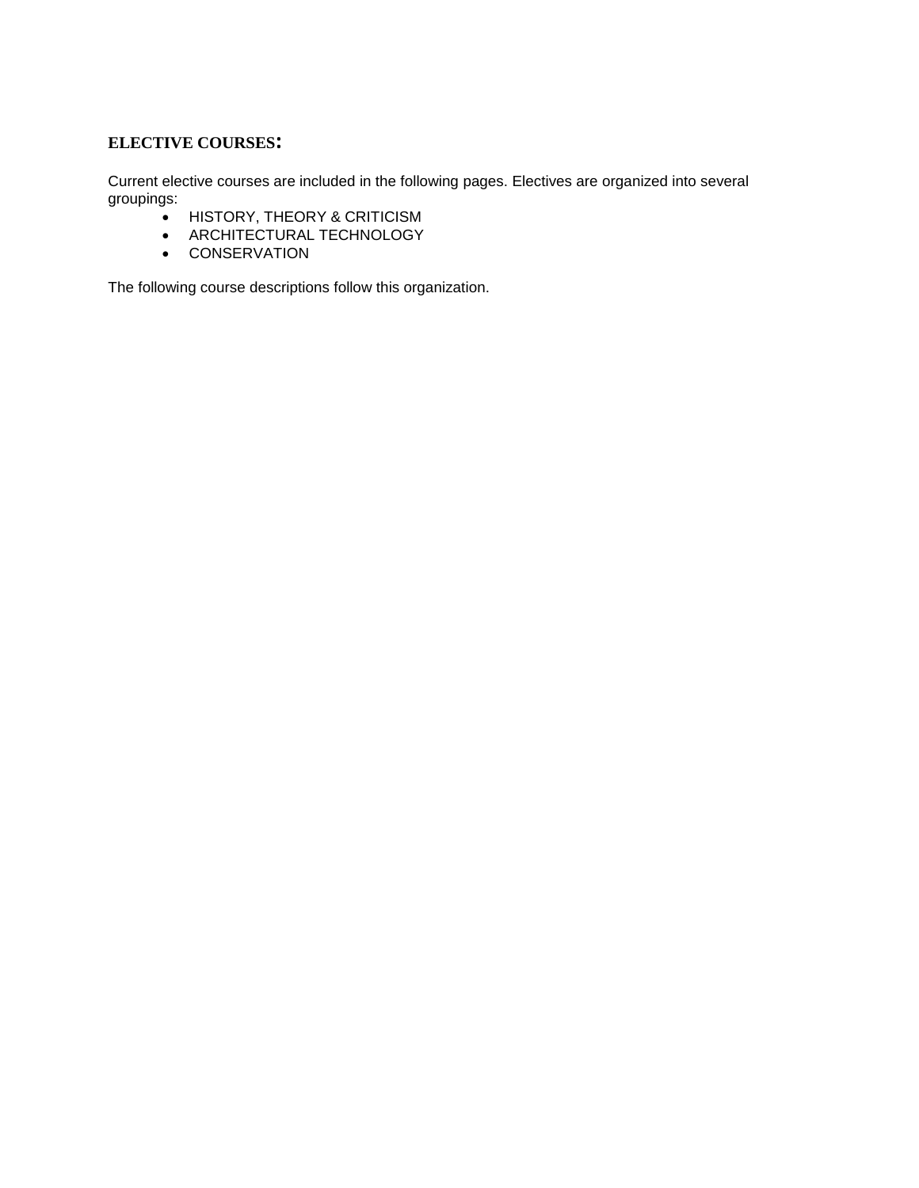## ELECTIVE COURSES:

Current elective courses are included in the following pages. Electives are organized into several groupings:

- HISTORY, THEORY & CRITICISM
- ARCHITECTURAL TECHNOLOGY
- CONSERVATION

The following course descriptions follow this organization.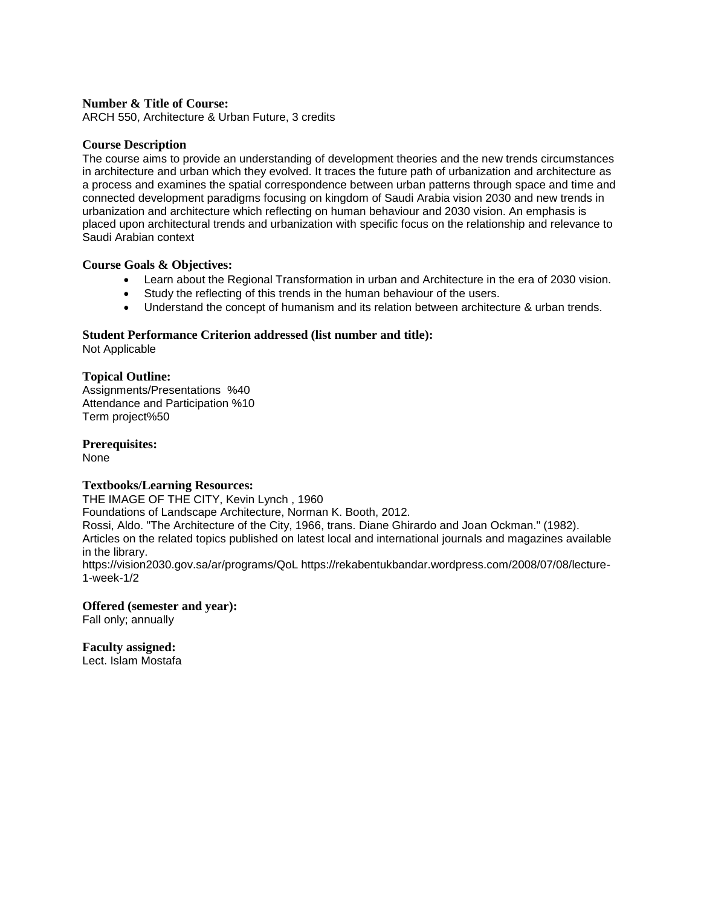**Number & Title of Course:**
ARCH 550, Architecture & Urban Future, 3 credits

**Course Description**
The course aims to provide an understanding of development theories and the new trends circumstances in architecture and urban which they evolved. It traces the future path of urbanization and architecture as a process and examines the spatial correspondence between urban patterns through space and time and connected development paradigms focusing on kingdom of Saudi Arabia vision 2030 and new trends in urbanization and architecture which reflecting on human behaviour and 2030 vision. An emphasis is placed upon architectural trends and urbanization with specific focus on the relationship and relevance to Saudi Arabian context

**Course Goals & Objectives:**

- Learn about the Regional Transformation in urban and Architecture in the era of 2030 vision.
- Study the reflecting of this trends in the human behaviour of the users.
- Understand the concept of humanism and its relation between architecture & urban trends.

**Student Performance Criterion addressed (list number and title):**
Not Applicable

**Topical Outline:**
Assignments/Presentations %40
Attendance and Participation %10
Term project%50

**Prerequisites:**
None

**Textbooks/Learning Resources:**
THE IMAGE OF THE CITY, Kevin Lynch , 1960
Foundations of Landscape Architecture, Norman K. Booth, 2012.
Rossi, Aldo. "The Architecture of the City, 1966, trans. Diane Ghirardo and Joan Ockman." (1982).
Articles on the related topics published on latest local and international journals and magazines available in the library.
https://vision2030.gov.sa/ar/programs/QoL https://rekabentukbandar.wordpress.com/2008/07/08/lecture-1-week-1/2

**Offered (semester and year):**
Fall only; annually

**Faculty assigned:**
Lect. Islam Mostafa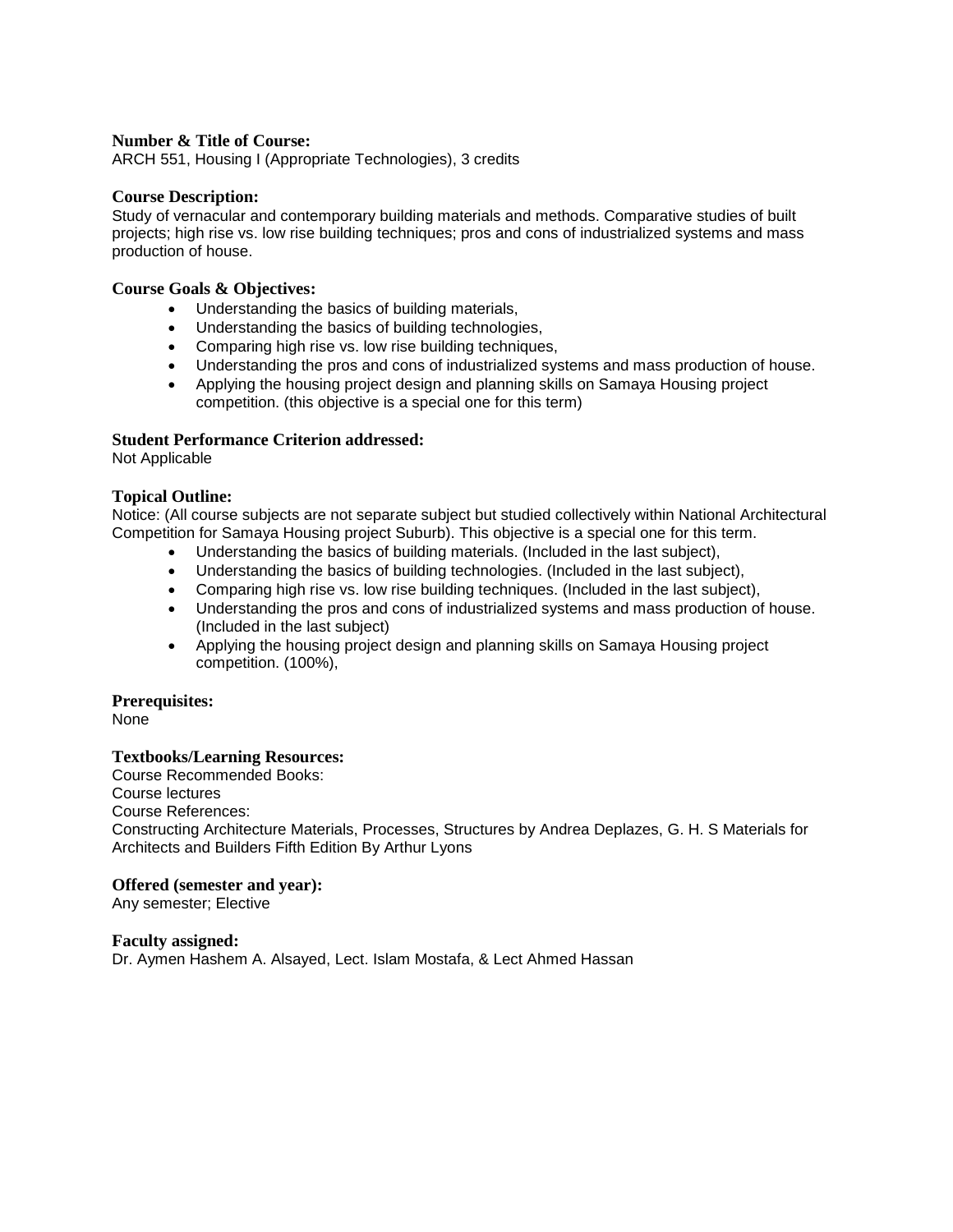**Number & Title of Course:**
ARCH 551, Housing I (Appropriate Technologies), 3 credits

**Course Description:**
Study of vernacular and contemporary building materials and methods. Comparative studies of built projects; high rise vs. low rise building techniques; pros and cons of industrialized systems and mass production of house.

**Course Goals & Objectives:**

- Understanding the basics of building materials,
- Understanding the basics of building technologies,
- Comparing high rise vs. low rise building techniques,
- Understanding the pros and cons of industrialized systems and mass production of house.
- Applying the housing project design and planning skills on Samaya Housing project competition. (this objective is a special one for this term)

**Student Performance Criterion addressed:**
Not Applicable

**Topical Outline:**
Notice: (All course subjects are not separate subject but studied collectively within National Architectural Competition for Samaya Housing project Suburb). This objective is a special one for this term.

- Understanding the basics of building materials. (Included in the last subject),
- Understanding the basics of building technologies. (Included in the last subject),
- Comparing high rise vs. low rise building techniques. (Included in the last subject),
- Understanding the pros and cons of industrialized systems and mass production of house. (Included in the last subject)
- Applying the housing project design and planning skills on Samaya Housing project competition. (100%),

**Prerequisites:**
None

**Textbooks/Learning Resources:**
Course Recommended Books:
Course lectures
Course References:
Constructing Architecture Materials, Processes, Structures by Andrea Deplazes, G. H. S Materials for Architects and Builders Fifth Edition By Arthur Lyons

**Offered (semester and year):**
Any semester; Elective

**Faculty assigned:**
Dr. Aymen Hashem A. Alsayed, Lect. Islam Mostafa, & Lect Ahmed Hassan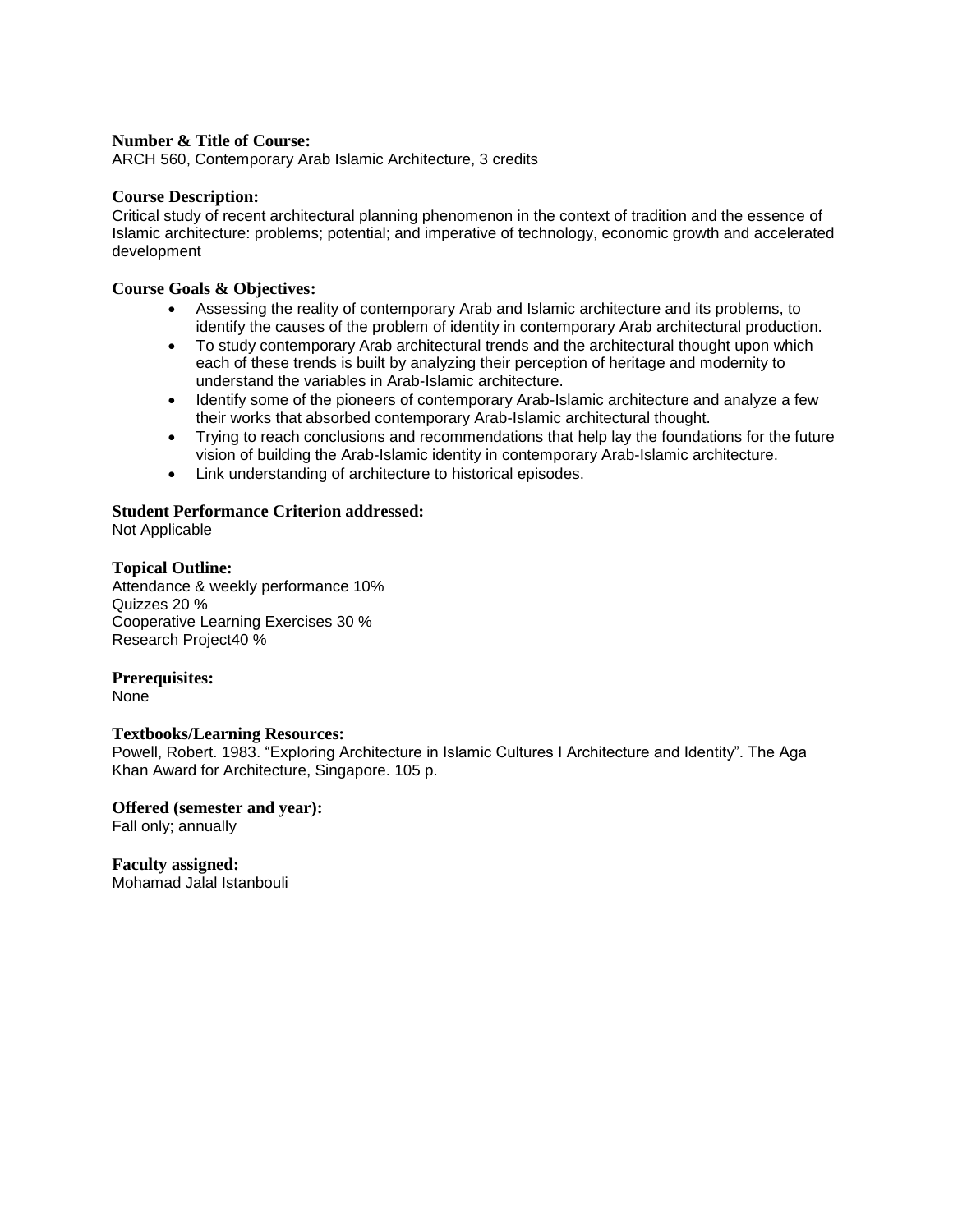**Number & Title of Course:**
ARCH 560, Contemporary Arab Islamic Architecture, 3 credits

**Course Description:**
Critical study of recent architectural planning phenomenon in the context of tradition and the essence of Islamic architecture: problems; potential; and imperative of technology, economic growth and accelerated development

**Course Goals & Objectives:**

- Assessing the reality of contemporary Arab and Islamic architecture and its problems, to identify the causes of the problem of identity in contemporary Arab architectural production.
- To study contemporary Arab architectural trends and the architectural thought upon which each of these trends is built by analyzing their perception of heritage and modernity to understand the variables in Arab-Islamic architecture.
- Identify some of the pioneers of contemporary Arab-Islamic architecture and analyze a few their works that absorbed contemporary Arab-Islamic architectural thought.
- Trying to reach conclusions and recommendations that help lay the foundations for the future vision of building the Arab-Islamic identity in contemporary Arab-Islamic architecture.
- Link understanding of architecture to historical episodes.

**Student Performance Criterion addressed:**
Not Applicable

**Topical Outline:**
Attendance & weekly performance 10%
Quizzes 20 %
Cooperative Learning Exercises 30 %
Research Project40 %

**Prerequisites:**
None

**Textbooks/Learning Resources:**
Powell, Robert. 1983. "Exploring Architecture in Islamic Cultures I Architecture and Identity". The Aga Khan Award for Architecture, Singapore. 105 p.

**Offered (semester and year):**
Fall only; annually

**Faculty assigned:**
Mohamad Jalal Istanbouli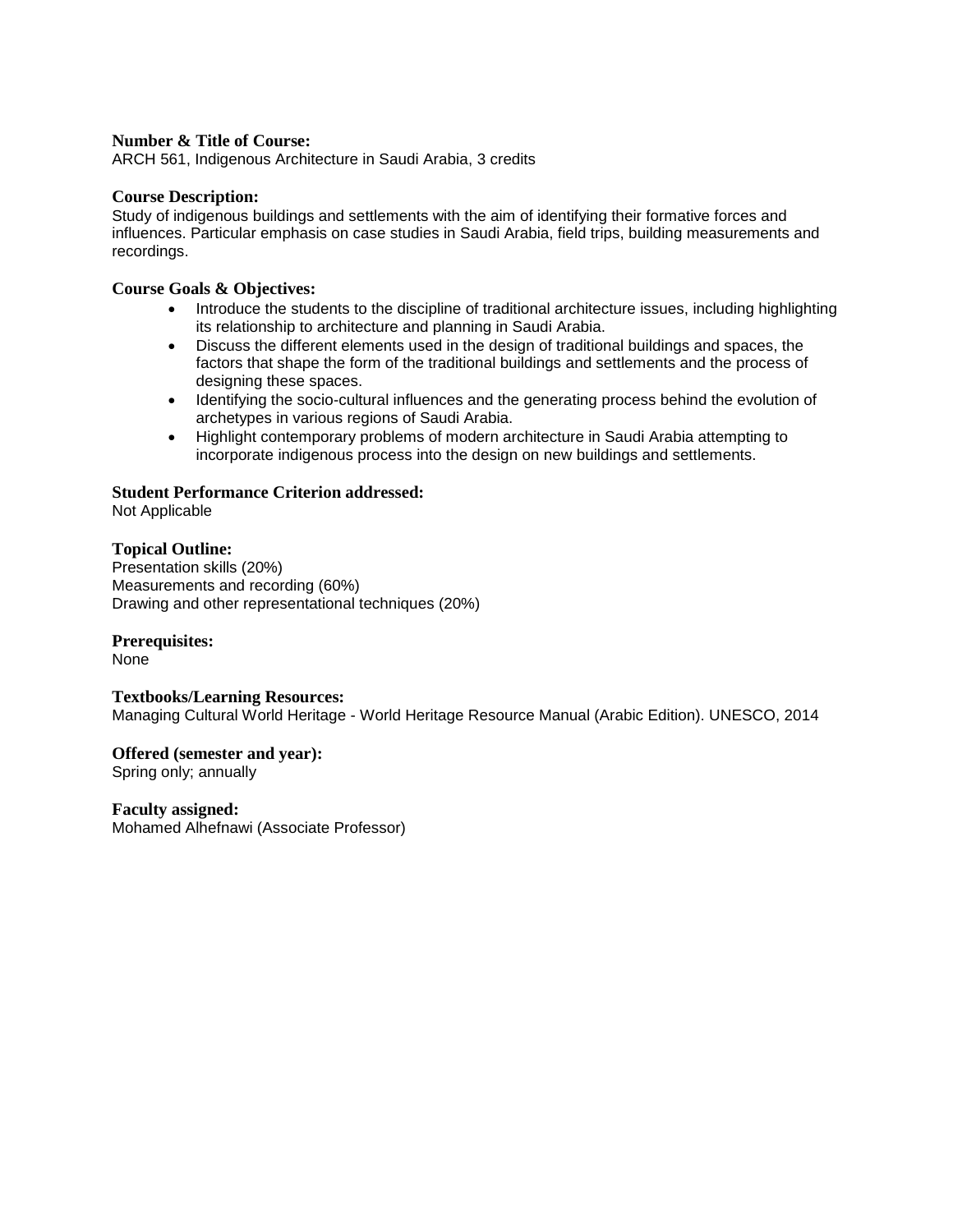**Number & Title of Course:**
ARCH 561, Indigenous Architecture in Saudi Arabia, 3 credits

**Course Description:**
Study of indigenous buildings and settlements with the aim of identifying their formative forces and influences. Particular emphasis on case studies in Saudi Arabia, field trips, building measurements and recordings.

**Course Goals & Objectives:**

- Introduce the students to the discipline of traditional architecture issues, including highlighting its relationship to architecture and planning in Saudi Arabia.
- Discuss the different elements used in the design of traditional buildings and spaces, the factors that shape the form of the traditional buildings and settlements and the process of designing these spaces.
- Identifying the socio-cultural influences and the generating process behind the evolution of archetypes in various regions of Saudi Arabia.
- Highlight contemporary problems of modern architecture in Saudi Arabia attempting to incorporate indigenous process into the design on new buildings and settlements.

**Student Performance Criterion addressed:**
Not Applicable

**Topical Outline:**
Presentation skills (20%)
Measurements and recording (60%)
Drawing and other representational techniques (20%)

**Prerequisites:**
None

**Textbooks/Learning Resources:**
Managing Cultural World Heritage - World Heritage Resource Manual (Arabic Edition). UNESCO, 2014

**Offered (semester and year):**
Spring only; annually

**Faculty assigned:**
Mohamed Alhefnawi (Associate Professor)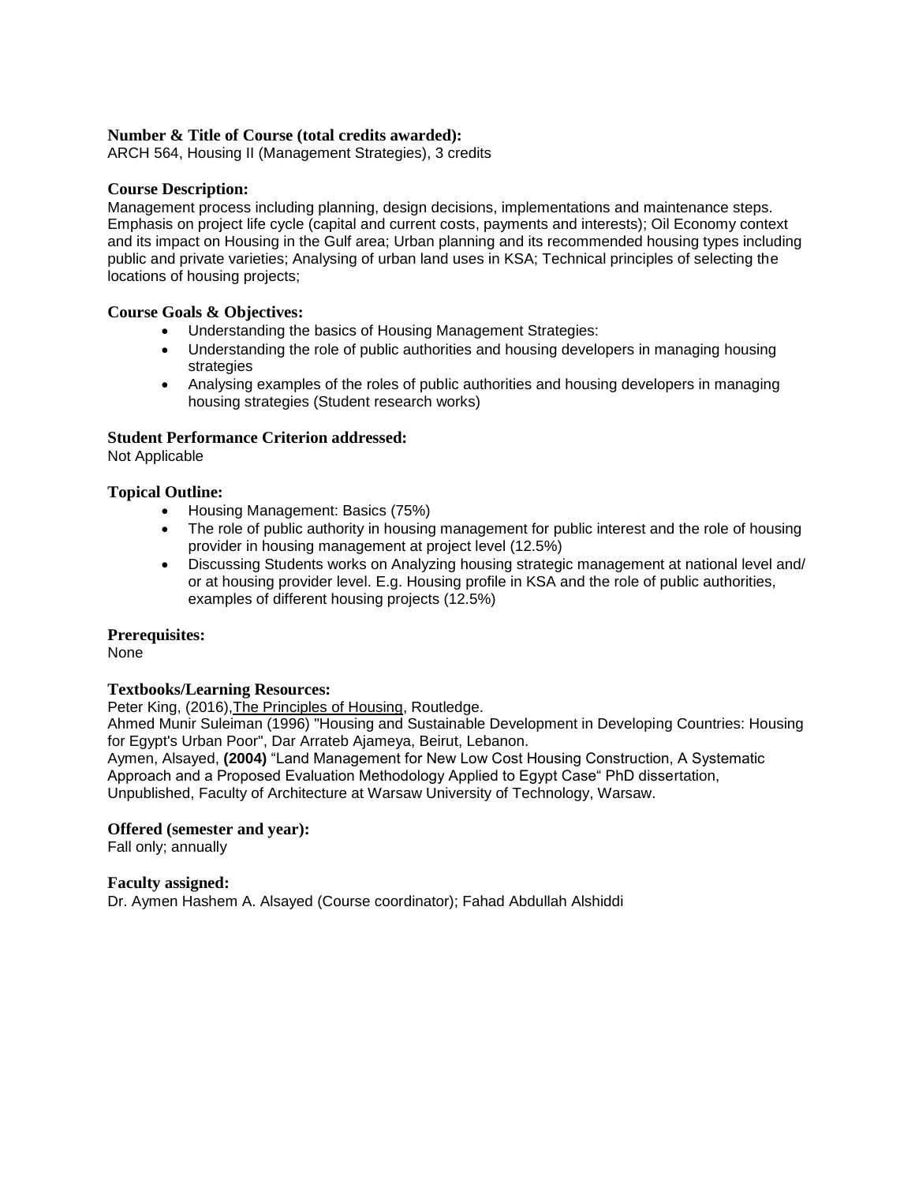**Number & Title of Course (total credits awarded):**
ARCH 564, Housing II (Management Strategies), 3 credits

**Course Description:**
Management process including planning, design decisions, implementations and maintenance steps. Emphasis on project life cycle (capital and current costs, payments and interests); Oil Economy context and its impact on Housing in the Gulf area; Urban planning and its recommended housing types including public and private varieties; Analysing of urban land uses in KSA; Technical principles of selecting the locations of housing projects;

**Course Goals & Objectives:**

- Understanding the basics of Housing Management Strategies:
- Understanding the role of public authorities and housing developers in managing housing strategies
- Analysing examples of the roles of public authorities and housing developers in managing housing strategies (Student research works)

**Student Performance Criterion addressed:**
Not Applicable

**Topical Outline:**

- Housing Management: Basics (75%)
- The role of public authority in housing management for public interest and the role of housing provider in housing management at project level (12.5%)
- Discussing Students works on Analyzing housing strategic management at national level and/ or at housing provider level. E.g. Housing profile in KSA and the role of public authorities, examples of different housing projects (12.5%)

**Prerequisites:**
None

**Textbooks/Learning Resources:**
Peter King, (2016), The Principles of Housing, Routledge.
Ahmed Munir Suleiman (1996) "Housing and Sustainable Development in Developing Countries: Housing for Egypt's Urban Poor", Dar Arrateb Ajameya, Beirut, Lebanon.
Aymen, Alsayed, **(2004)** "Land Management for New Low Cost Housing Construction, A Systematic Approach and a Proposed Evaluation Methodology Applied to Egypt Case" PhD dissertation, Unpublished, Faculty of Architecture at Warsaw University of Technology, Warsaw.

**Offered (semester and year):**
Fall only; annually

**Faculty assigned:**
Dr. Aymen Hashem A. Alsayed (Course coordinator); Fahad Abdullah Alshiddi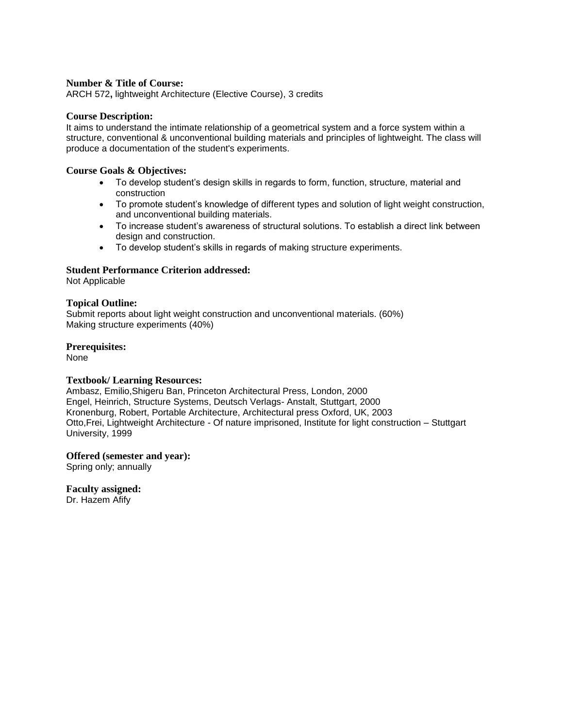**Number & Title of Course:**
ARCH 572**,** lightweight Architecture (Elective Course), 3 credits

**Course Description:**
It aims to understand the intimate relationship of a geometrical system and a force system within a structure, conventional & unconventional building materials and principles of lightweight. The class will produce a documentation of the student's experiments.

**Course Goals & Objectives:**

- To develop student's design skills in regards to form, function, structure, material and construction
- To promote student's knowledge of different types and solution of light weight construction, and unconventional building materials.
- To increase student's awareness of structural solutions. To establish a direct link between design and construction.
- To develop student's skills in regards of making structure experiments.

**Student Performance Criterion addressed:**
Not Applicable

**Topical Outline:**
Submit reports about light weight construction and unconventional materials. (60%)
Making structure experiments (40%)

**Prerequisites:**
None

**Textbook/ Learning Resources:**
Ambasz, Emilio,Shigeru Ban, Princeton Architectural Press, London, 2000
Engel, Heinrich, Structure Systems, Deutsch Verlags- Anstalt, Stuttgart, 2000
Kronenburg, Robert, Portable Architecture, Architectural press Oxford, UK, 2003
Otto,Frei, Lightweight Architecture - Of nature imprisoned, Institute for light construction – Stuttgart University, 1999

**Offered (semester and year):**
Spring only; annually

**Faculty assigned:**
Dr. Hazem Afify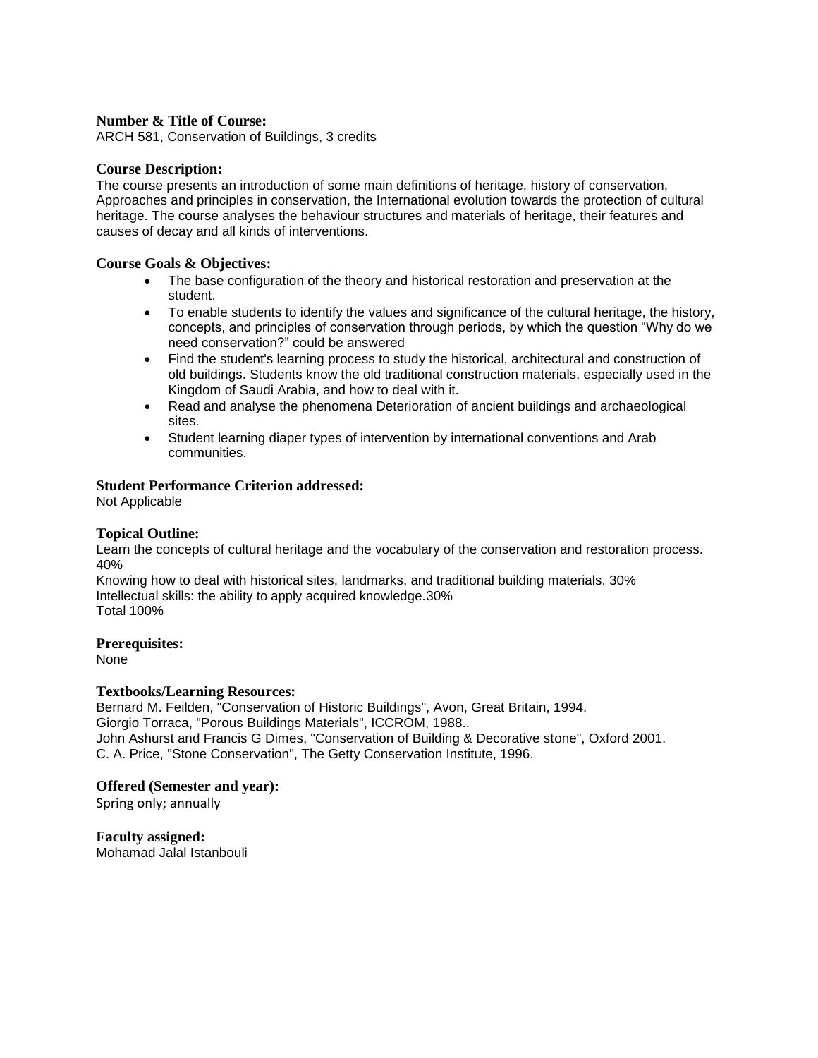**Number & Title of Course:**
ARCH 581, Conservation of Buildings, 3 credits

**Course Description:**
The course presents an introduction of some main definitions of heritage, history of conservation, Approaches and principles in conservation, the International evolution towards the protection of cultural heritage. The course analyses the behaviour structures and materials of heritage, their features and causes of decay and all kinds of interventions.

**Course Goals & Objectives:**

- The base configuration of the theory and historical restoration and preservation at the student.
- To enable students to identify the values and significance of the cultural heritage, the history, concepts, and principles of conservation through periods, by which the question "Why do we need conservation?" could be answered
- Find the student's learning process to study the historical, architectural and construction of old buildings. Students know the old traditional construction materials, especially used in the Kingdom of Saudi Arabia, and how to deal with it.
- Read and analyse the phenomena Deterioration of ancient buildings and archaeological sites.
- Student learning diaper types of intervention by international conventions and Arab communities.

**Student Performance Criterion addressed:**
Not Applicable

**Topical Outline:**
Learn the concepts of cultural heritage and the vocabulary of the conservation and restoration process. 40%
Knowing how to deal with historical sites, landmarks, and traditional building materials. 30%
Intellectual skills: the ability to apply acquired knowledge.30%
Total 100%

**Prerequisites:**
None

**Textbooks/Learning Resources:**
Bernard M. Feilden, "Conservation of Historic Buildings", Avon, Great Britain, 1994.
Giorgio Torraca, "Porous Buildings Materials", ICCROM, 1988..
John Ashurst and Francis G Dimes, "Conservation of Building & Decorative stone", Oxford 2001.
C. A. Price, "Stone Conservation", The Getty Conservation Institute, 1996.

**Offered (Semester and year):**
Spring only; annually

**Faculty assigned:**
Mohamad Jalal Istanbouli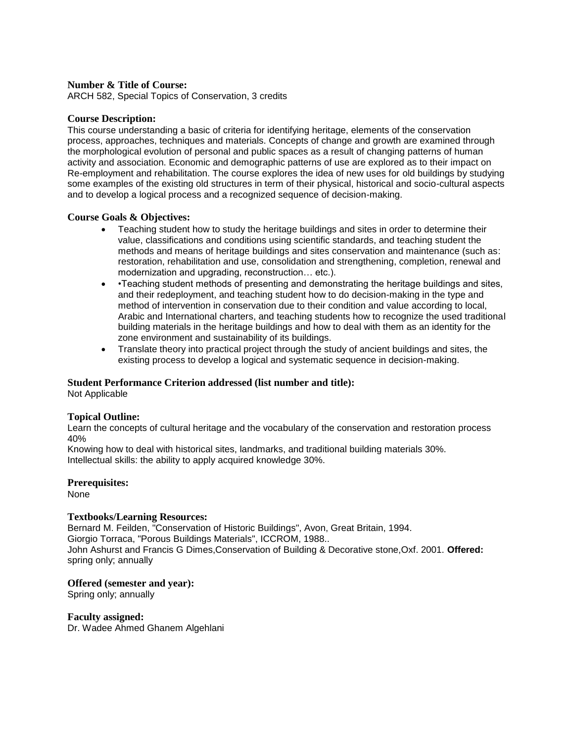**Number & Title of Course:**
ARCH 582, Special Topics of Conservation, 3 credits

**Course Description:**
This course understanding a basic of criteria for identifying heritage, elements of the conservation process, approaches, techniques and materials. Concepts of change and growth are examined through the morphological evolution of personal and public spaces as a result of changing patterns of human activity and association. Economic and demographic patterns of use are explored as to their impact on Re-employment and rehabilitation. The course explores the idea of new uses for old buildings by studying some examples of the existing old structures in term of their physical, historical and socio-cultural aspects and to develop a logical process and a recognized sequence of decision-making.

**Course Goals & Objectives:**

- Teaching student how to study the heritage buildings and sites in order to determine their value, classifications and conditions using scientific standards, and teaching student the methods and means of heritage buildings and sites conservation and maintenance (such as: restoration, rehabilitation and use, consolidation and strengthening, completion, renewal and modernization and upgrading, reconstruction… etc.).
- •Teaching student methods of presenting and demonstrating the heritage buildings and sites, and their redeployment, and teaching student how to do decision-making in the type and method of intervention in conservation due to their condition and value according to local, Arabic and International charters, and teaching students how to recognize the used traditional building materials in the heritage buildings and how to deal with them as an identity for the zone environment and sustainability of its buildings.
- Translate theory into practical project through the study of ancient buildings and sites, the existing process to develop a logical and systematic sequence in decision-making.

**Student Performance Criterion addressed (list number and title):**
Not Applicable

**Topical Outline:**
Learn the concepts of cultural heritage and the vocabulary of the conservation and restoration process 40%
Knowing how to deal with historical sites, landmarks, and traditional building materials 30%.
Intellectual skills: the ability to apply acquired knowledge 30%.

**Prerequisites:**
None

**Textbooks/Learning Resources:**
Bernard M. Feilden, "Conservation of Historic Buildings", Avon, Great Britain, 1994.
Giorgio Torraca, "Porous Buildings Materials", ICCROM, 1988..
John Ashurst and Francis G Dimes,Conservation of Building & Decorative stone,Oxf. 2001. **Offered:** spring only; annually

**Offered (semester and year):**
Spring only; annually

**Faculty assigned:**
Dr. Wadee Ahmed Ghanem Algehlani